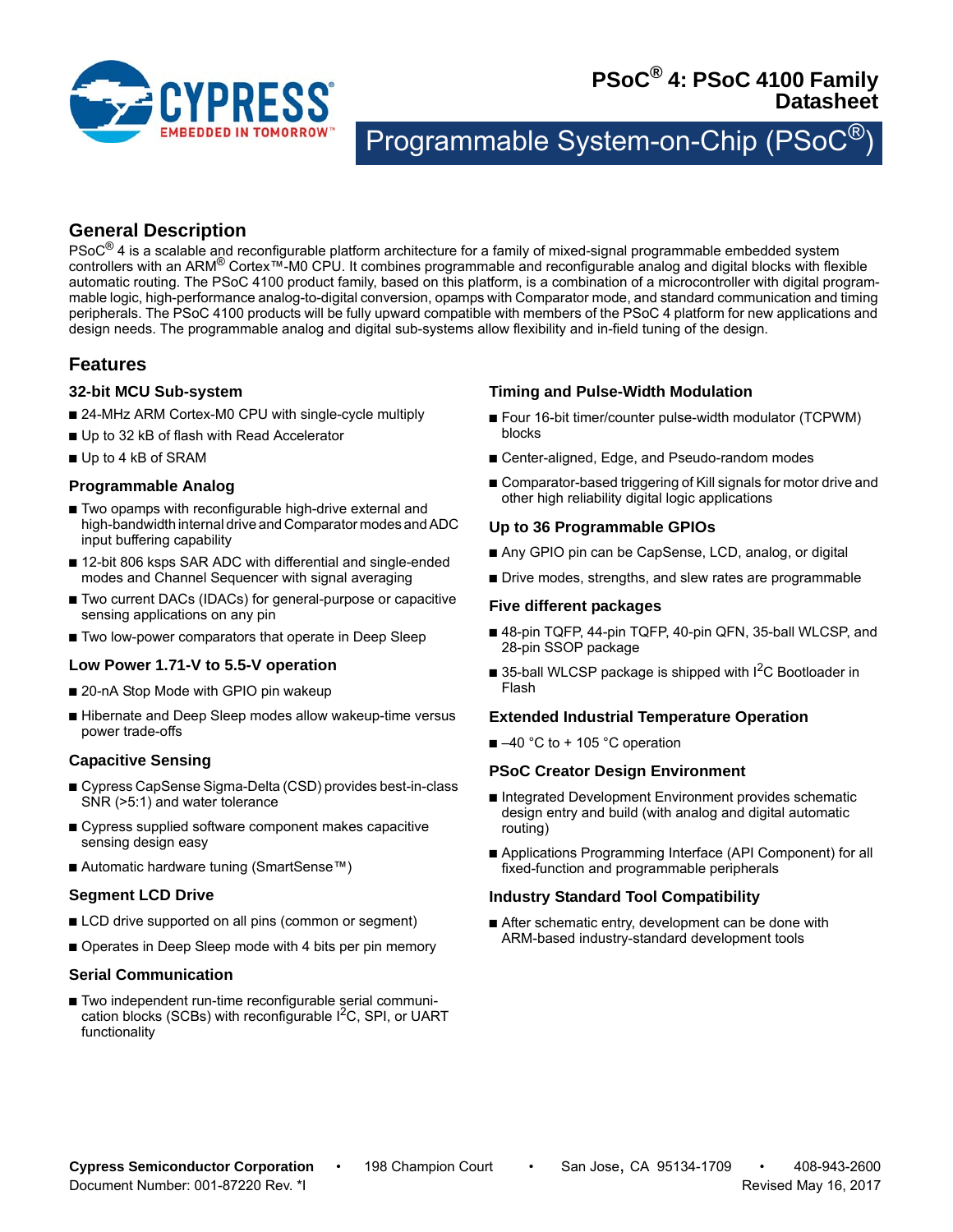# PSoC® 4: PSoC 4100 Family Datasheet

## Programmable System-on-Chip (PSoC®)

## General Description

PSoC® 4 is a scalable and reconfigurable platform architecture for a family of mixed-signal programmable embedded system controllers with an ARM® Cortex™-M0 CPU. It combines programmable and reconfigurable analog and digital blocks with flexible automatic routing. The PSoC 4100 product family, based on this platform, is a combination of a microcontroller with digital programmable logic, high-performance analog-to-digital conversion, opamps with Comparator mode, and standard communication and timing peripherals. The PSoC 4100 products will be fully upward compatible with members of the PSoC 4 platform for new applications and design needs. The programmable analog and digital sub-systems allow flexibility and in-field tuning of the design.

## Features

### 32-bit MCU Sub-system

- 24-MHz ARM Cortex-M0 CPU with single-cycle multiply
- Up to 32 kB of flash with Read Accelerator
- Up to 4 kB of SRAM

### Programmable Analog

- Two opamps with reconfigurable high-drive external and high-bandwidth internal drive and Comparator modes and ADC input buffering capability
- 12-bit 806 ksps SAR ADC with differential and single-ended modes and Channel Sequencer with signal averaging
- Two current DACs (IDACs) for general-purpose or capacitive sensing applications on any pin
- Two low-power comparators that operate in Deep Sleep

### Low Power 1.71-V to 5.5-V operation

- 20-nA Stop Mode with GPIO pin wakeup
- Hibernate and Deep Sleep modes allow wakeup-time versus power trade-offs

### Capacitive Sensing

- Cypress CapSense Sigma-Delta (CSD) provides best-in-class SNR (>5:1) and water tolerance
- Cypress supplied software component makes capacitive sensing design easy
- Automatic hardware tuning (SmartSense™)

### Segment LCD Drive

- LCD drive supported on all pins (common or segment)
- Operates in Deep Sleep mode with 4 bits per pin memory

### Serial Communication

- Two independent run-time reconfigurable serial communication blocks (SCBs) with reconfigurable I$^2$C, SPI, or UART functionality

### Timing and Pulse-Width Modulation

- Four 16-bit timer/counter pulse-width modulator (TCPWM) blocks
- Center-aligned, Edge, and Pseudo-random modes
- Comparator-based triggering of Kill signals for motor drive and other high reliability digital logic applications

### Up to 36 Programmable GPIOs

- Any GPIO pin can be CapSense, LCD, analog, or digital
- Drive modes, strengths, and slew rates are programmable

### Five different packages

- 48-pin TQFP, 44-pin TQFP, 40-pin QFN, 35-ball WLCSP, and 28-pin SSOP package
- 35-ball WLCSP package is shipped with I$^2$C Bootloader in Flash

### Extended Industrial Temperature Operation

- –40 °C to + 105 °C operation

### PSoC Creator Design Environment

- Integrated Development Environment provides schematic design entry and build (with analog and digital automatic routing)
- Applications Programming Interface (API Component) for all fixed-function and programmable peripherals

### Industry Standard Tool Compatibility

- After schematic entry, development can be done with ARM-based industry-standard development tools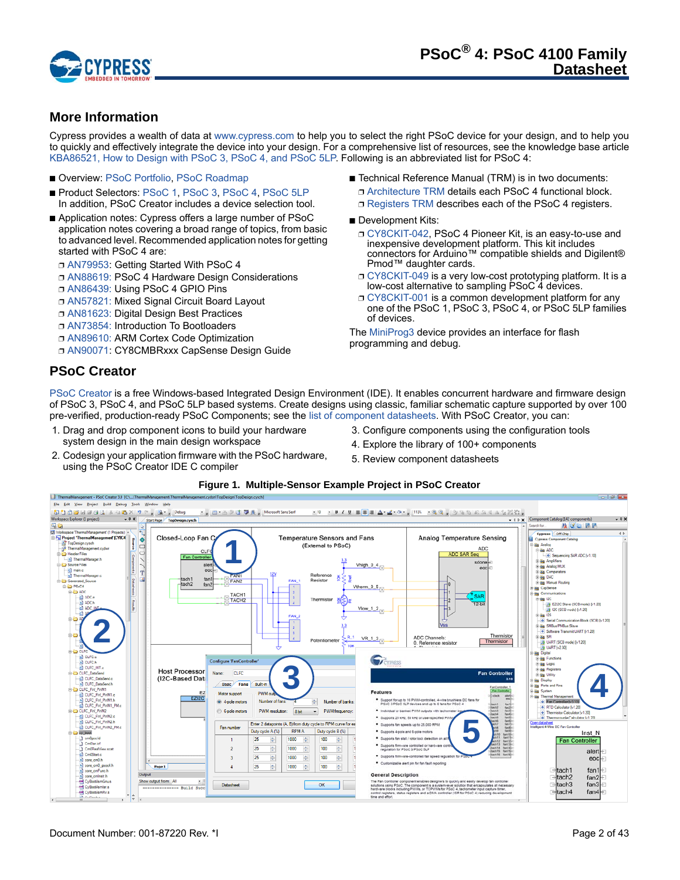## More Information

Cypress provides a wealth of data at www.cypress.com to help you to select the right PSoC device for your design, and to help you to quickly and effectively integrate the device into your design. For a comprehensive list of resources, see the knowledge base article KBA86521, How to Design with PSoC 3, PSoC 4, and PSoC 5LP. Following is an abbreviated list for PSoC 4:

- Overview: PSoC Portfolio, PSoC Roadmap
- Product Selectors: PSoC 1, PSoC 3, PSoC 4, PSoC 5LP
  In addition, PSoC Creator includes a device selection tool.
- Application notes: Cypress offers a large number of PSoC application notes covering a broad range of topics, from basic to advanced level. Recommended application notes for getting started with PSoC 4 are:
  - AN79953: Getting Started With PSoC 4
  - AN88619: PSoC 4 Hardware Design Considerations
  - AN86439: Using PSoC 4 GPIO Pins
  - AN57821: Mixed Signal Circuit Board Layout
  - AN81623: Digital Design Best Practices
  - AN73854: Introduction To Bootloaders
  - AN89610: ARM Cortex Code Optimization
  - AN90071: CY8CMBRxxx CapSense Design Guide
- Technical Reference Manual (TRM) is in two documents:
  - Architecture TRM details each PSoC 4 functional block.
  - Registers TRM describes each of the PSoC 4 registers.
- Development Kits:
  - CY8CKIT-042, PSoC 4 Pioneer Kit, is an easy-to-use and inexpensive development platform. This kit includes connectors for Arduino™ compatible shields and Digilent® Pmod™ daughter cards.
  - CY8CKIT-049 is a very low-cost prototyping platform. It is a low-cost alternative to sampling PSoC 4 devices.
  - CY8CKIT-001 is a common development platform for any one of the PSoC 1, PSoC 3, PSoC 4, or PSoC 5LP families of devices.

The MiniProg3 device provides an interface for flash programming and debug.

## PSoC Creator

PSoC Creator is a free Windows-based Integrated Design Environment (IDE). It enables concurrent hardware and firmware design of PSoC 3, PSoC 4, and PSoC 5LP based systems. Create designs using classic, familiar schematic capture supported by over 100 pre-verified, production-ready PSoC Components; see the list of component datasheets. With PSoC Creator, you can:

1. Drag and drop component icons to build your hardware system design in the main design workspace
2. Codesign your application firmware with the PSoC hardware, using the PSoC Creator IDE C compiler
3. Configure components using the configuration tools
4. Explore the library of 100+ components
5. Review component datasheets

**Figure 1. Multiple-Sensor Example Project in PSoC Creator**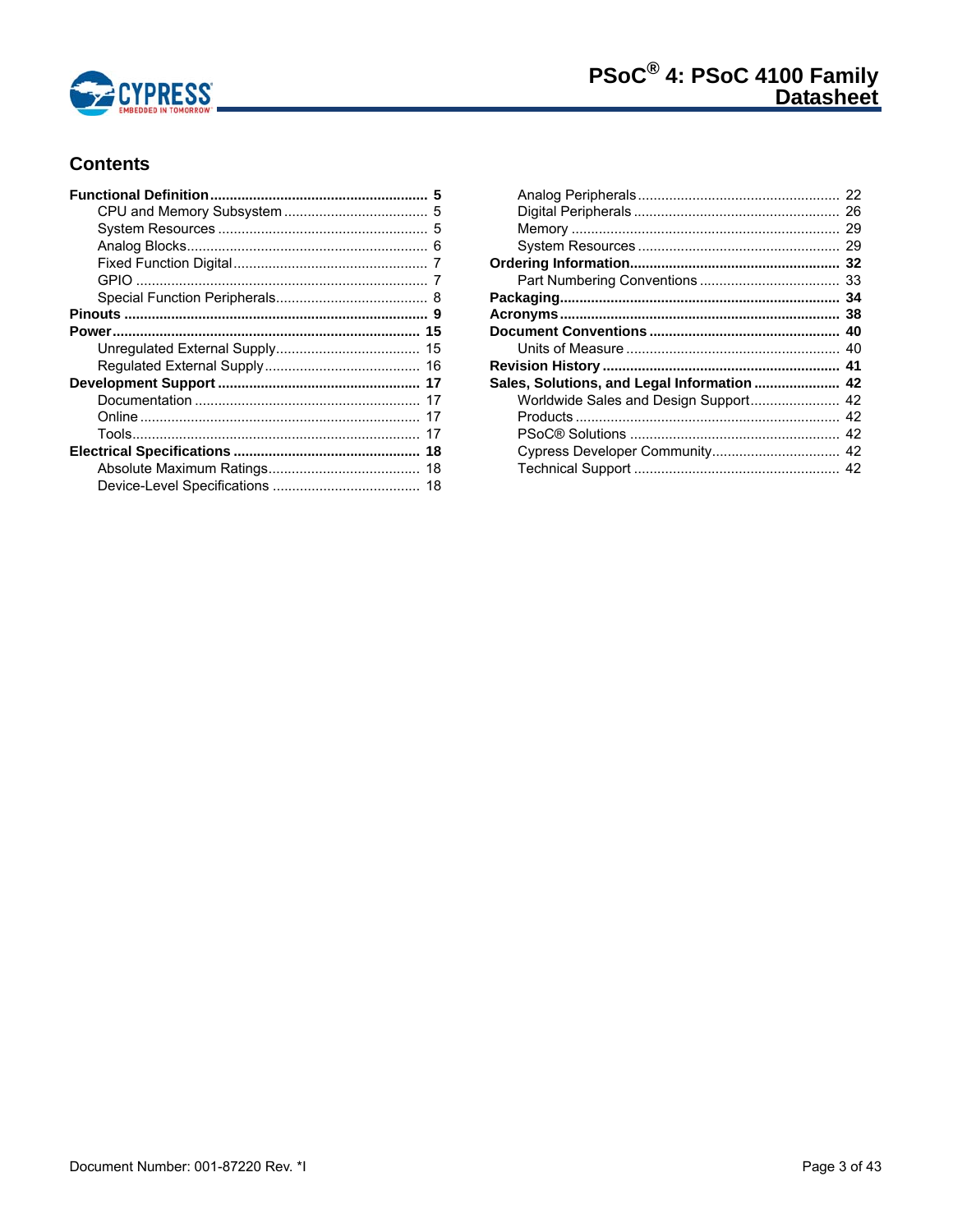## Contents

- **Functional Definition ........ 5**
  - CPU and Memory Subsystem ........ 5
  - System Resources ........ 5
  - Analog Blocks ........ 6
  - Fixed Function Digital ........ 7
  - GPIO ........ 7
  - Special Function Peripherals ........ 8
- **Pinouts ........ 9**
- **Power ........ 15**
  - Unregulated External Supply ........ 15
  - Regulated External Supply ........ 16
- **Development Support ........ 17**
  - Documentation ........ 17
  - Online ........ 17
  - Tools ........ 17
- **Electrical Specifications ........ 18**
  - Absolute Maximum Ratings ........ 18
  - Device-Level Specifications ........ 18
  - Analog Peripherals ........ 22
  - Digital Peripherals ........ 26
  - Memory ........ 29
  - System Resources ........ 29
- **Ordering Information ........ 32**
  - Part Numbering Conventions ........ 33
- **Packaging ........ 34**
- **Acronyms ........ 38**
- **Document Conventions ........ 40**
  - Units of Measure ........ 40
- **Revision History ........ 41**
- **Sales, Solutions, and Legal Information ........ 42**
  - Worldwide Sales and Design Support ........ 42
  - Products ........ 42
  - PSoC® Solutions ........ 42
  - Cypress Developer Community ........ 42
  - Technical Support ........ 42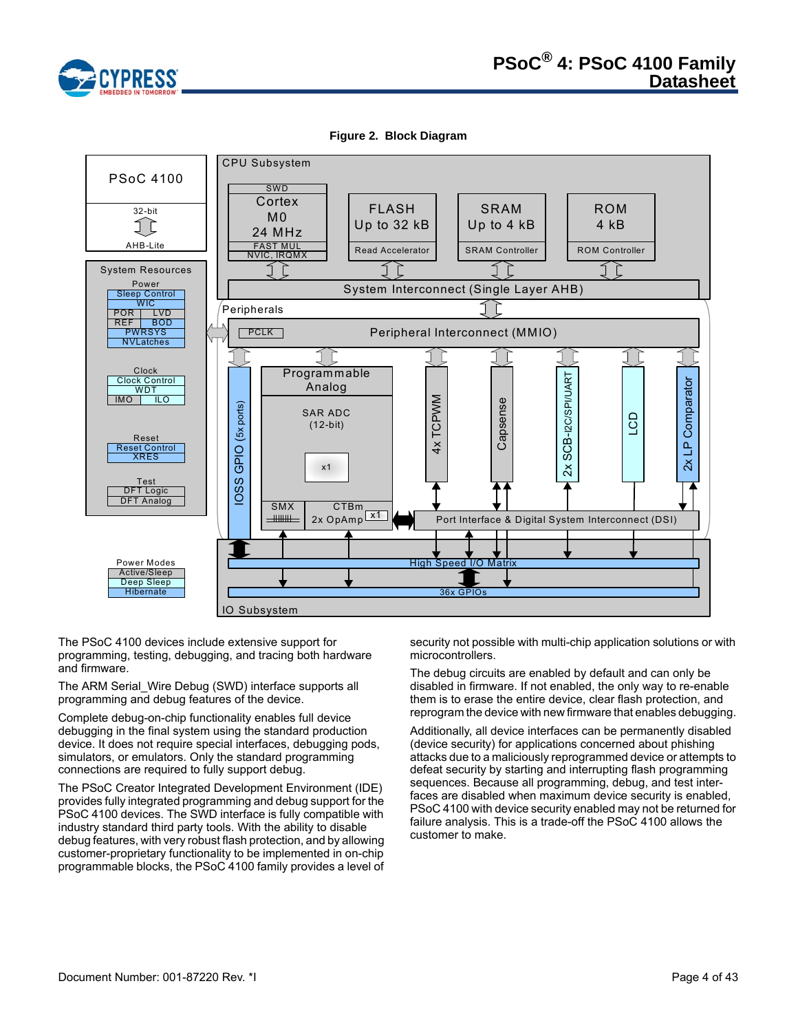**Figure 2. Block Diagram**

The PSoC 4100 devices include extensive support for programming, testing, debugging, and tracing both hardware and firmware.

The ARM Serial_Wire Debug (SWD) interface supports all programming and debug features of the device.

Complete debug-on-chip functionality enables full device debugging in the final system using the standard production device. It does not require special interfaces, debugging pods, simulators, or emulators. Only the standard programming connections are required to fully support debug.

The PSoC Creator Integrated Development Environment (IDE) provides fully integrated programming and debug support for the PSoC 4100 devices. The SWD interface is fully compatible with industry standard third party tools. With the ability to disable debug features, with very robust flash protection, and by allowing customer-proprietary functionality to be implemented in on-chip programmable blocks, the PSoC 4100 family provides a level of security not possible with multi-chip application solutions or with microcontrollers.

The debug circuits are enabled by default and can only be disabled in firmware. If not enabled, the only way to re-enable them is to erase the entire device, clear flash protection, and reprogram the device with new firmware that enables debugging.

Additionally, all device interfaces can be permanently disabled (device security) for applications concerned about phishing attacks due to a maliciously reprogrammed device or attempts to defeat security by starting and interrupting flash programming sequences. Because all programming, debug, and test interfaces are disabled when maximum device security is enabled, PSoC 4100 with device security enabled may not be returned for failure analysis. This is a trade-off the PSoC 4100 allows the customer to make.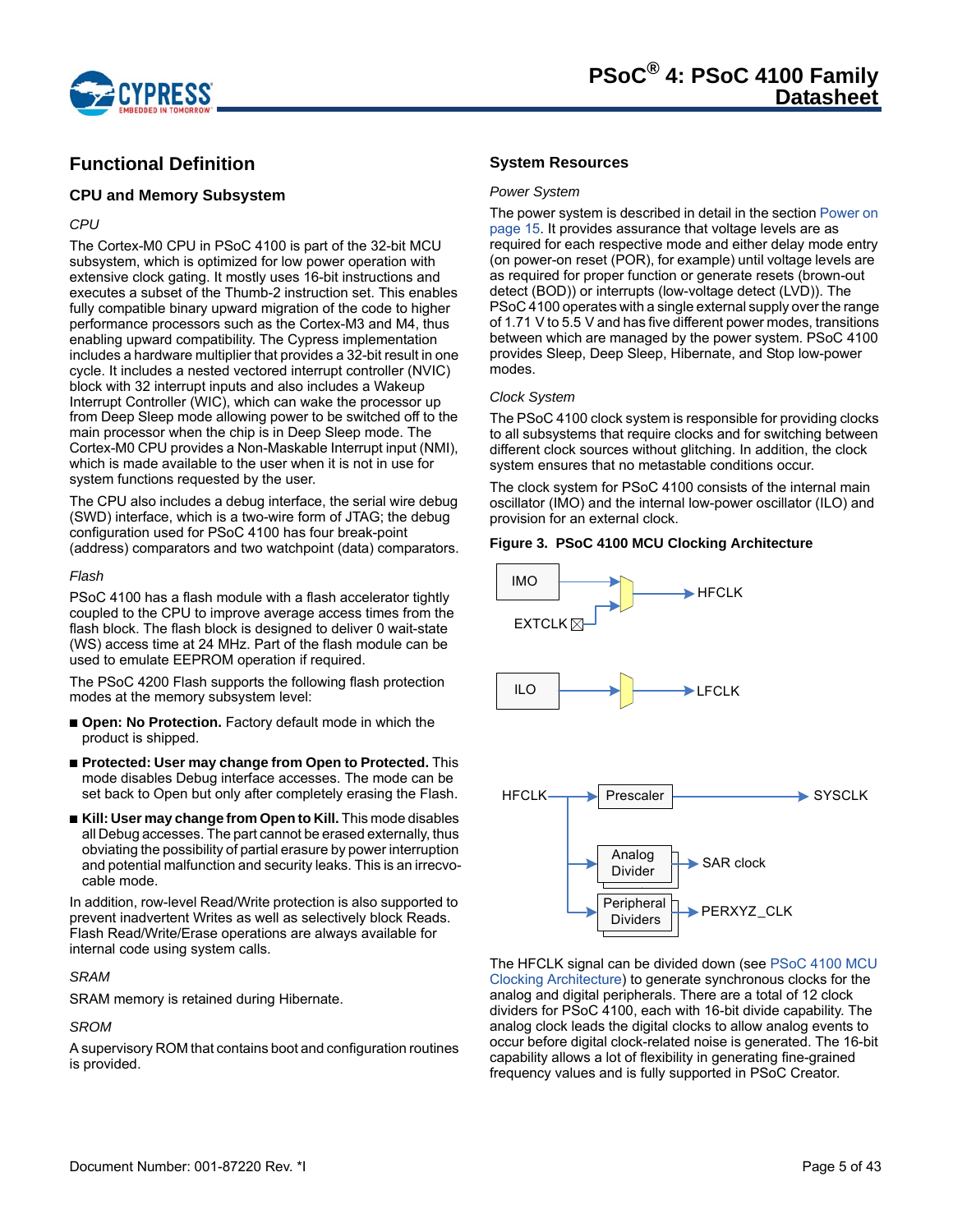## Functional Definition

### CPU and Memory Subsystem

*CPU*

The Cortex-M0 CPU in PSoC 4100 is part of the 32-bit MCU subsystem, which is optimized for low power operation with extensive clock gating. It mostly uses 16-bit instructions and executes a subset of the Thumb-2 instruction set. This enables fully compatible binary upward migration of the code to higher performance processors such as the Cortex-M3 and M4, thus enabling upward compatibility. The Cypress implementation includes a hardware multiplier that provides a 32-bit result in one cycle. It includes a nested vectored interrupt controller (NVIC) block with 32 interrupt inputs and also includes a Wakeup Interrupt Controller (WIC), which can wake the processor up from Deep Sleep mode allowing power to be switched off to the main processor when the chip is in Deep Sleep mode. The Cortex-M0 CPU provides a Non-Maskable Interrupt input (NMI), which is made available to the user when it is not in use for system functions requested by the user.

The CPU also includes a debug interface, the serial wire debug (SWD) interface, which is a two-wire form of JTAG; the debug configuration used for PSoC 4100 has four break-point (address) comparators and two watchpoint (data) comparators.

*Flash*

PSoC 4100 has a flash module with a flash accelerator tightly coupled to the CPU to improve average access times from the flash block. The flash block is designed to deliver 0 wait-state (WS) access time at 24 MHz. Part of the flash module can be used to emulate EEPROM operation if required.

The PSoC 4200 Flash supports the following flash protection modes at the memory subsystem level:

- **Open: No Protection.** Factory default mode in which the product is shipped.
- **Protected: User may change from Open to Protected.** This mode disables Debug interface accesses. The mode can be set back to Open but only after completely erasing the Flash.
- **Kill: User may change from Open to Kill.** This mode disables all Debug accesses. The part cannot be erased externally, thus obviating the possibility of partial erasure by power interruption and potential malfunction and security leaks. This is an irrecvocable mode.

In addition, row-level Read/Write protection is also supported to prevent inadvertent Writes as well as selectively block Reads. Flash Read/Write/Erase operations are always available for internal code using system calls.

*SRAM*

SRAM memory is retained during Hibernate.

*SROM*

A supervisory ROM that contains boot and configuration routines is provided.

### System Resources

*Power System*

The power system is described in detail in the section Power on page 15. It provides assurance that voltage levels are as required for each respective mode and either delay mode entry (on power-on reset (POR), for example) until voltage levels are as required for proper function or generate resets (brown-out detect (BOD)) or interrupts (low-voltage detect (LVD)). The PSoC 4100 operates with a single external supply over the range of 1.71 V to 5.5 V and has five different power modes, transitions between which are managed by the power system. PSoC 4100 provides Sleep, Deep Sleep, Hibernate, and Stop low-power modes.

*Clock System*

The PSoC 4100 clock system is responsible for providing clocks to all subsystems that require clocks and for switching between different clock sources without glitching. In addition, the clock system ensures that no metastable conditions occur.

The clock system for PSoC 4100 consists of the internal main oscillator (IMO) and the internal low-power oscillator (ILO) and provision for an external clock.

**Figure 3. PSoC 4100 MCU Clocking Architecture**

IMO, EXTCLK → HFCLK
ILO → LFCLK
HFCLK → Prescaler → SYSCLK
HFCLK → Analog Divider → SAR clock
HFCLK → Peripheral Dividers → PERXYZ_CLK

The HFCLK signal can be divided down (see PSoC 4100 MCU Clocking Architecture) to generate synchronous clocks for the analog and digital peripherals. There are a total of 12 clock dividers for PSoC 4100, each with 16-bit divide capability. The analog clock leads the digital clocks to allow analog events to occur before digital clock-related noise is generated. The 16-bit capability allows a lot of flexibility in generating fine-grained frequency values and is fully supported in PSoC Creator.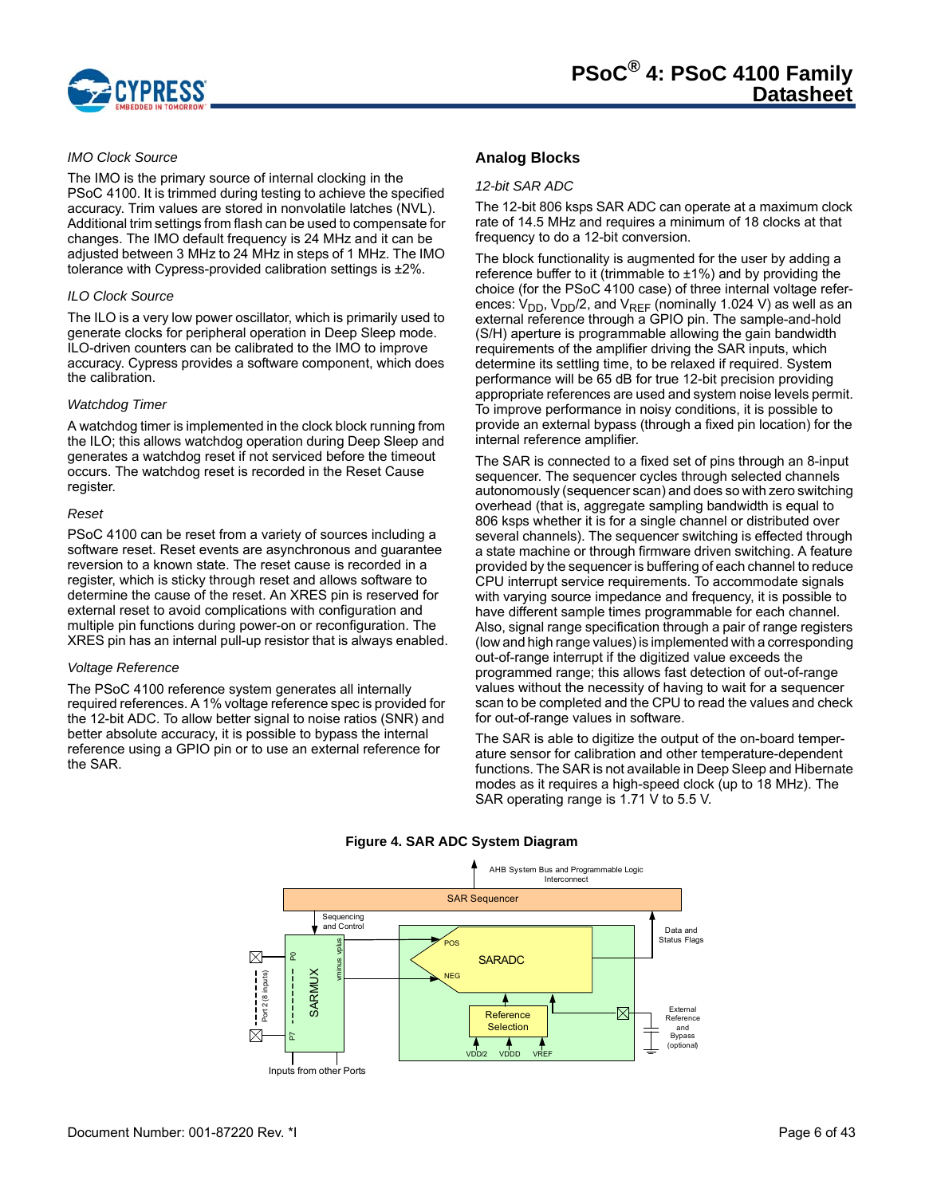*IMO Clock Source*

The IMO is the primary source of internal clocking in the PSoC 4100. It is trimmed during testing to achieve the specified accuracy. Trim values are stored in nonvolatile latches (NVL). Additional trim settings from flash can be used to compensate for changes. The IMO default frequency is 24 MHz and it can be adjusted between 3 MHz to 24 MHz in steps of 1 MHz. The IMO tolerance with Cypress-provided calibration settings is ±2%.

*ILO Clock Source*

The ILO is a very low power oscillator, which is primarily used to generate clocks for peripheral operation in Deep Sleep mode. ILO-driven counters can be calibrated to the IMO to improve accuracy. Cypress provides a software component, which does the calibration.

*Watchdog Timer*

A watchdog timer is implemented in the clock block running from the ILO; this allows watchdog operation during Deep Sleep and generates a watchdog reset if not serviced before the timeout occurs. The watchdog reset is recorded in the Reset Cause register.

*Reset*

PSoC 4100 can be reset from a variety of sources including a software reset. Reset events are asynchronous and guarantee reversion to a known state. The reset cause is recorded in a register, which is sticky through reset and allows software to determine the cause of the reset. An XRES pin is reserved for external reset to avoid complications with configuration and multiple pin functions during power-on or reconfiguration. The XRES pin has an internal pull-up resistor that is always enabled.

*Voltage Reference*

The PSoC 4100 reference system generates all internally required references. A 1% voltage reference spec is provided for the 12-bit ADC. To allow better signal to noise ratios (SNR) and better absolute accuracy, it is possible to bypass the internal reference using a GPIO pin or to use an external reference for the SAR.

## Analog Blocks

*12-bit SAR ADC*

The 12-bit 806 ksps SAR ADC can operate at a maximum clock rate of 14.5 MHz and requires a minimum of 18 clocks at that frequency to do a 12-bit conversion.

The block functionality is augmented for the user by adding a reference buffer to it (trimmable to ±1%) and by providing the choice (for the PSoC 4100 case) of three internal voltage references: $V_{DD}$, $V_{DD}/2$, and $V_{REF}$ (nominally 1.024 V) as well as an external reference through a GPIO pin. The sample-and-hold (S/H) aperture is programmable allowing the gain bandwidth requirements of the amplifier driving the SAR inputs, which determine its settling time, to be relaxed if required. System performance will be 65 dB for true 12-bit precision providing appropriate references are used and system noise levels permit. To improve performance in noisy conditions, it is possible to provide an external bypass (through a fixed pin location) for the internal reference amplifier.

The SAR is connected to a fixed set of pins through an 8-input sequencer. The sequencer cycles through selected channels autonomously (sequencer scan) and does so with zero switching overhead (that is, aggregate sampling bandwidth is equal to 806 ksps whether it is for a single channel or distributed over several channels). The sequencer switching is effected through a state machine or through firmware driven switching. A feature provided by the sequencer is buffering of each channel to reduce CPU interrupt service requirements. To accommodate signals with varying source impedance and frequency, it is possible to have different sample times programmable for each channel. Also, signal range specification through a pair of range registers (low and high range values) is implemented with a corresponding out-of-range interrupt if the digitized value exceeds the programmed range; this allows fast detection of out-of-range values without the necessity of having to wait for a sequencer scan to be completed and the CPU to read the values and check for out-of-range values in software.

The SAR is able to digitize the output of the on-board temperature sensor for calibration and other temperature-dependent functions. The SAR is not available in Deep Sleep and Hibernate modes as it requires a high-speed clock (up to 18 MHz). The SAR operating range is 1.71 V to 5.5 V.

**Figure 4. SAR ADC System Diagram**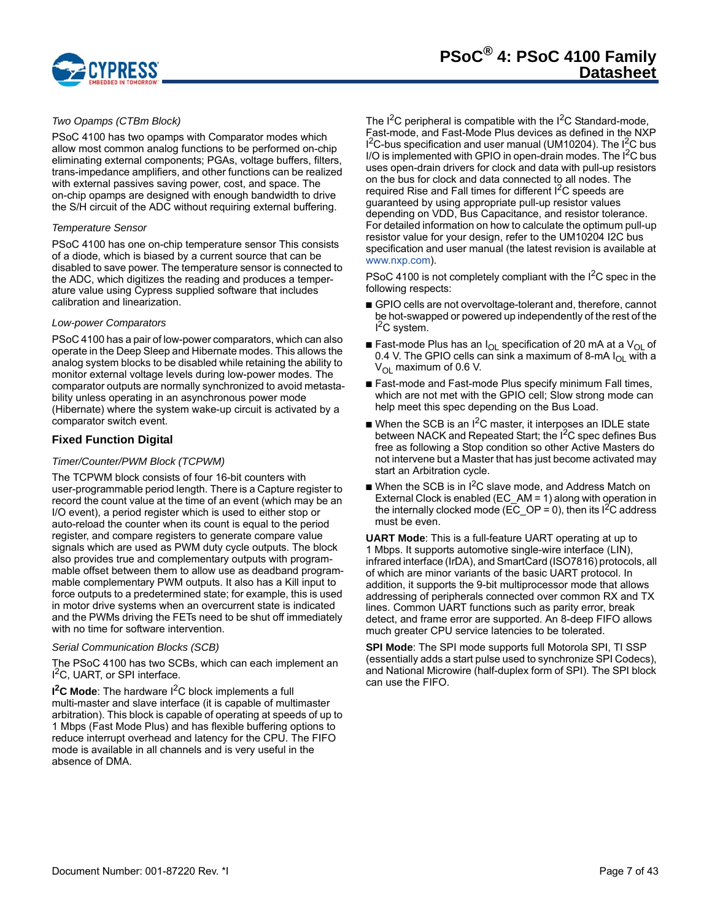*Two Opamps (CTBm Block)*

PSoC 4100 has two opamps with Comparator modes which allow most common analog functions to be performed on-chip eliminating external components; PGAs, voltage buffers, filters, trans-impedance amplifiers, and other functions can be realized with external passives saving power, cost, and space. The on-chip opamps are designed with enough bandwidth to drive the S/H circuit of the ADC without requiring external buffering.

*Temperature Sensor*

PSoC 4100 has one on-chip temperature sensor This consists of a diode, which is biased by a current source that can be disabled to save power. The temperature sensor is connected to the ADC, which digitizes the reading and produces a temperature value using Cypress supplied software that includes calibration and linearization.

*Low-power Comparators*

PSoC 4100 has a pair of low-power comparators, which can also operate in the Deep Sleep and Hibernate modes. This allows the analog system blocks to be disabled while retaining the ability to monitor external voltage levels during low-power modes. The comparator outputs are normally synchronized to avoid metastability unless operating in an asynchronous power mode (Hibernate) where the system wake-up circuit is activated by a comparator switch event.

### Fixed Function Digital

*Timer/Counter/PWM Block (TCPWM)*

The TCPWM block consists of four 16-bit counters with user-programmable period length. There is a Capture register to record the count value at the time of an event (which may be an I/O event), a period register which is used to either stop or auto-reload the counter when its count is equal to the period register, and compare registers to generate compare value signals which are used as PWM duty cycle outputs. The block also provides true and complementary outputs with programmable offset between them to allow use as deadband programmable complementary PWM outputs. It also has a Kill input to force outputs to a predetermined state; for example, this is used in motor drive systems when an overcurrent state is indicated and the PWMs driving the FETs need to be shut off immediately with no time for software intervention.

*Serial Communication Blocks (SCB)*

The PSoC 4100 has two SCBs, which can each implement an $I^2C$, UART, or SPI interface.

**$I^2C$ Mode**: The hardware $I^2C$ block implements a full multi-master and slave interface (it is capable of multimaster arbitration). This block is capable of operating at speeds of up to 1 Mbps (Fast Mode Plus) and has flexible buffering options to reduce interrupt overhead and latency for the CPU. The FIFO mode is available in all channels and is very useful in the absence of DMA.

The $I^2C$ peripheral is compatible with the $I^2C$ Standard-mode, Fast-mode, and Fast-Mode Plus devices as defined in the NXP $I^2C$-bus specification and user manual (UM10204). The $I^2C$ bus I/O is implemented with GPIO in open-drain modes. The $I^2C$ bus uses open-drain drivers for clock and data with pull-up resistors on the bus for clock and data connected to all nodes. The required Rise and Fall times for different $I^2C$ speeds are guaranteed by using appropriate pull-up resistor values depending on VDD, Bus Capacitance, and resistor tolerance. For detailed information on how to calculate the optimum pull-up resistor value for your design, refer to the UM10204 I2C bus specification and user manual (the latest revision is available at www.nxp.com).

PSoC 4100 is not completely compliant with the $I^2C$ spec in the following respects:

- GPIO cells are not overvoltage-tolerant and, therefore, cannot be hot-swapped or powered up independently of the rest of the $I^2C$ system.
- Fast-mode Plus has an $I_{OL}$ specification of 20 mA at a $V_{OL}$ of 0.4 V. The GPIO cells can sink a maximum of 8-mA $I_{OL}$ with a $V_{OL}$ maximum of 0.6 V.
- Fast-mode and Fast-mode Plus specify minimum Fall times, which are not met with the GPIO cell; Slow strong mode can help meet this spec depending on the Bus Load.
- When the SCB is an $I^2C$ master, it interposes an IDLE state between NACK and Repeated Start; the $I^2C$ spec defines Bus free as following a Stop condition so other Active Masters do not intervene but a Master that has just become activated may start an Arbitration cycle.
- When the SCB is in $I^2C$ slave mode, and Address Match on External Clock is enabled (EC_AM = 1) along with operation in the internally clocked mode (EC_OP = 0), then its $I^2C$ address must be even.

**UART Mode**: This is a full-feature UART operating at up to 1 Mbps. It supports automotive single-wire interface (LIN), infrared interface (IrDA), and SmartCard (ISO7816) protocols, all of which are minor variants of the basic UART protocol. In addition, it supports the 9-bit multiprocessor mode that allows addressing of peripherals connected over common RX and TX lines. Common UART functions such as parity error, break detect, and frame error are supported. An 8-deep FIFO allows much greater CPU service latencies to be tolerated.

**SPI Mode**: The SPI mode supports full Motorola SPI, TI SSP (essentially adds a start pulse used to synchronize SPI Codecs), and National Microwire (half-duplex form of SPI). The SPI block can use the FIFO.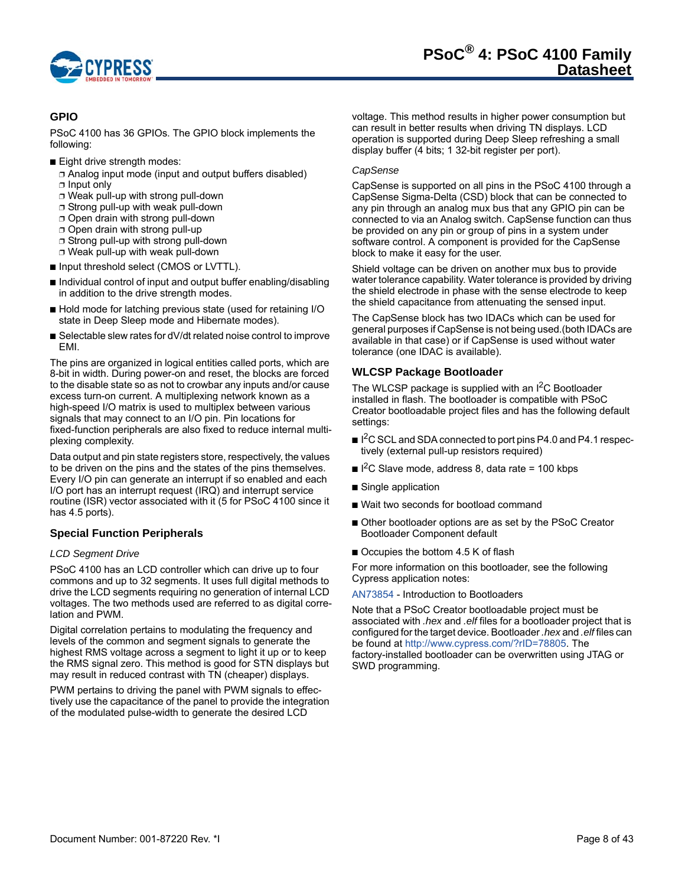## GPIO

PSoC 4100 has 36 GPIOs. The GPIO block implements the following:

- Eight drive strength modes:
  - Analog input mode (input and output buffers disabled)
  - Input only
  - Weak pull-up with strong pull-down
  - Strong pull-up with weak pull-down
  - Open drain with strong pull-down
  - Open drain with strong pull-up
  - Strong pull-up with strong pull-down
  - Weak pull-up with weak pull-down
- Input threshold select (CMOS or LVTTL).
- Individual control of input and output buffer enabling/disabling in addition to the drive strength modes.
- Hold mode for latching previous state (used for retaining I/O state in Deep Sleep mode and Hibernate modes).
- Selectable slew rates for dV/dt related noise control to improve EMI.

The pins are organized in logical entities called ports, which are 8-bit in width. During power-on and reset, the blocks are forced to the disable state so as not to crowbar any inputs and/or cause excess turn-on current. A multiplexing network known as a high-speed I/O matrix is used to multiplex between various signals that may connect to an I/O pin. Pin locations for fixed-function peripherals are also fixed to reduce internal multiplexing complexity.

Data output and pin state registers store, respectively, the values to be driven on the pins and the states of the pins themselves. Every I/O pin can generate an interrupt if so enabled and each I/O port has an interrupt request (IRQ) and interrupt service routine (ISR) vector associated with it (5 for PSoC 4100 since it has 4.5 ports).

## Special Function Peripherals

*LCD Segment Drive*

PSoC 4100 has an LCD controller which can drive up to four commons and up to 32 segments. It uses full digital methods to drive the LCD segments requiring no generation of internal LCD voltages. The two methods used are referred to as digital correlation and PWM.

Digital correlation pertains to modulating the frequency and levels of the common and segment signals to generate the highest RMS voltage across a segment to light it up or to keep the RMS signal zero. This method is good for STN displays but may result in reduced contrast with TN (cheaper) displays.

PWM pertains to driving the panel with PWM signals to effectively use the capacitance of the panel to provide the integration of the modulated pulse-width to generate the desired LCD voltage. This method results in higher power consumption but can result in better results when driving TN displays. LCD operation is supported during Deep Sleep refreshing a small display buffer (4 bits; 1 32-bit register per port).

*CapSense*

CapSense is supported on all pins in the PSoC 4100 through a CapSense Sigma-Delta (CSD) block that can be connected to any pin through an analog mux bus that any GPIO pin can be connected to via an Analog switch. CapSense function can thus be provided on any pin or group of pins in a system under software control. A component is provided for the CapSense block to make it easy for the user.

Shield voltage can be driven on another mux bus to provide water tolerance capability. Water tolerance is provided by driving the shield electrode in phase with the sense electrode to keep the shield capacitance from attenuating the sensed input.

The CapSense block has two IDACs which can be used for general purposes if CapSense is not being used.(both IDACs are available in that case) or if CapSense is used without water tolerance (one IDAC is available).

## WLCSP Package Bootloader

The WLCSP package is supplied with an I$^2$C Bootloader installed in flash. The bootloader is compatible with PSoC Creator bootloadable project files and has the following default settings:

- I$^2$C SCL and SDA connected to port pins P4.0 and P4.1 respectively (external pull-up resistors required)
- I$^2$C Slave mode, address 8, data rate = 100 kbps
- Single application
- Wait two seconds for bootload command
- Other bootloader options are as set by the PSoC Creator Bootloader Component default
- Occupies the bottom 4.5 K of flash

For more information on this bootloader, see the following Cypress application notes:

AN73854 - Introduction to Bootloaders

Note that a PSoC Creator bootloadable project must be associated with *.hex* and *.elf* files for a bootloader project that is configured for the target device. Bootloader *.hex* and *.elf* files can be found at http://www.cypress.com/?rID=78805. The factory-installed bootloader can be overwritten using JTAG or SWD programming.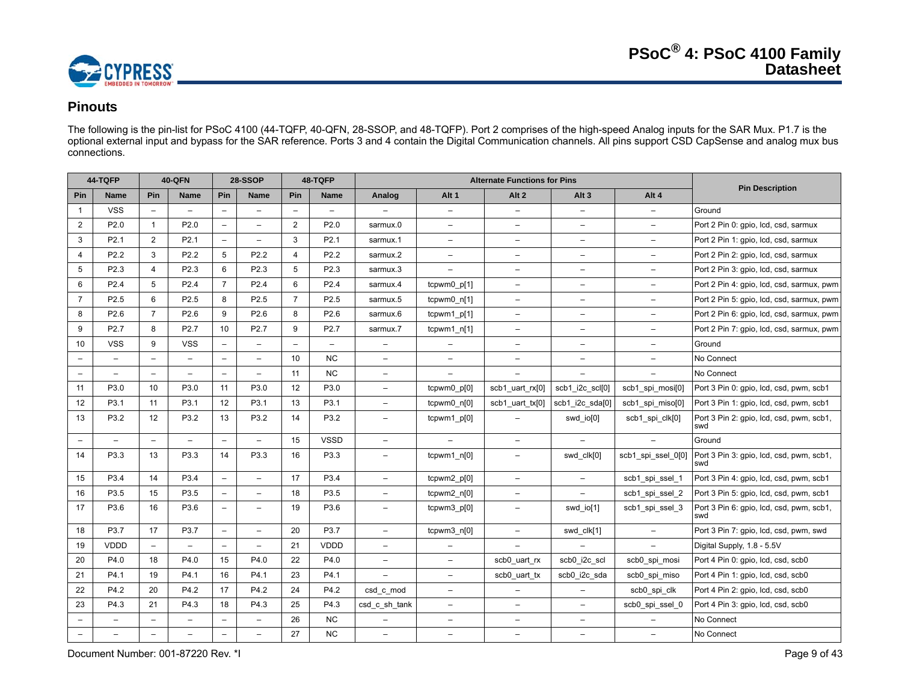## Pinouts

The following is the pin-list for PSoC 4100 (44-TQFP, 40-QFN, 28-SSOP, and 48-TQFP). Port 2 comprises of the high-speed Analog inputs for the SAR Mux. P1.7 is the optional external input and bypass for the SAR reference. Ports 3 and 4 contain the Digital Communication channels. All pins support CSD CapSense and analog mux bus connections.

| 44-TQFP | | 40-QFN | | 28-SSOP | | 48-TQFP | | Alternate Functions for Pins | | | | | Pin Description |
|---|---|---|---|---|---|---|---|---|---|---|---|---|---|
| Pin | Name | Pin | Name | Pin | Name | Pin | Name | Analog | Alt 1 | Alt 2 | Alt 3 | Alt 4 | |
| 1 | VSS | – | – | – | – | – | – | – | – | – | – | – | Ground |
| 2 | P2.0 | 1 | P2.0 | – | – | 2 | P2.0 | sarmux.0 | – | – | – | – | Port 2 Pin 0: gpio, lcd, csd, sarmux |
| 3 | P2.1 | 2 | P2.1 | – | – | 3 | P2.1 | sarmux.1 | – | – | – | – | Port 2 Pin 1: gpio, lcd, csd, sarmux |
| 4 | P2.2 | 3 | P2.2 | 5 | P2.2 | 4 | P2.2 | sarmux.2 | – | – | – | – | Port 2 Pin 2: gpio, lcd, csd, sarmux |
| 5 | P2.3 | 4 | P2.3 | 6 | P2.3 | 5 | P2.3 | sarmux.3 | – | – | – | – | Port 2 Pin 3: gpio, lcd, csd, sarmux |
| 6 | P2.4 | 5 | P2.4 | 7 | P2.4 | 6 | P2.4 | sarmux.4 | tcpwm0_p[1] | – | – | – | Port 2 Pin 4: gpio, lcd, csd, sarmux, pwm |
| 7 | P2.5 | 6 | P2.5 | 8 | P2.5 | 7 | P2.5 | sarmux.5 | tcpwm0_n[1] | – | – | – | Port 2 Pin 5: gpio, lcd, csd, sarmux, pwm |
| 8 | P2.6 | 7 | P2.6 | 9 | P2.6 | 8 | P2.6 | sarmux.6 | tcpwm1_p[1] | – | – | – | Port 2 Pin 6: gpio, lcd, csd, sarmux, pwm |
| 9 | P2.7 | 8 | P2.7 | 10 | P2.7 | 9 | P2.7 | sarmux.7 | tcpwm1_n[1] | – | – | – | Port 2 Pin 7: gpio, lcd, csd, sarmux, pwm |
| 10 | VSS | 9 | VSS | – | – | – | – | – | – | – | – | – | Ground |
| – | – | – | – | – | – | 10 | NC | – | – | – | – | – | No Connect |
| – | – | – | – | – | – | 11 | NC | – | – | – | – | – | No Connect |
| 11 | P3.0 | 10 | P3.0 | 11 | P3.0 | 12 | P3.0 | – | tcpwm0_p[0] | scb1_uart_rx[0] | scb1_i2c_scl[0] | scb1_spi_mosi[0] | Port 3 Pin 0: gpio, lcd, csd, pwm, scb1 |
| 12 | P3.1 | 11 | P3.1 | 12 | P3.1 | 13 | P3.1 | – | tcpwm0_n[0] | scb1_uart_tx[0] | scb1_i2c_sda[0] | scb1_spi_miso[0] | Port 3 Pin 1: gpio, lcd, csd, pwm, scb1 |
| 13 | P3.2 | 12 | P3.2 | 13 | P3.2 | 14 | P3.2 | – | tcpwm1_p[0] | – | swd_io[0] | scb1_spi_clk[0] | Port 3 Pin 2: gpio, lcd, csd, pwm, scb1, swd |
| – | – | – | – | – | – | 15 | VSSD | – | – | – | – | – | Ground |
| 14 | P3.3 | 13 | P3.3 | 14 | P3.3 | 16 | P3.3 | – | tcpwm1_n[0] | – | swd_clk[0] | scb1_spi_ssel_0[0] | Port 3 Pin 3: gpio, lcd, csd, pwm, scb1, swd |
| 15 | P3.4 | 14 | P3.4 | – | – | 17 | P3.4 | – | tcpwm2_p[0] | – | – | scb1_spi_ssel_1 | Port 3 Pin 4: gpio, lcd, csd, pwm, scb1 |
| 16 | P3.5 | 15 | P3.5 | – | – | 18 | P3.5 | – | tcpwm2_n[0] | – | – | scb1_spi_ssel_2 | Port 3 Pin 5: gpio, lcd, csd, pwm, scb1 |
| 17 | P3.6 | 16 | P3.6 | – | – | 19 | P3.6 | – | tcpwm3_p[0] | – | swd_io[1] | scb1_spi_ssel_3 | Port 3 Pin 6: gpio, lcd, csd, pwm, scb1, swd |
| 18 | P3.7 | 17 | P3.7 | – | – | 20 | P3.7 | – | tcpwm3_n[0] | – | swd_clk[1] | – | Port 3 Pin 7: gpio, lcd, csd, pwm, swd |
| 19 | VDDD | – | – | – | – | 21 | VDDD | – | – | – | – | – | Digital Supply, 1.8 - 5.5V |
| 20 | P4.0 | 18 | P4.0 | 15 | P4.0 | 22 | P4.0 | – | – | scb0_uart_rx | scb0_i2c_scl | scb0_spi_mosi | Port 4 Pin 0: gpio, lcd, csd, scb0 |
| 21 | P4.1 | 19 | P4.1 | 16 | P4.1 | 23 | P4.1 | – | – | scb0_uart_tx | scb0_i2c_sda | scb0_spi_miso | Port 4 Pin 1: gpio, lcd, csd, scb0 |
| 22 | P4.2 | 20 | P4.2 | 17 | P4.2 | 24 | P4.2 | csd_c_mod | – | – | – | scb0_spi_clk | Port 4 Pin 2: gpio, lcd, csd, scb0 |
| 23 | P4.3 | 21 | P4.3 | 18 | P4.3 | 25 | P4.3 | csd_c_sh_tank | – | – | – | scb0_spi_ssel_0 | Port 4 Pin 3: gpio, lcd, csd, scb0 |
| – | – | – | – | – | – | 26 | NC | – | – | – | – | – | No Connect |
| – | – | – | – | – | – | 27 | NC | – | – | – | – | – | No Connect |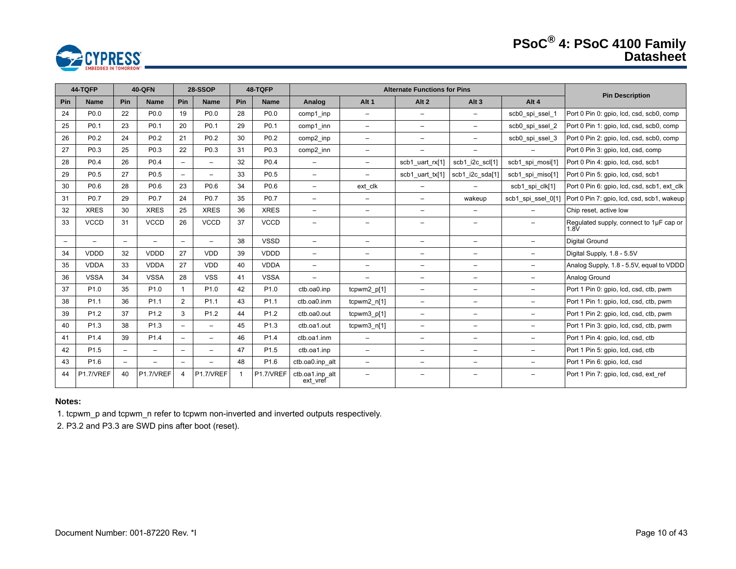| 44-TQFP | | 40-QFN | | 28-SSOP | | 48-TQFP | | Alternate Functions for Pins | | | | | Pin Description |
|---|---|---|---|---|---|---|---|---|---|---|---|---|---|
| Pin | Name | Pin | Name | Pin | Name | Pin | Name | Analog | Alt 1 | Alt 2 | Alt 3 | Alt 4 | |
| 24 | P0.0 | 22 | P0.0 | 19 | P0.0 | 28 | P0.0 | comp1_inp | – | – | – | scb0_spi_ssel_1 | Port 0 Pin 0: gpio, lcd, csd, scb0, comp |
| 25 | P0.1 | 23 | P0.1 | 20 | P0.1 | 29 | P0.1 | comp1_inn | – | – | – | scb0_spi_ssel_2 | Port 0 Pin 1: gpio, lcd, csd, scb0, comp |
| 26 | P0.2 | 24 | P0.2 | 21 | P0.2 | 30 | P0.2 | comp2_inp | – | – | – | scb0_spi_ssel_3 | Port 0 Pin 2: gpio, lcd, csd, scb0, comp |
| 27 | P0.3 | 25 | P0.3 | 22 | P0.3 | 31 | P0.3 | comp2_inn | – | – | – | – | Port 0 Pin 3: gpio, lcd, csd, comp |
| 28 | P0.4 | 26 | P0.4 | – | – | 32 | P0.4 | – | – | scb1_uart_rx[1] | scb1_i2c_scl[1] | scb1_spi_mosi[1] | Port 0 Pin 4: gpio, lcd, csd, scb1 |
| 29 | P0.5 | 27 | P0.5 | – | – | 33 | P0.5 | – | – | scb1_uart_tx[1] | scb1_i2c_sda[1] | scb1_spi_miso[1] | Port 0 Pin 5: gpio, lcd, csd, scb1 |
| 30 | P0.6 | 28 | P0.6 | 23 | P0.6 | 34 | P0.6 | – | ext_clk | – | – | scb1_spi_clk[1] | Port 0 Pin 6: gpio, lcd, csd, scb1, ext_clk |
| 31 | P0.7 | 29 | P0.7 | 24 | P0.7 | 35 | P0.7 | – | – | – | wakeup | scb1_spi_ssel_0[1] | Port 0 Pin 7: gpio, lcd, csd, scb1, wakeup |
| 32 | XRES | 30 | XRES | 25 | XRES | 36 | XRES | – | – | – | – | – | Chip reset, active low |
| 33 | VCCD | 31 | VCCD | 26 | VCCD | 37 | VCCD | – | – | – | – | – | Regulated supply, connect to 1µF cap or 1.8V |
| – | – | – | – | – | – | 38 | VSSD | – | – | – | – | – | Digital Ground |
| 34 | VDDD | 32 | VDDD | 27 | VDD | 39 | VDDD | – | – | – | – | – | Digital Supply, 1.8 - 5.5V |
| 35 | VDDA | 33 | VDDA | 27 | VDD | 40 | VDDA | – | – | – | – | – | Analog Supply, 1.8 - 5.5V, equal to VDDD |
| 36 | VSSA | 34 | VSSA | 28 | VSS | 41 | VSSA | – | – | – | – | – | Analog Ground |
| 37 | P1.0 | 35 | P1.0 | 1 | P1.0 | 42 | P1.0 | ctb.oa0.inp | tcpwm2_p[1] | – | – | – | Port 1 Pin 0: gpio, lcd, csd, ctb, pwm |
| 38 | P1.1 | 36 | P1.1 | 2 | P1.1 | 43 | P1.1 | ctb.oa0.inm | tcpwm2_n[1] | – | – | – | Port 1 Pin 1: gpio, lcd, csd, ctb, pwm |
| 39 | P1.2 | 37 | P1.2 | 3 | P1.2 | 44 | P1.2 | ctb.oa0.out | tcpwm3_p[1] | – | – | – | Port 1 Pin 2: gpio, lcd, csd, ctb, pwm |
| 40 | P1.3 | 38 | P1.3 | – | – | 45 | P1.3 | ctb.oa1.out | tcpwm3_n[1] | – | – | – | Port 1 Pin 3: gpio, lcd, csd, ctb, pwm |
| 41 | P1.4 | 39 | P1.4 | – | – | 46 | P1.4 | ctb.oa1.inm | – | – | – | – | Port 1 Pin 4: gpio, lcd, csd, ctb |
| 42 | P1.5 | – | – | – | – | 47 | P1.5 | ctb.oa1.inp | – | – | – | – | Port 1 Pin 5: gpio, lcd, csd, ctb |
| 43 | P1.6 | – | – | – | – | 48 | P1.6 | ctb.oa0.inp_alt | – | – | – | – | Port 1 Pin 6: gpio, lcd, csd |
| 44 | P1.7/VREF | 40 | P1.7/VREF | 4 | P1.7/VREF | 1 | P1.7/VREF | ctb.oa1.inp_alt ext_vref | – | – | – | – | Port 1 Pin 7: gpio, lcd, csd, ext_ref |

**Notes:**

1. tcpwm_p and tcpwm_n refer to tcpwm non-inverted and inverted outputs respectively.
2. P3.2 and P3.3 are SWD pins after boot (reset).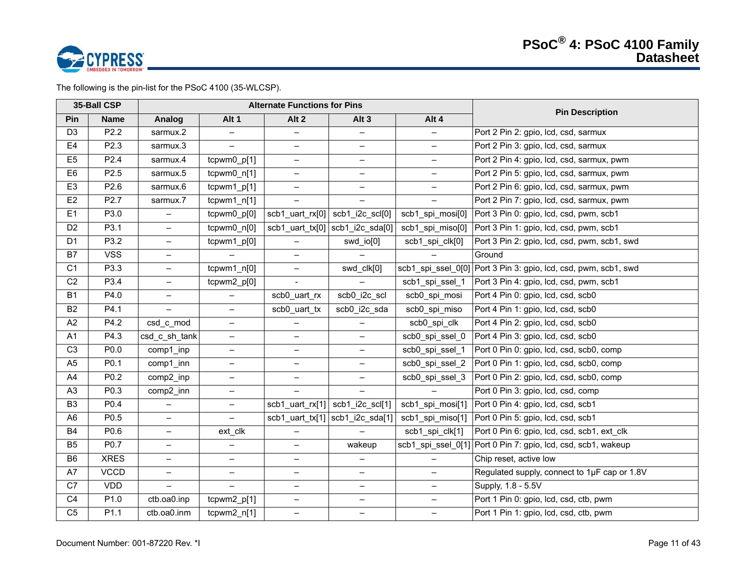The following is the pin-list for the PSoC 4100 (35-WLCSP).

| 35-Ball CSP | | Alternate Functions for Pins | | | | | Pin Description |
|---|---|---|---|---|---|---|---|
| Pin | Name | Analog | Alt 1 | Alt 2 | Alt 3 | Alt 4 | |
| D3 | P2.2 | sarmux.2 | – | – | – | – | Port 2 Pin 2: gpio, lcd, csd, sarmux |
| E4 | P2.3 | sarmux.3 | – | – | – | – | Port 2 Pin 3: gpio, lcd, csd, sarmux |
| E5 | P2.4 | sarmux.4 | tcpwm0_p[1] | – | – | – | Port 2 Pin 4: gpio, lcd, csd, sarmux, pwm |
| E6 | P2.5 | sarmux.5 | tcpwm0_n[1] | – | – | – | Port 2 Pin 5: gpio, lcd, csd, sarmux, pwm |
| E3 | P2.6 | sarmux.6 | tcpwm1_p[1] | – | – | – | Port 2 Pin 6: gpio, lcd, csd, sarmux, pwm |
| E2 | P2.7 | sarmux.7 | tcpwm1_n[1] | – | – | – | Port 2 Pin 7: gpio, lcd, csd, sarmux, pwm |
| E1 | P3.0 | – | tcpwm0_p[0] | scb1_uart_rx[0] | scb1_i2c_scl[0] | scb1_spi_mosi[0] | Port 3 Pin 0: gpio, lcd, csd, pwm, scb1 |
| D2 | P3.1 | – | tcpwm0_n[0] | scb1_uart_tx[0] | scb1_i2c_sda[0] | scb1_spi_miso[0] | Port 3 Pin 1: gpio, lcd, csd, pwm, scb1 |
| D1 | P3.2 | – | tcpwm1_p[0] | – | swd_io[0] | scb1_spi_clk[0] | Port 3 Pin 2: gpio, lcd, csd, pwm, scb1, swd |
| B7 | VSS | – | – | – | – | – | Ground |
| C1 | P3.3 | – | tcpwm1_n[0] | – | swd_clk[0] | scb1_spi_ssel_0[0] | Port 3 Pin 3: gpio, lcd, csd, pwm, scb1, swd |
| C2 | P3.4 | – | tcpwm2_p[0] | - | – | scb1_spi_ssel_1 | Port 3 Pin 4: gpio, lcd, csd, pwm, scb1 |
| B1 | P4.0 | – | – | scb0_uart_rx | scb0_i2c_scl | scb0_spi_mosi | Port 4 Pin 0: gpio, lcd, csd, scb0 |
| B2 | P4.1 | – | – | scb0_uart_tx | scb0_i2c_sda | scb0_spi_miso | Port 4 Pin 1: gpio, lcd, csd, scb0 |
| A2 | P4.2 | csd_c_mod | – | – | – | scb0_spi_clk | Port 4 Pin 2: gpio, lcd, csd, scb0 |
| A1 | P4.3 | csd_c_sh_tank | – | – | – | scb0_spi_ssel_0 | Port 4 Pin 3: gpio, lcd, csd, scb0 |
| C3 | P0.0 | comp1_inp | – | – | – | scb0_spi_ssel_1 | Port 0 Pin 0: gpio, lcd, csd, scb0, comp |
| A5 | P0.1 | comp1_inn | – | – | – | scb0_spi_ssel_2 | Port 0 Pin 1: gpio, lcd, csd, scb0, comp |
| A4 | P0.2 | comp2_inp | – | – | – | scb0_spi_ssel_3 | Port 0 Pin 2: gpio, lcd, csd, scb0, comp |
| A3 | P0.3 | comp2_inn | – | – | – | – | Port 0 Pin 3: gpio, lcd, csd, comp |
| B3 | P0.4 | – | – | scb1_uart_rx[1] | scb1_i2c_scl[1] | scb1_spi_mosi[1] | Port 0 Pin 4: gpio, lcd, csd, scb1 |
| A6 | P0.5 | – | – | scb1_uart_tx[1] | scb1_i2c_sda[1] | scb1_spi_miso[1] | Port 0 Pin 5: gpio, lcd, csd, scb1 |
| B4 | P0.6 | – | ext_clk | – | – | scb1_spi_clk[1] | Port 0 Pin 6: gpio, lcd, csd, scb1, ext_clk |
| B5 | P0.7 | – | – | – | wakeup | scb1_spi_ssel_0[1] | Port 0 Pin 7: gpio, lcd, csd, scb1, wakeup |
| B6 | XRES | – | – | – | – | – | Chip reset, active low |
| A7 | VCCD | – | – | – | – | – | Regulated supply, connect to 1µF cap or 1.8V |
| C7 | VDD | – | – | – | – | – | Supply, 1.8 - 5.5V |
| C4 | P1.0 | ctb.oa0.inp | tcpwm2_p[1] | – | – | – | Port 1 Pin 0: gpio, lcd, csd, ctb, pwm |
| C5 | P1.1 | ctb.oa0.inm | tcpwm2_n[1] | – | – | – | Port 1 Pin 1: gpio, lcd, csd, ctb, pwm |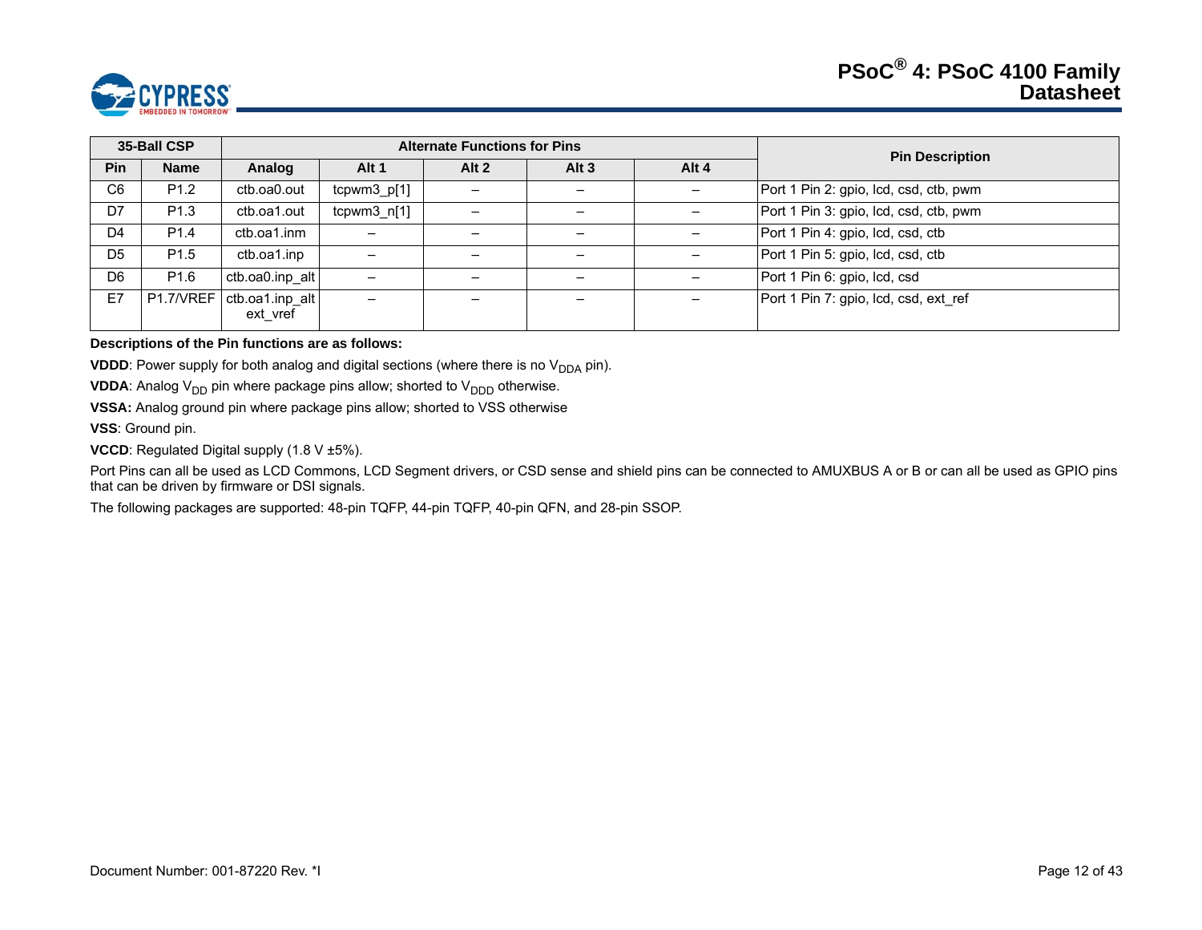| 35-Ball CSP | | Alternate Functions for Pins | | | | | Pin Description |
|---|---|---|---|---|---|---|---|
| Pin | Name | Analog | Alt 1 | Alt 2 | Alt 3 | Alt 4 | |
| C6 | P1.2 | ctb.oa0.out | tcpwm3_p[1] | – | – | – | Port 1 Pin 2: gpio, lcd, csd, ctb, pwm |
| D7 | P1.3 | ctb.oa1.out | tcpwm3_n[1] | – | – | – | Port 1 Pin 3: gpio, lcd, csd, ctb, pwm |
| D4 | P1.4 | ctb.oa1.inm | – | – | – | – | Port 1 Pin 4: gpio, lcd, csd, ctb |
| D5 | P1.5 | ctb.oa1.inp | – | – | – | – | Port 1 Pin 5: gpio, lcd, csd, ctb |
| D6 | P1.6 | ctb.oa0.inp_alt | – | – | – | – | Port 1 Pin 6: gpio, lcd, csd |
| E7 | P1.7/VREF | ctb.oa1.inp_alt ext_vref | – | – | – | – | Port 1 Pin 7: gpio, lcd, csd, ext_ref |

**Descriptions of the Pin functions are as follows:**

**VDDD**: Power supply for both analog and digital sections (where there is no $V_{DDA}$ pin).

**VDDA**: Analog $V_{DD}$ pin where package pins allow; shorted to $V_{DDD}$ otherwise.

**VSSA:** Analog ground pin where package pins allow; shorted to VSS otherwise

**VSS**: Ground pin.

**VCCD**: Regulated Digital supply (1.8 V ±5%).

Port Pins can all be used as LCD Commons, LCD Segment drivers, or CSD sense and shield pins can be connected to AMUXBUS A or B or can all be used as GPIO pins that can be driven by firmware or DSI signals.

The following packages are supported: 48-pin TQFP, 44-pin TQFP, 40-pin QFN, and 28-pin SSOP.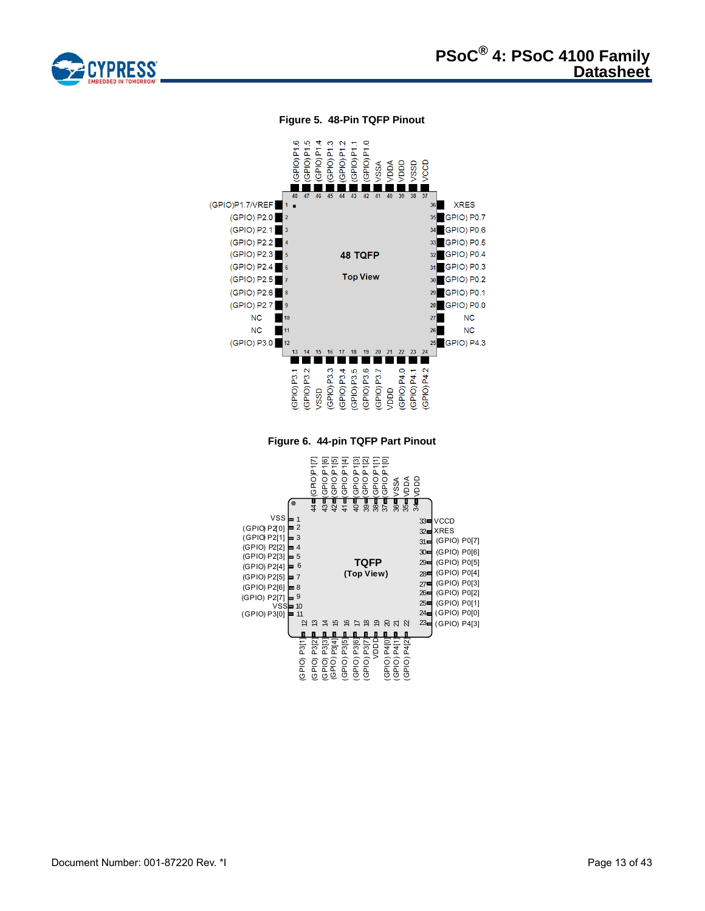**Figure 5. 48-Pin TQFP Pinout**

**Figure 6. 44-pin TQFP Part Pinout**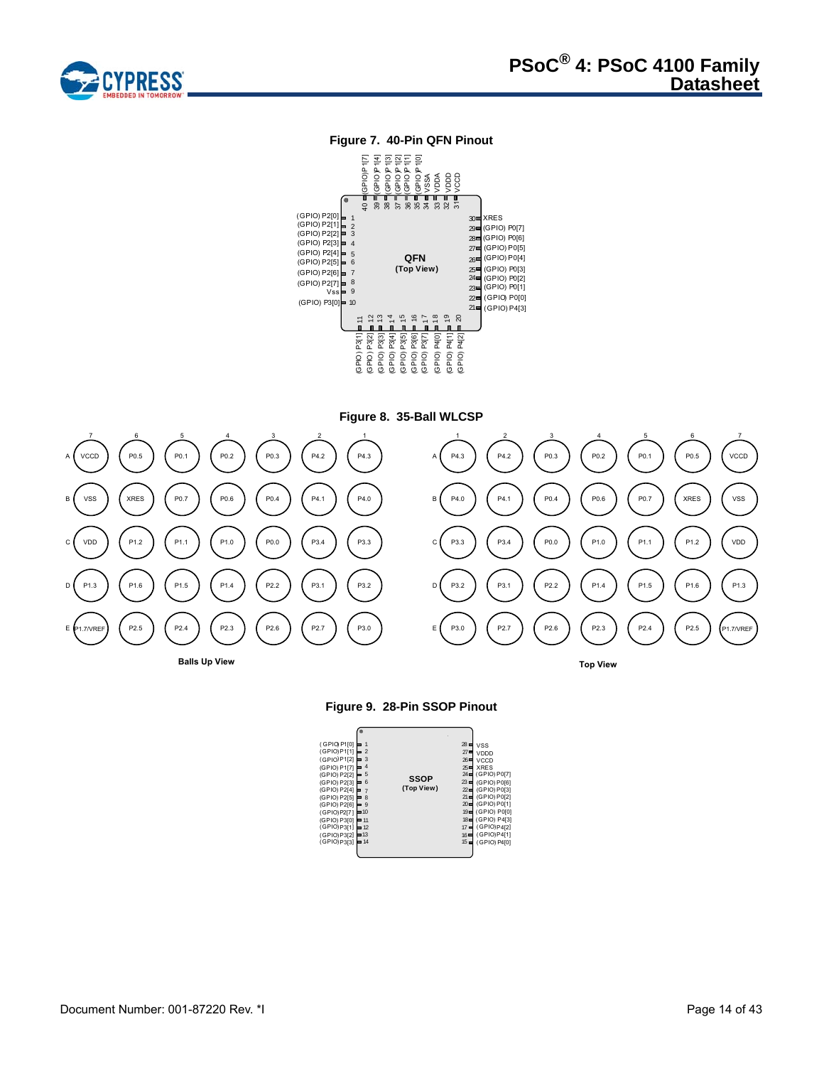**Figure 7. 40-Pin QFN Pinout**

QFN (Top View)

| Pin | Name | Pin | Name |
|---|---|---|---|
| 1 | (GPIO) P2[0] | 21 | (GPIO) P4[3] |
| 2 | (GPIO) P2[1] | 22 | (GPIO) P0[0] |
| 3 | (GPIO) P2[2] | 23 | (GPIO) P0[1] |
| 4 | (GPIO) P2[3] | 24 | (GPIO) P0[2] |
| 5 | (GPIO) P2[4] | 25 | (GPIO) P0[3] |
| 6 | (GPIO) P2[5] | 26 | (GPIO) P0[4] |
| 7 | (GPIO) P2[6] | 27 | (GPIO) P0[5] |
| 8 | (GPIO) P2[7] | 28 | (GPIO) P0[6] |
| 9 | Vss | 29 | (GPIO) P0[7] |
| 10 | (GPIO) P3[0] | 30 | XRES |
| 11 | (GPIO) P3[1] | 31 | VCCD |
| 12 | (GPIO) P3[2] | 32 | VDDD |
| 13 | (GPIO) P3[3] | 33 | VDDA |
| 14 | (GPIO) P3[4] | 34 | VSSA |
| 15 | (GPIO) P3[5] | 35 | (GPIO) P1[0] |
| 16 | (GPIO) P3[6] | 36 | (GPIO) P1[1] |
| 17 | (GPIO) P3[7] | 37 | (GPIO) P1[2] |
| 18 | (GPIO) P4[0] | 38 | (GPIO) P1[3] |
| 19 | (GPIO) P4[1] | 39 | (GPIO) P1[4] |
| 20 | (GPIO) P4[2] | 40 | (GPIO) P1[7] |

**Figure 8. 35-Ball WLCSP**

Balls Up View

| | 7 | 6 | 5 | 4 | 3 | 2 | 1 |
|---|---|---|---|---|---|---|---|
| A | VCCD | P0.5 | P0.1 | P0.2 | P0.3 | P4.2 | P4.3 |
| B | VSS | XRES | P0.7 | P0.6 | P0.4 | P4.1 | P4.0 |
| C | VDD | P1.2 | P1.1 | P1.0 | P0.0 | P3.4 | P3.3 |
| D | P1.3 | P1.6 | P1.5 | P1.4 | P2.2 | P3.1 | P3.2 |
| E | P1.7/VREF | P2.5 | P2.4 | P2.3 | P2.6 | P2.7 | P3.0 |

Top View

| | 1 | 2 | 3 | 4 | 5 | 6 | 7 |
|---|---|---|---|---|---|---|---|
| A | P4.3 | P4.2 | P0.3 | P0.2 | P0.1 | P0.5 | VCCD |
| B | P4.0 | P4.1 | P0.4 | P0.6 | P0.7 | XRES | VSS |
| C | P3.3 | P3.4 | P0.0 | P1.0 | P1.1 | P1.2 | VDD |
| D | P3.2 | P3.1 | P2.2 | P1.4 | P1.5 | P1.6 | P1.3 |
| E | P3.0 | P2.7 | P2.6 | P2.3 | P2.4 | P2.5 | P1.7/VREF |

**Figure 9. 28-Pin SSOP Pinout**

SSOP (Top View)

| Pin | Name | Pin | Name |
|---|---|---|---|
| 1 | (GPIO) P1[0] | 28 | VSS |
| 2 | (GPIO) P1[1] | 27 | VDDD |
| 3 | (GPIO) P1[2] | 26 | VCCD |
| 4 | (GPIO) P1[7] | 25 | XRES |
| 5 | (GPIO) P2[2] | 24 | (GPIO) P0[7] |
| 6 | (GPIO) P2[3] | 23 | (GPIO) P0[6] |
| 7 | (GPIO) P2[4] | 22 | (GPIO) P0[3] |
| 8 | (GPIO) P2[5] | 21 | (GPIO) P0[2] |
| 9 | (GPIO) P2[6] | 20 | (GPIO) P0[1] |
| 10 | (GPIO) P2[7] | 19 | (GPIO) P0[0] |
| 11 | (GPIO) P3[0] | 18 | (GPIO) P4[3] |
| 12 | (GPIO) P3[1] | 17 | (GPIO) P4[2] |
| 13 | (GPIO) P3[2] | 16 | (GPIO) P4[1] |
| 14 | (GPIO) P3[3] | 15 | (GPIO) P4[0] |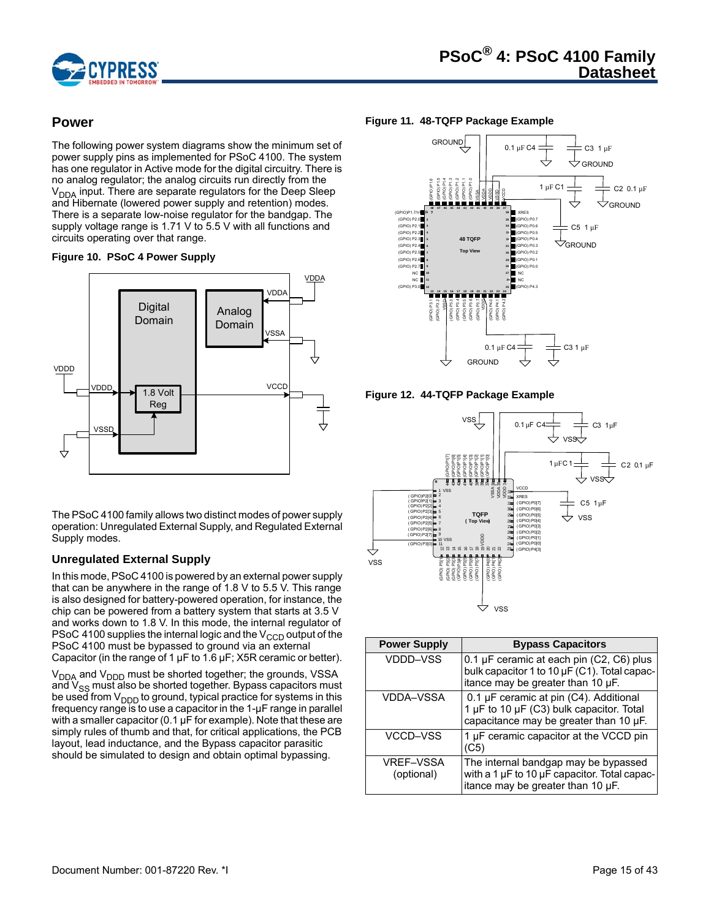## Power

The following power system diagrams show the minimum set of power supply pins as implemented for PSoC 4100. The system has one regulator in Active mode for the digital circuitry. There is no analog regulator; the analog circuits run directly from the $V_{DDA}$ input. There are separate regulators for the Deep Sleep and Hibernate (lowered power supply and retention) modes. There is a separate low-noise regulator for the bandgap. The supply voltage range is 1.71 V to 5.5 V with all functions and circuits operating over that range.

**Figure 10. PSoC 4 Power Supply**

The PSoC 4100 family allows two distinct modes of power supply operation: Unregulated External Supply, and Regulated External Supply modes.

### Unregulated External Supply

In this mode, PSoC 4100 is powered by an external power supply that can be anywhere in the range of 1.8 V to 5.5 V. This range is also designed for battery-powered operation, for instance, the chip can be powered from a battery system that starts at 3.5 V and works down to 1.8 V. In this mode, the internal regulator of PSoC 4100 supplies the internal logic and the $V_{CCD}$ output of the PSoC 4100 must be bypassed to ground via an external Capacitor (in the range of 1 µF to 1.6 µF; X5R ceramic or better).

$V_{DDA}$ and $V_{DDD}$ must be shorted together; the grounds, VSSA and $V_{SS}$ must also be shorted together. Bypass capacitors must be used from $V_{DDD}$ to ground, typical practice for systems in this frequency range is to use a capacitor in the 1-µF range in parallel with a smaller capacitor (0.1 µF for example). Note that these are simply rules of thumb and that, for critical applications, the PCB layout, lead inductance, and the Bypass capacitor parasitic should be simulated to design and obtain optimal bypassing.

**Figure 11. 48-TQFP Package Example**

**Figure 12. 44-TQFP Package Example**

| Power Supply | Bypass Capacitors |
|---|---|
| VDDD–VSS | 0.1 µF ceramic at each pin (C2, C6) plus bulk capacitor 1 to 10 µF (C1). Total capacitance may be greater than 10 µF. |
| VDDA–VSSA | 0.1 µF ceramic at pin (C4). Additional 1 µF to 10 µF (C3) bulk capacitor. Total capacitance may be greater than 10 µF. |
| VCCD–VSS | 1 µF ceramic capacitor at the VCCD pin (C5) |
| VREF–VSSA (optional) | The internal bandgap may be bypassed with a 1 µF to 10 µF capacitor. Total capacitance may be greater than 10 µF. |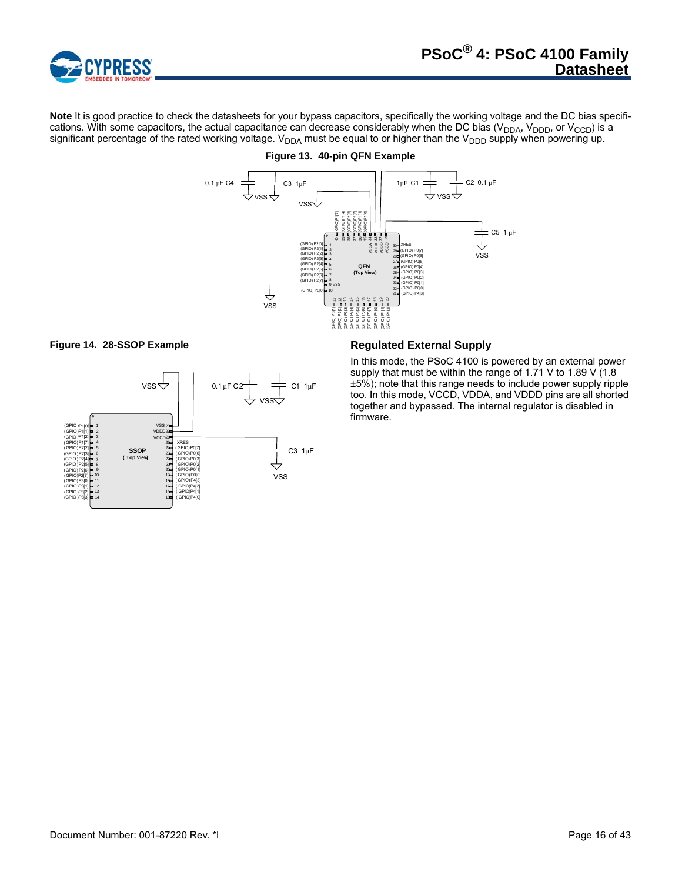**Note** It is good practice to check the datasheets for your bypass capacitors, specifically the working voltage and the DC bias specifications. With some capacitors, the actual capacitance can decrease considerably when the DC bias ($V_{DDA}$, $V_{DDD}$, or $V_{CCD}$) is a significant percentage of the rated working voltage. $V_{DDA}$ must be equal to or higher than the $V_{DDD}$ supply when powering up.

**Figure 13. 40-pin QFN Example**

**Figure 14. 28-SSOP Example**

## Regulated External Supply

In this mode, the PSoC 4100 is powered by an external power supply that must be within the range of 1.71 V to 1.89 V (1.8 ±5%); note that this range needs to include power supply ripple too. In this mode, VCCD, VDDA, and VDDD pins are all shorted together and bypassed. The internal regulator is disabled in firmware.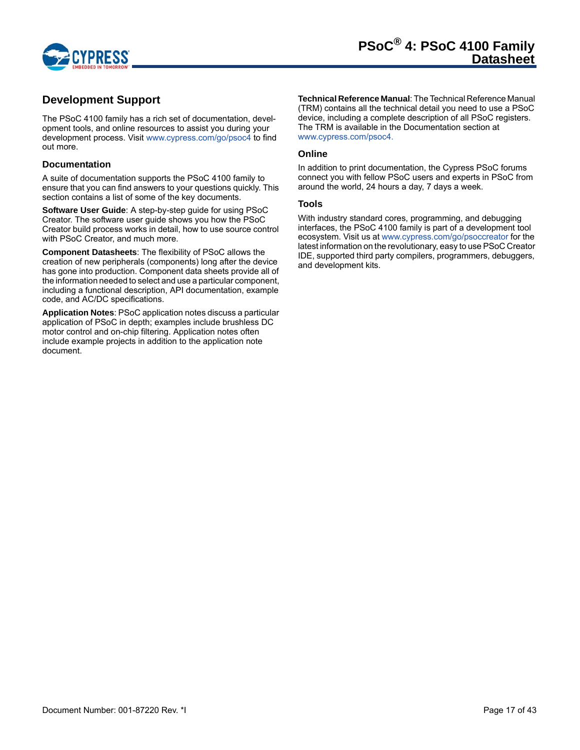## Development Support

The PSoC 4100 family has a rich set of documentation, development tools, and online resources to assist you during your development process. Visit www.cypress.com/go/psoc4 to find out more.

### Documentation

A suite of documentation supports the PSoC 4100 family to ensure that you can find answers to your questions quickly. This section contains a list of some of the key documents.

**Software User Guide**: A step-by-step guide for using PSoC Creator. The software user guide shows you how the PSoC Creator build process works in detail, how to use source control with PSoC Creator, and much more.

**Component Datasheets**: The flexibility of PSoC allows the creation of new peripherals (components) long after the device has gone into production. Component data sheets provide all of the information needed to select and use a particular component, including a functional description, API documentation, example code, and AC/DC specifications.

**Application Notes**: PSoC application notes discuss a particular application of PSoC in depth; examples include brushless DC motor control and on-chip filtering. Application notes often include example projects in addition to the application note document.

**Technical Reference Manual**: The Technical Reference Manual (TRM) contains all the technical detail you need to use a PSoC device, including a complete description of all PSoC registers. The TRM is available in the Documentation section at www.cypress.com/psoc4.

### Online

In addition to print documentation, the Cypress PSoC forums connect you with fellow PSoC users and experts in PSoC from around the world, 24 hours a day, 7 days a week.

### Tools

With industry standard cores, programming, and debugging interfaces, the PSoC 4100 family is part of a development tool ecosystem. Visit us at www.cypress.com/go/psoccreator for the latest information on the revolutionary, easy to use PSoC Creator IDE, supported third party compilers, programmers, debuggers, and development kits.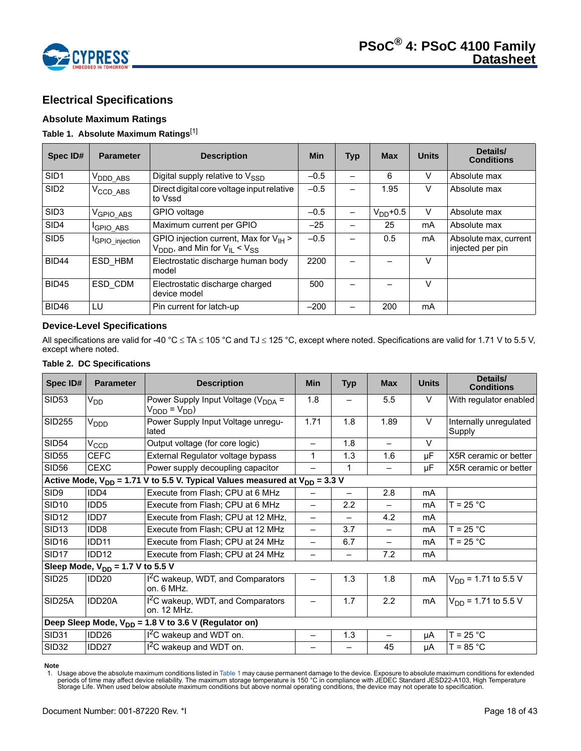## Electrical Specifications

### Absolute Maximum Ratings

**Table 1. Absolute Maximum Ratings**[1]

| Spec ID# | Parameter | Description | Min | Typ | Max | Units | Details/ Conditions |
|---|---|---|---|---|---|---|---|
| SID1 | $V_{DDD\_ABS}$ | Digital supply relative to $V_{SSD}$ | –0.5 | – | 6 | V | Absolute max |
| SID2 | $V_{CCD\_ABS}$ | Direct digital core voltage input relative to Vssd | –0.5 | – | 1.95 | V | Absolute max |
| SID3 | $V_{GPIO\_ABS}$ | GPIO voltage | –0.5 | – | $V_{DD}$+0.5 | V | Absolute max |
| SID4 | $I_{GPIO\_ABS}$ | Maximum current per GPIO | –25 | – | 25 | mA | Absolute max |
| SID5 | $I_{GPIO\_injection}$ | GPIO injection current, Max for $V_{IH} > V_{DDD}$, and Min for $V_{IL} < V_{SS}$ | –0.5 | – | 0.5 | mA | Absolute max, current injected per pin |
| BID44 | ESD_HBM | Electrostatic discharge human body model | 2200 | – | – | V | |
| BID45 | ESD_CDM | Electrostatic discharge charged device model | 500 | – | – | V | |
| BID46 | LU | Pin current for latch-up | –200 | – | 200 | mA | |

### Device-Level Specifications

All specifications are valid for -40 °C ≤ TA ≤ 105 °C and TJ ≤ 125 °C, except where noted. Specifications are valid for 1.71 V to 5.5 V, except where noted.

**Table 2. DC Specifications**

| Spec ID# | Parameter | Description | Min | Typ | Max | Units | Details/ Conditions |
|---|---|---|---|---|---|---|---|
| SID53 | $V_{DD}$ | Power Supply Input Voltage ($V_{DDA} = V_{DDD} = V_{DD}$) | 1.8 | – | 5.5 | V | With regulator enabled |
| SID255 | $V_{DDD}$ | Power Supply Input Voltage unregulated | 1.71 | 1.8 | 1.89 | V | Internally unregulated Supply |
| SID54 | $V_{CCD}$ | Output voltage (for core logic) | – | 1.8 | – | V | |
| SID55 | CEFC | External Regulator voltage bypass | 1 | 1.3 | 1.6 | µF | X5R ceramic or better |
| SID56 | CEXC | Power supply decoupling capacitor | – | 1 | – | µF | X5R ceramic or better |
| **Active Mode, $V_{DD}$ = 1.71 V to 5.5 V. Typical Values measured at $V_{DD}$ = 3.3 V** | | | | | | | |
| SID9 | IDD4 | Execute from Flash; CPU at 6 MHz | – | – | 2.8 | mA | |
| SID10 | IDD5 | Execute from Flash; CPU at 6 MHz | – | 2.2 | – | mA | T = 25 °C |
| SID12 | IDD7 | Execute from Flash; CPU at 12 MHz, | – | – | 4.2 | mA | |
| SID13 | IDD8 | Execute from Flash; CPU at 12 MHz | – | 3.7 | – | mA | T = 25 °C |
| SID16 | IDD11 | Execute from Flash; CPU at 24 MHz | – | 6.7 | – | mA | T = 25 °C |
| SID17 | IDD12 | Execute from Flash; CPU at 24 MHz | – | – | 7.2 | mA | |
| **Sleep Mode, $V_{DD}$ = 1.7 V to 5.5 V** | | | | | | | |
| SID25 | IDD20 | I²C wakeup, WDT, and Comparators on. 6 MHz. | – | 1.3 | 1.8 | mA | $V_{DD}$ = 1.71 to 5.5 V |
| SID25A | IDD20A | I²C wakeup, WDT, and Comparators on. 12 MHz. | – | 1.7 | 2.2 | mA | $V_{DD}$ = 1.71 to 5.5 V |
| **Deep Sleep Mode, $V_{DD}$ = 1.8 V to 3.6 V (Regulator on)** | | | | | | | |
| SID31 | IDD26 | I²C wakeup and WDT on. | – | 1.3 | – | µA | T = 25 °C |
| SID32 | IDD27 | I²C wakeup and WDT on. | – | – | 45 | µA | T = 85 °C |

**Note**

1. Usage above the absolute maximum conditions listed in Table 1 may cause permanent damage to the device. Exposure to absolute maximum conditions for extended periods of time may affect device reliability. The maximum storage temperature is 150 °C in compliance with JEDEC Standard JESD22-A103, High Temperature Storage Life. When used below absolute maximum conditions but above normal operating conditions, the device may not operate to specification.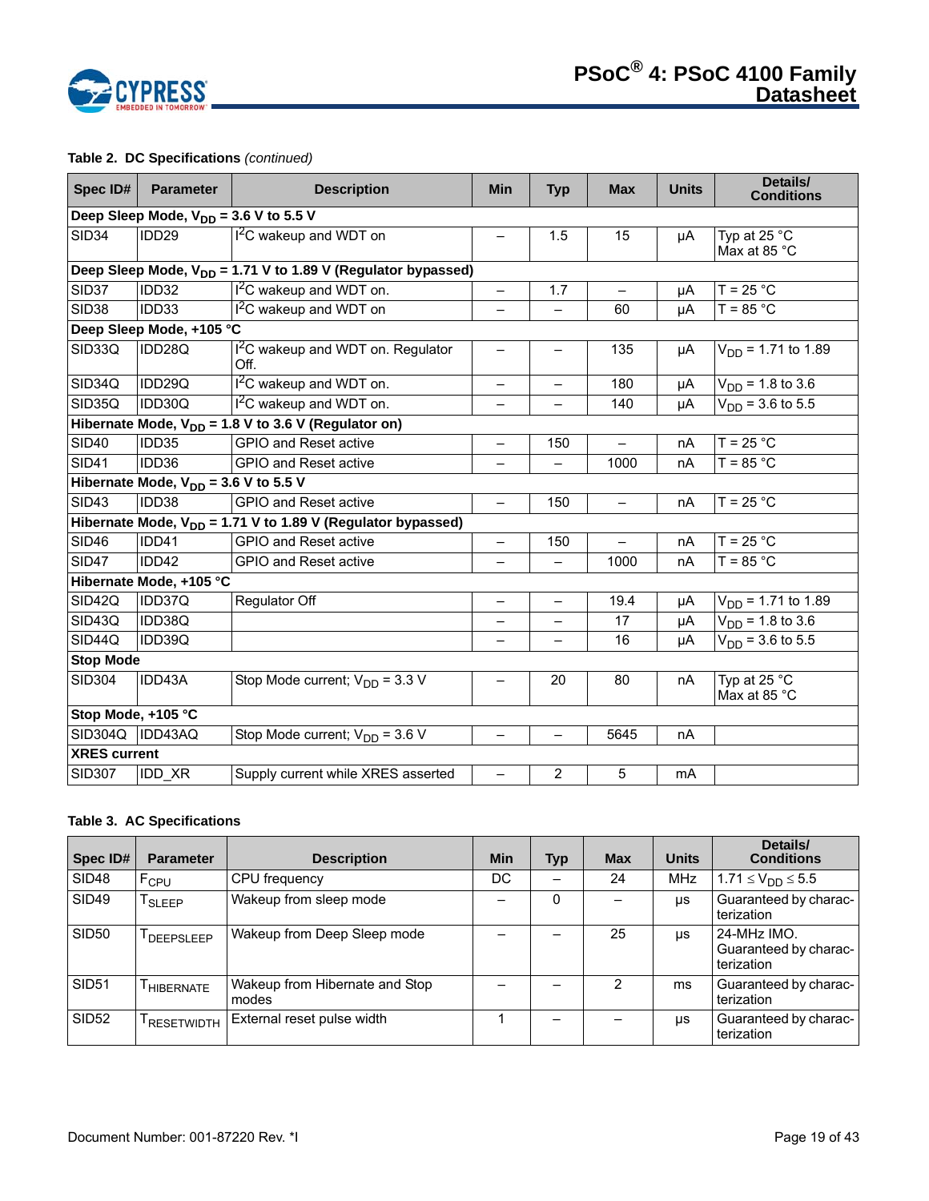**Table 2. DC Specifications** *(continued)*

| Spec ID# | Parameter | Description | Min | Typ | Max | Units | Details/ Conditions |
|---|---|---|---|---|---|---|---|
| **Deep Sleep Mode, $V_{DD}$ = 3.6 V to 5.5 V** | | | | | | | |
| SID34 | IDD29 | $I^2C$ wakeup and WDT on | – | 1.5 | 15 | µA | Typ at 25 °C Max at 85 °C |
| **Deep Sleep Mode, $V_{DD}$ = 1.71 V to 1.89 V (Regulator bypassed)** | | | | | | | |
| SID37 | IDD32 | $I^2C$ wakeup and WDT on. | – | 1.7 | – | µA | T = 25 °C |
| SID38 | IDD33 | $I^2C$ wakeup and WDT on | – | – | 60 | µA | T = 85 °C |
| **Deep Sleep Mode, +105 °C** | | | | | | | |
| SID33Q | IDD28Q | $I^2C$ wakeup and WDT on. Regulator Off. | – | – | 135 | µA | $V_{DD}$ = 1.71 to 1.89 |
| SID34Q | IDD29Q | $I^2C$ wakeup and WDT on. | – | – | 180 | µA | $V_{DD}$ = 1.8 to 3.6 |
| SID35Q | IDD30Q | $I^2C$ wakeup and WDT on. | – | – | 140 | µA | $V_{DD}$ = 3.6 to 5.5 |
| **Hibernate Mode, $V_{DD}$ = 1.8 V to 3.6 V (Regulator on)** | | | | | | | |
| SID40 | IDD35 | GPIO and Reset active | – | 150 | – | nA | T = 25 °C |
| SID41 | IDD36 | GPIO and Reset active | – | – | 1000 | nA | T = 85 °C |
| **Hibernate Mode, $V_{DD}$ = 3.6 V to 5.5 V** | | | | | | | |
| SID43 | IDD38 | GPIO and Reset active | – | 150 | – | nA | T = 25 °C |
| **Hibernate Mode, $V_{DD}$ = 1.71 V to 1.89 V (Regulator bypassed)** | | | | | | | |
| SID46 | IDD41 | GPIO and Reset active | – | 150 | – | nA | T = 25 °C |
| SID47 | IDD42 | GPIO and Reset active | – | – | 1000 | nA | T = 85 °C |
| **Hibernate Mode, +105 °C** | | | | | | | |
| SID42Q | IDD37Q | Regulator Off | – | – | 19.4 | µA | $V_{DD}$ = 1.71 to 1.89 |
| SID43Q | IDD38Q | | – | – | 17 | µA | $V_{DD}$ = 1.8 to 3.6 |
| SID44Q | IDD39Q | | – | – | 16 | µA | $V_{DD}$ = 3.6 to 5.5 |
| **Stop Mode** | | | | | | | |
| SID304 | IDD43A | Stop Mode current; $V_{DD}$ = 3.3 V | – | 20 | 80 | nA | Typ at 25 °C Max at 85 °C |
| **Stop Mode, +105 °C** | | | | | | | |
| SID304Q | IDD43AQ | Stop Mode current; $V_{DD}$ = 3.6 V | – | – | 5645 | nA | |
| **XRES current** | | | | | | | |
| SID307 | IDD_XR | Supply current while XRES asserted | – | 2 | 5 | mA | |

**Table 3. AC Specifications**

| Spec ID# | Parameter | Description | Min | Typ | Max | Units | Details/ Conditions |
|---|---|---|---|---|---|---|---|
| SID48 | $F_{CPU}$ | CPU frequency | DC | – | 24 | MHz | $1.71 \le V_{DD} \le 5.5$ |
| SID49 | $T_{SLEEP}$ | Wakeup from sleep mode | – | 0 | – | µs | Guaranteed by characterization |
| SID50 | $T_{DEEPSLEEP}$ | Wakeup from Deep Sleep mode | – | – | 25 | µs | 24-MHz IMO. Guaranteed by characterization |
| SID51 | $T_{HIBERNATE}$ | Wakeup from Hibernate and Stop modes | – | – | 2 | ms | Guaranteed by characterization |
| SID52 | $T_{RESETWIDTH}$ | External reset pulse width | 1 | – | – | µs | Guaranteed by characterization |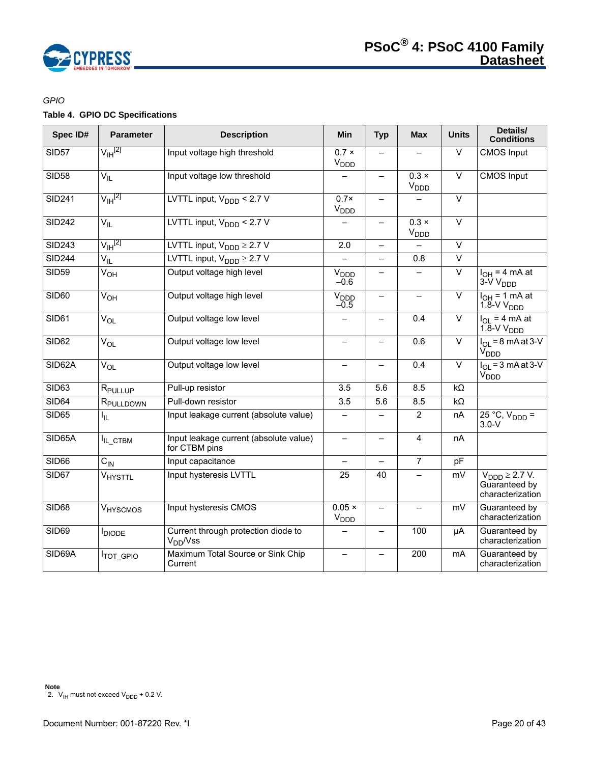*GPIO*

**Table 4. GPIO DC Specifications**

| Spec ID# | Parameter | Description | Min | Typ | Max | Units | Details/ Conditions |
|---|---|---|---|---|---|---|---|
| SID57 | $V_{IH}$[2] | Input voltage high threshold | 0.7 × $V_{DDD}$ | – | – | V | CMOS Input |
| SID58 | $V_{IL}$ | Input voltage low threshold | – | – | 0.3 × $V_{DDD}$ | V | CMOS Input |
| SID241 | $V_{IH}$[2] | LVTTL input, $V_{DDD}$ < 2.7 V | 0.7× $V_{DDD}$ | – | – | V | |
| SID242 | $V_{IL}$ | LVTTL input, $V_{DDD}$ < 2.7 V | – | – | 0.3 × $V_{DDD}$ | V | |
| SID243 | $V_{IH}$[2] | LVTTL input, $V_{DDD} \geq$ 2.7 V | 2.0 | – | – | V | |
| SID244 | $V_{IL}$ | LVTTL input, $V_{DDD} \geq$ 2.7 V | – | – | 0.8 | V | |
| SID59 | $V_{OH}$ | Output voltage high level | $V_{DDD}$ –0.6 | – | – | V | $I_{OH}$ = 4 mA at 3-V $V_{DDD}$ |
| SID60 | $V_{OH}$ | Output voltage high level | $V_{DDD}$ –0.5 | – | – | V | $I_{OH}$ = 1 mA at 1.8-V $V_{DDD}$ |
| SID61 | $V_{OL}$ | Output voltage low level | – | – | 0.4 | V | $I_{OL}$ = 4 mA at 1.8-V $V_{DDD}$ |
| SID62 | $V_{OL}$ | Output voltage low level | – | – | 0.6 | V | $I_{OL}$ = 8 mA at 3-V $V_{DDD}$ |
| SID62A | $V_{OL}$ | Output voltage low level | – | – | 0.4 | V | $I_{OL}$ = 3 mA at 3-V $V_{DDD}$ |
| SID63 | $R_{PULLUP}$ | Pull-up resistor | 3.5 | 5.6 | 8.5 | kΩ | |
| SID64 | $R_{PULLDOWN}$ | Pull-down resistor | 3.5 | 5.6 | 8.5 | kΩ | |
| SID65 | $I_{IL}$ | Input leakage current (absolute value) | – | – | 2 | nA | 25 °C, $V_{DDD}$ = 3.0-V |
| SID65A | $I_{IL\_CTBM}$ | Input leakage current (absolute value) for CTBM pins | – | – | 4 | nA | |
| SID66 | $C_{IN}$ | Input capacitance | – | – | 7 | pF | |
| SID67 | $V_{HYSTTL}$ | Input hysteresis LVTTL | 25 | 40 | – | mV | $V_{DDD} \geq$ 2.7 V. Guaranteed by characterization |
| SID68 | $V_{HYSCMOS}$ | Input hysteresis CMOS | 0.05 × $V_{DDD}$ | – | – | mV | Guaranteed by characterization |
| SID69 | $I_{DIODE}$ | Current through protection diode to $V_{DD}$/Vss | – | – | 100 | µA | Guaranteed by characterization |
| SID69A | $I_{TOT\_GPIO}$ | Maximum Total Source or Sink Chip Current | – | – | 200 | mA | Guaranteed by characterization |

**Note**
2. $V_{IH}$ must not exceed $V_{DDD}$ + 0.2 V.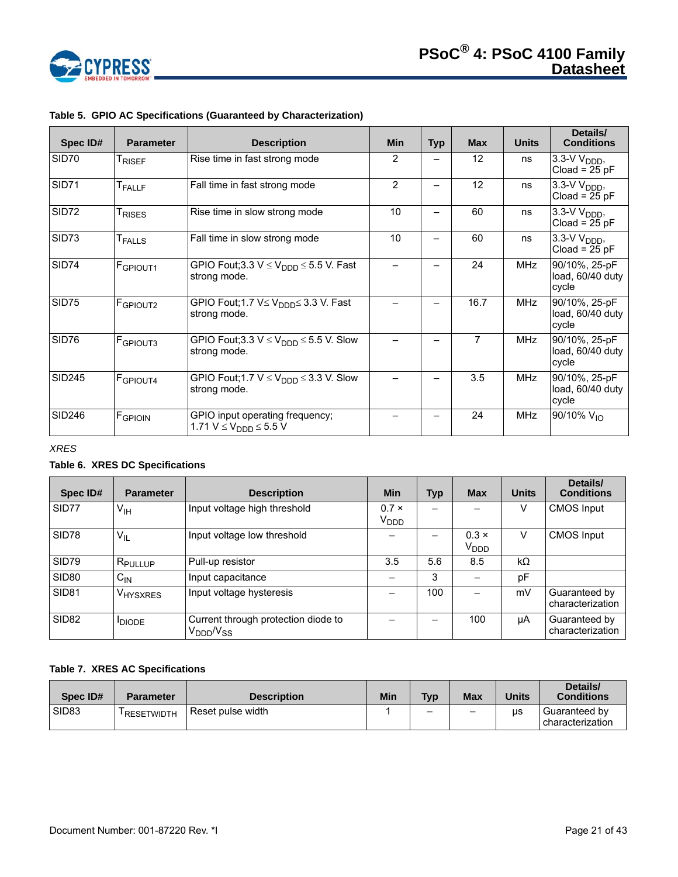**Table 5. GPIO AC Specifications (Guaranteed by Characterization)**

| Spec ID# | Parameter | Description | Min | Typ | Max | Units | Details/ Conditions |
|---|---|---|---|---|---|---|---|
| SID70 | $T_{RISEF}$ | Rise time in fast strong mode | 2 | – | 12 | ns | 3.3-V $V_{DDD}$, Cload = 25 pF |
| SID71 | $T_{FALLF}$ | Fall time in fast strong mode | 2 | – | 12 | ns | 3.3-V $V_{DDD}$, Cload = 25 pF |
| SID72 | $T_{RISES}$ | Rise time in slow strong mode | 10 | – | 60 | ns | 3.3-V $V_{DDD}$, Cload = 25 pF |
| SID73 | $T_{FALLS}$ | Fall time in slow strong mode | 10 | – | 60 | ns | 3.3-V $V_{DDD}$, Cload = 25 pF |
| SID74 | $F_{GPIOUT1}$ | GPIO Fout;3.3 V $\le V_{DDD} \le$ 5.5 V. Fast strong mode. | – | – | 24 | MHz | 90/10%, 25-pF load, 60/40 duty cycle |
| SID75 | $F_{GPIOUT2}$ | GPIO Fout;1.7 V$\le V_{DDD} \le$ 3.3 V. Fast strong mode. | – | – | 16.7 | MHz | 90/10%, 25-pF load, 60/40 duty cycle |
| SID76 | $F_{GPIOUT3}$ | GPIO Fout;3.3 V $\le V_{DDD} \le$ 5.5 V. Slow strong mode. | – | – | 7 | MHz | 90/10%, 25-pF load, 60/40 duty cycle |
| SID245 | $F_{GPIOUT4}$ | GPIO Fout;1.7 V $\le V_{DDD} \le$ 3.3 V. Slow strong mode. | – | – | 3.5 | MHz | 90/10%, 25-pF load, 60/40 duty cycle |
| SID246 | $F_{GPIOIN}$ | GPIO input operating frequency; 1.71 V $\le V_{DDD} \le$ 5.5 V | – | – | 24 | MHz | 90/10% $V_{IO}$ |

*XRES*

**Table 6. XRES DC Specifications**

| Spec ID# | Parameter | Description | Min | Typ | Max | Units | Details/ Conditions |
|---|---|---|---|---|---|---|---|
| SID77 | $V_{IH}$ | Input voltage high threshold | 0.7 × $V_{DDD}$ | – | – | V | CMOS Input |
| SID78 | $V_{IL}$ | Input voltage low threshold | – | – | 0.3 × $V_{DDD}$ | V | CMOS Input |
| SID79 | $R_{PULLUP}$ | Pull-up resistor | 3.5 | 5.6 | 8.5 | kΩ | |
| SID80 | $C_{IN}$ | Input capacitance | – | 3 | – | pF | |
| SID81 | $V_{HYSXRES}$ | Input voltage hysteresis | – | 100 | – | mV | Guaranteed by characterization |
| SID82 | $I_{DIODE}$ | Current through protection diode to $V_{DDD}/V_{SS}$ | – | – | 100 | µA | Guaranteed by characterization |

**Table 7. XRES AC Specifications**

| Spec ID# | Parameter | Description | Min | Typ | Max | Units | Details/ Conditions |
|---|---|---|---|---|---|---|---|
| SID83 | $T_{RESETWIDTH}$ | Reset pulse width | 1 | – | – | µs | Guaranteed by characterization |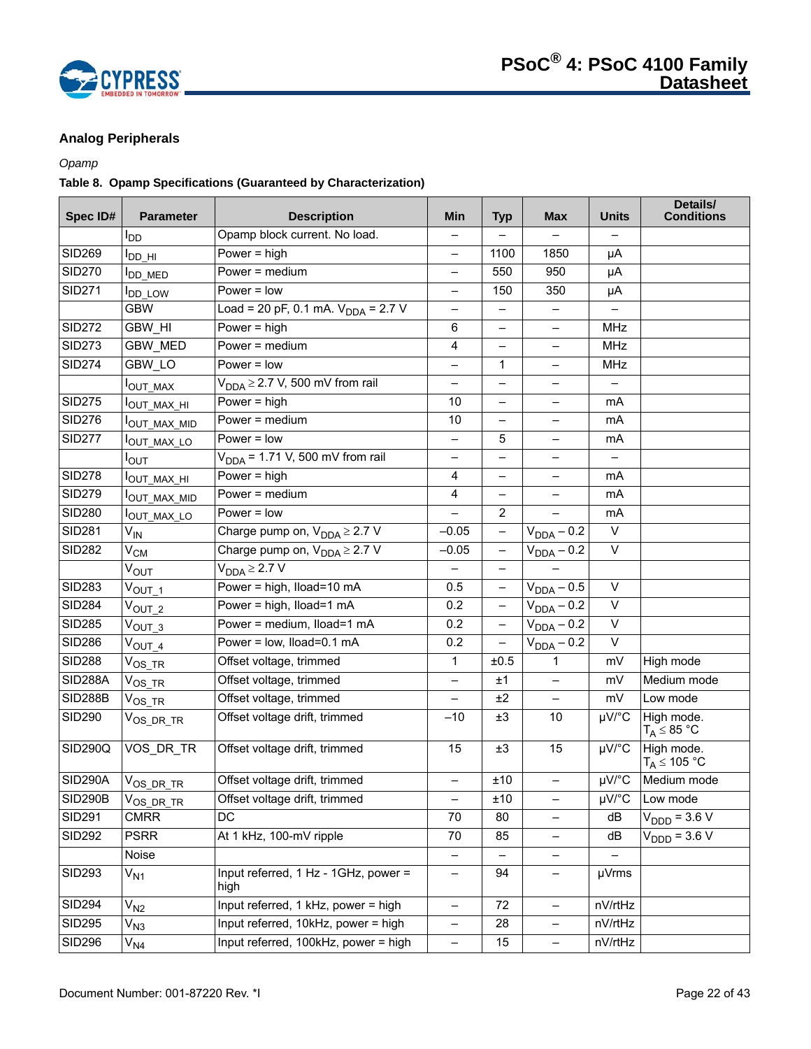### Analog Peripherals

*Opamp*

**Table 8. Opamp Specifications (Guaranteed by Characterization)**

| Spec ID# | Parameter | Description | Min | Typ | Max | Units | Details/ Conditions |
|---|---|---|---|---|---|---|---|
| | $I_{DD}$ | Opamp block current. No load. | – | – | – | – | |
| SID269 | $I_{DD\_HI}$ | Power = high | – | 1100 | 1850 | µA | |
| SID270 | $I_{DD\_MED}$ | Power = medium | – | 550 | 950 | µA | |
| SID271 | $I_{DD\_LOW}$ | Power = low | – | 150 | 350 | µA | |
| | GBW | Load = 20 pF, 0.1 mA. $V_{DDA}$ = 2.7 V | – | – | – | – | |
| SID272 | GBW_HI | Power = high | 6 | – | – | MHz | |
| SID273 | GBW_MED | Power = medium | 4 | – | – | MHz | |
| SID274 | GBW_LO | Power = low | – | 1 | – | MHz | |
| | $I_{OUT\_MAX}$ | $V_{DDA} \geq 2.7$ V, 500 mV from rail | – | – | – | – | |
| SID275 | $I_{OUT\_MAX\_HI}$ | Power = high | 10 | – | – | mA | |
| SID276 | $I_{OUT\_MAX\_MID}$ | Power = medium | 10 | – | – | mA | |
| SID277 | $I_{OUT\_MAX\_LO}$ | Power = low | – | 5 | – | mA | |
| | $I_{OUT}$ | $V_{DDA}$ = 1.71 V, 500 mV from rail | – | – | – | – | |
| SID278 | $I_{OUT\_MAX\_HI}$ | Power = high | 4 | – | – | mA | |
| SID279 | $I_{OUT\_MAX\_MID}$ | Power = medium | 4 | – | – | mA | |
| SID280 | $I_{OUT\_MAX\_LO}$ | Power = low | – | 2 | – | mA | |
| SID281 | $V_{IN}$ | Charge pump on, $V_{DDA} \geq 2.7$ V | –0.05 | – | $V_{DDA}$ – 0.2 | V | |
| SID282 | $V_{CM}$ | Charge pump on, $V_{DDA} \geq 2.7$ V | –0.05 | – | $V_{DDA}$ – 0.2 | V | |
| | $V_{OUT}$ | $V_{DDA} \geq 2.7$ V | – | – | – | | |
| SID283 | $V_{OUT\_1}$ | Power = high, Iload=10 mA | 0.5 | – | $V_{DDA}$ – 0.5 | V | |
| SID284 | $V_{OUT\_2}$ | Power = high, Iload=1 mA | 0.2 | – | $V_{DDA}$ – 0.2 | V | |
| SID285 | $V_{OUT\_3}$ | Power = medium, Iload=1 mA | 0.2 | – | $V_{DDA}$ – 0.2 | V | |
| SID286 | $V_{OUT\_4}$ | Power = low, Iload=0.1 mA | 0.2 | – | $V_{DDA}$ – 0.2 | V | |
| SID288 | $V_{OS\_TR}$ | Offset voltage, trimmed | 1 | ±0.5 | 1 | mV | High mode |
| SID288A | $V_{OS\_TR}$ | Offset voltage, trimmed | – | ±1 | – | mV | Medium mode |
| SID288B | $V_{OS\_TR}$ | Offset voltage, trimmed | – | ±2 | – | mV | Low mode |
| SID290 | $V_{OS\_DR\_TR}$ | Offset voltage drift, trimmed | –10 | ±3 | 10 | µV/°C | High mode. $T_A \leq 85$ °C |
| SID290Q | VOS_DR_TR | Offset voltage drift, trimmed | 15 | ±3 | 15 | µV/°C | High mode. $T_A \leq 105$ °C |
| SID290A | $V_{OS\_DR\_TR}$ | Offset voltage drift, trimmed | – | ±10 | – | µV/°C | Medium mode |
| SID290B | $V_{OS\_DR\_TR}$ | Offset voltage drift, trimmed | – | ±10 | – | µV/°C | Low mode |
| SID291 | CMRR | DC | 70 | 80 | – | dB | $V_{DDD}$ = 3.6 V |
| SID292 | PSRR | At 1 kHz, 100-mV ripple | 70 | 85 | – | dB | $V_{DDD}$ = 3.6 V |
| | Noise | | – | – | – | – | |
| SID293 | $V_{N1}$ | Input referred, 1 Hz - 1GHz, power = high | – | 94 | – | µVrms | |
| SID294 | $V_{N2}$ | Input referred, 1 kHz, power = high | – | 72 | – | nV/rtHz | |
| SID295 | $V_{N3}$ | Input referred, 10kHz, power = high | – | 28 | – | nV/rtHz | |
| SID296 | $V_{N4}$ | Input referred, 100kHz, power = high | – | 15 | – | nV/rtHz | |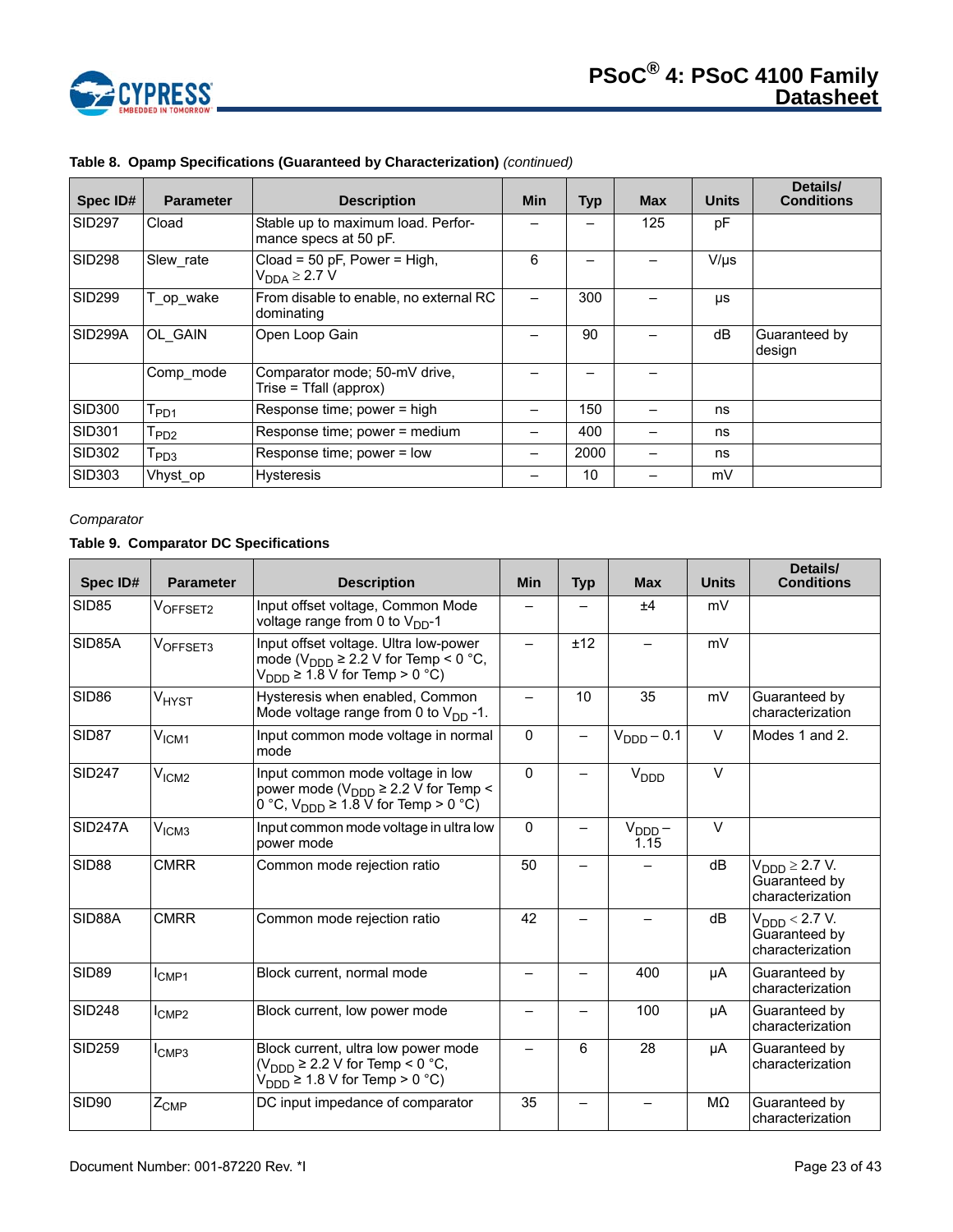**Table 8. Opamp Specifications (Guaranteed by Characterization)** *(continued)*

| Spec ID# | Parameter | Description | Min | Typ | Max | Units | Details/ Conditions |
|---|---|---|---|---|---|---|---|
| SID297 | Cload | Stable up to maximum load. Performance specs at 50 pF. | – | – | 125 | pF | |
| SID298 | Slew_rate | Cload = 50 pF, Power = High, $V_{DDA} \geq 2.7$ V | 6 | – | – | V/µs | |
| SID299 | T_op_wake | From disable to enable, no external RC dominating | – | 300 | – | µs | |
| SID299A | OL_GAIN | Open Loop Gain | – | 90 | – | dB | Guaranteed by design |
| | Comp_mode | Comparator mode; 50-mV drive, Trise = Tfall (approx) | – | – | – | | |
| SID300 | $T_{PD1}$ | Response time; power = high | – | 150 | – | ns | |
| SID301 | $T_{PD2}$ | Response time; power = medium | – | 400 | – | ns | |
| SID302 | $T_{PD3}$ | Response time; power = low | – | 2000 | – | ns | |
| SID303 | Vhyst_op | Hysteresis | – | 10 | – | mV | |

*Comparator*

**Table 9. Comparator DC Specifications**

| Spec ID# | Parameter | Description | Min | Typ | Max | Units | Details/ Conditions |
|---|---|---|---|---|---|---|---|
| SID85 | $V_{OFFSET2}$ | Input offset voltage, Common Mode voltage range from 0 to $V_{DD}$-1 | – | – | ±4 | mV | |
| SID85A | $V_{OFFSET3}$ | Input offset voltage. Ultra low-power mode ($V_{DDD} \geq 2.2$ V for Temp < 0 °C, $V_{DDD} \geq 1.8$ V for Temp > 0 °C) | – | ±12 | – | mV | |
| SID86 | $V_{HYST}$ | Hysteresis when enabled, Common Mode voltage range from 0 to $V_{DD}$ -1. | – | 10 | 35 | mV | Guaranteed by characterization |
| SID87 | $V_{ICM1}$ | Input common mode voltage in normal mode | 0 | – | $V_{DDD} - 0.1$ | V | Modes 1 and 2. |
| SID247 | $V_{ICM2}$ | Input common mode voltage in low power mode ($V_{DDD} \geq 2.2$ V for Temp < 0 °C, $V_{DDD} \geq 1.8$ V for Temp > 0 °C) | 0 | – | $V_{DDD}$ | V | |
| SID247A | $V_{ICM3}$ | Input common mode voltage in ultra low power mode | 0 | – | $V_{DDD} - 1.15$ | V | |
| SID88 | CMRR | Common mode rejection ratio | 50 | – | – | dB | $V_{DDD} \geq 2.7$ V. Guaranteed by characterization |
| SID88A | CMRR | Common mode rejection ratio | 42 | – | – | dB | $V_{DDD} < 2.7$ V. Guaranteed by characterization |
| SID89 | $I_{CMP1}$ | Block current, normal mode | – | – | 400 | µA | Guaranteed by characterization |
| SID248 | $I_{CMP2}$ | Block current, low power mode | – | – | 100 | µA | Guaranteed by characterization |
| SID259 | $I_{CMP3}$ | Block current, ultra low power mode ($V_{DDD} \geq 2.2$ V for Temp < 0 °C, $V_{DDD} \geq 1.8$ V for Temp > 0 °C) | – | 6 | 28 | µA | Guaranteed by characterization |
| SID90 | $Z_{CMP}$ | DC input impedance of comparator | 35 | – | – | MΩ | Guaranteed by characterization |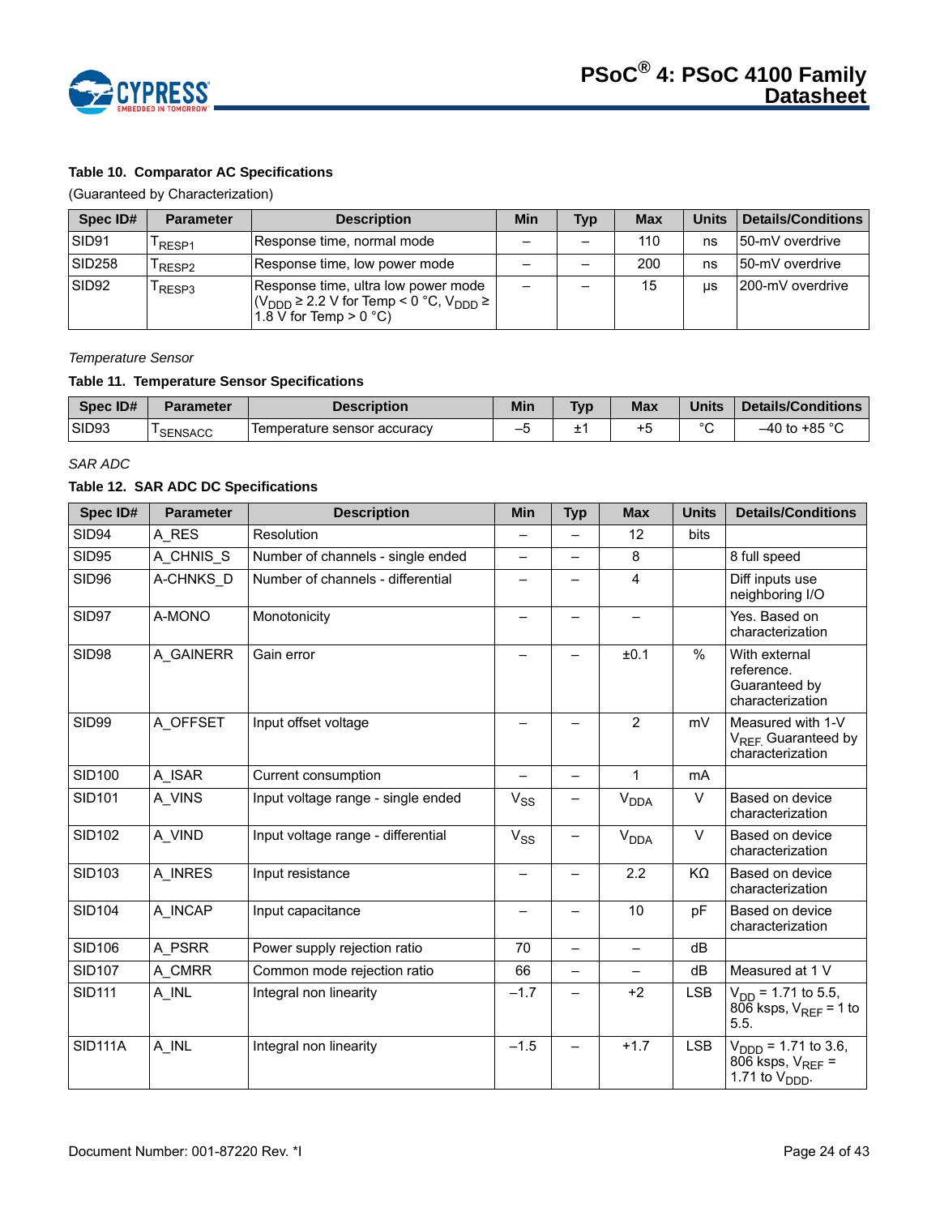**Table 10. Comparator AC Specifications**

(Guaranteed by Characterization)

| Spec ID# | Parameter | Description | Min | Typ | Max | Units | Details/Conditions |
|---|---|---|---|---|---|---|---|
| SID91 | $T_{RESP1}$ | Response time, normal mode | – | – | 110 | ns | 50-mV overdrive |
| SID258 | $T_{RESP2}$ | Response time, low power mode | – | – | 200 | ns | 50-mV overdrive |
| SID92 | $T_{RESP3}$ | Response time, ultra low power mode ($V_{DDD}$ ≥ 2.2 V for Temp < 0 °C, $V_{DDD}$ ≥ 1.8 V for Temp > 0 °C) | – | – | 15 | µs | 200-mV overdrive |

*Temperature Sensor*

**Table 11. Temperature Sensor Specifications**

| Spec ID# | Parameter | Description | Min | Typ | Max | Units | Details/Conditions |
|---|---|---|---|---|---|---|---|
| SID93 | $T_{SENSACC}$ | Temperature sensor accuracy | –5 | ±1 | +5 | °C | –40 to +85 °C |

*SAR ADC*

**Table 12. SAR ADC DC Specifications**

| Spec ID# | Parameter | Description | Min | Typ | Max | Units | Details/Conditions |
|---|---|---|---|---|---|---|---|
| SID94 | A_RES | Resolution | – | – | 12 | bits | |
| SID95 | A_CHNIS_S | Number of channels - single ended | – | – | 8 | | 8 full speed |
| SID96 | A-CHNKS_D | Number of channels - differential | – | – | 4 | | Diff inputs use neighboring I/O |
| SID97 | A-MONO | Monotonicity | – | – | – | | Yes. Based on characterization |
| SID98 | A_GAINERR | Gain error | – | – | ±0.1 | % | With external reference. Guaranteed by characterization |
| SID99 | A_OFFSET | Input offset voltage | – | – | 2 | mV | Measured with 1-V $V_{REF}$. Guaranteed by characterization |
| SID100 | A_ISAR | Current consumption | – | – | 1 | mA | |
| SID101 | A_VINS | Input voltage range - single ended | $V_{SS}$ | – | $V_{DDA}$ | V | Based on device characterization |
| SID102 | A_VIND | Input voltage range - differential | $V_{SS}$ | – | $V_{DDA}$ | V | Based on device characterization |
| SID103 | A_INRES | Input resistance | – | – | 2.2 | KΩ | Based on device characterization |
| SID104 | A_INCAP | Input capacitance | – | – | 10 | pF | Based on device characterization |
| SID106 | A_PSRR | Power supply rejection ratio | 70 | – | – | dB | |
| SID107 | A_CMRR | Common mode rejection ratio | 66 | – | – | dB | Measured at 1 V |
| SID111 | A_INL | Integral non linearity | –1.7 | – | +2 | LSB | $V_{DD}$ = 1.71 to 5.5, 806 ksps, $V_{REF}$ = 1 to 5.5. |
| SID111A | A_INL | Integral non linearity | –1.5 | – | +1.7 | LSB | $V_{DDD}$ = 1.71 to 3.6, 806 ksps, $V_{REF}$ = 1.71 to $V_{DDD}$. |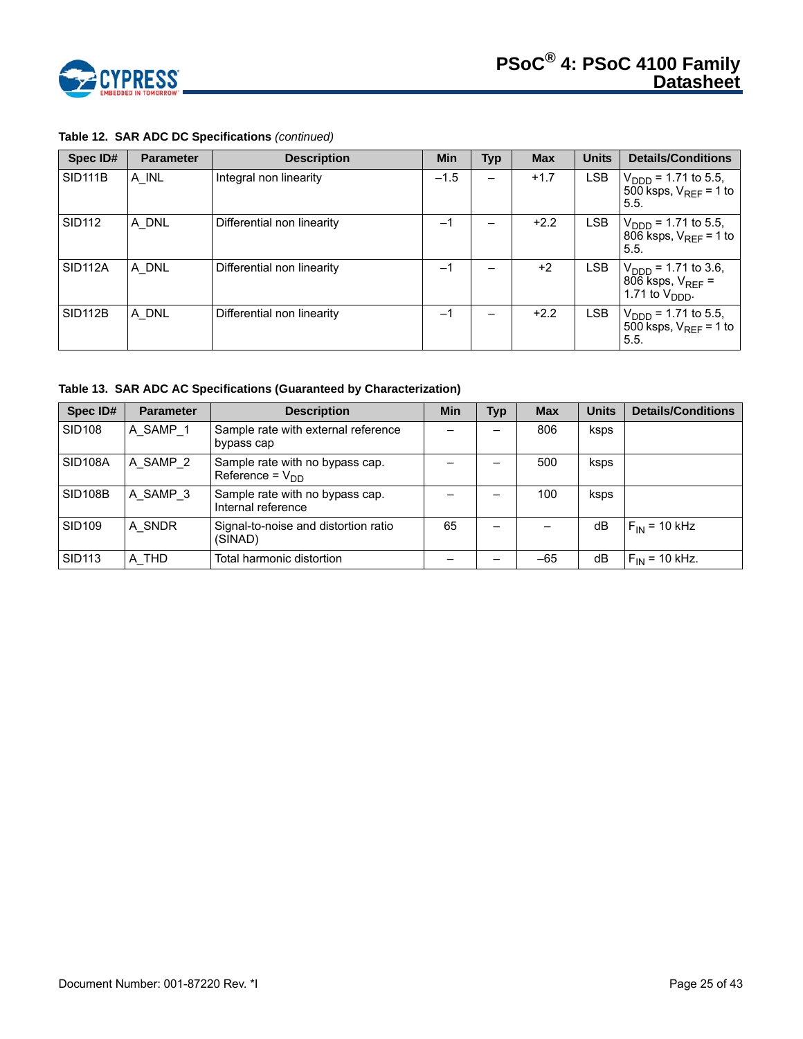**Table 12. SAR ADC DC Specifications** *(continued)*

| Spec ID# | Parameter | Description | Min | Typ | Max | Units | Details/Conditions |
|---|---|---|---|---|---|---|---|
| SID111B | A_INL | Integral non linearity | –1.5 | – | +1.7 | LSB | $V_{DDD}$ = 1.71 to 5.5, 500 ksps, $V_{REF}$ = 1 to 5.5. |
| SID112 | A_DNL | Differential non linearity | –1 | – | +2.2 | LSB | $V_{DDD}$ = 1.71 to 5.5, 806 ksps, $V_{REF}$ = 1 to 5.5. |
| SID112A | A_DNL | Differential non linearity | –1 | – | +2 | LSB | $V_{DDD}$ = 1.71 to 3.6, 806 ksps, $V_{REF}$ = 1.71 to $V_{DDD}$. |
| SID112B | A_DNL | Differential non linearity | –1 | – | +2.2 | LSB | $V_{DDD}$ = 1.71 to 5.5, 500 ksps, $V_{REF}$ = 1 to 5.5. |

**Table 13. SAR ADC AC Specifications (Guaranteed by Characterization)**

| Spec ID# | Parameter | Description | Min | Typ | Max | Units | Details/Conditions |
|---|---|---|---|---|---|---|---|
| SID108 | A_SAMP_1 | Sample rate with external reference bypass cap | – | – | 806 | ksps | |
| SID108A | A_SAMP_2 | Sample rate with no bypass cap. Reference = $V_{DD}$ | – | – | 500 | ksps | |
| SID108B | A_SAMP_3 | Sample rate with no bypass cap. Internal reference | – | – | 100 | ksps | |
| SID109 | A_SNDR | Signal-to-noise and distortion ratio (SINAD) | 65 | – | – | dB | $F_{IN}$ = 10 kHz |
| SID113 | A_THD | Total harmonic distortion | – | – | –65 | dB | $F_{IN}$ = 10 kHz. |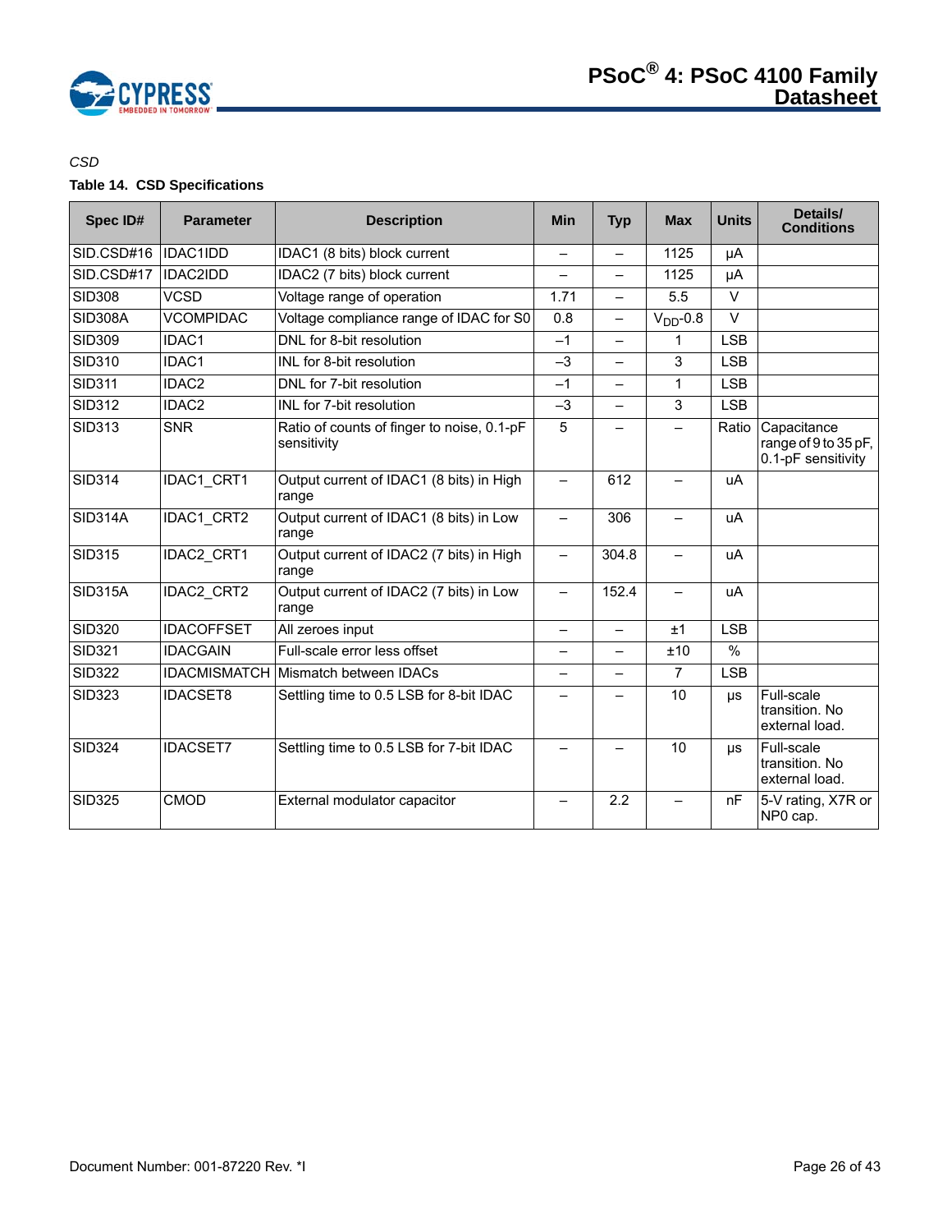*CSD*

**Table 14. CSD Specifications**

| Spec ID# | Parameter | Description | Min | Typ | Max | Units | Details/ Conditions |
|---|---|---|---|---|---|---|---|
| SID.CSD#16 | IDAC1IDD | IDAC1 (8 bits) block current | – | – | 1125 | µA | |
| SID.CSD#17 | IDAC2IDD | IDAC2 (7 bits) block current | – | – | 1125 | µA | |
| SID308 | VCSD | Voltage range of operation | 1.71 | – | 5.5 | V | |
| SID308A | VCOMPIDAC | Voltage compliance range of IDAC for S0 | 0.8 | – | $V_{DD}$-0.8 | V | |
| SID309 | IDAC1 | DNL for 8-bit resolution | –1 | – | 1 | LSB | |
| SID310 | IDAC1 | INL for 8-bit resolution | –3 | – | 3 | LSB | |
| SID311 | IDAC2 | DNL for 7-bit resolution | –1 | – | 1 | LSB | |
| SID312 | IDAC2 | INL for 7-bit resolution | –3 | – | 3 | LSB | |
| SID313 | SNR | Ratio of counts of finger to noise, 0.1-pF sensitivity | 5 | – | – | Ratio | Capacitance range of 9 to 35 pF, 0.1-pF sensitivity |
| SID314 | IDAC1_CRT1 | Output current of IDAC1 (8 bits) in High range | – | 612 | – | uA | |
| SID314A | IDAC1_CRT2 | Output current of IDAC1 (8 bits) in Low range | – | 306 | – | uA | |
| SID315 | IDAC2_CRT1 | Output current of IDAC2 (7 bits) in High range | – | 304.8 | – | uA | |
| SID315A | IDAC2_CRT2 | Output current of IDAC2 (7 bits) in Low range | – | 152.4 | – | uA | |
| SID320 | IDACOFFSET | All zeroes input | – | – | ±1 | LSB | |
| SID321 | IDACGAIN | Full-scale error less offset | – | – | ±10 | % | |
| SID322 | IDACMISMATCH | Mismatch between IDACs | – | – | 7 | LSB | |
| SID323 | IDACSET8 | Settling time to 0.5 LSB for 8-bit IDAC | – | – | 10 | µs | Full-scale transition. No external load. |
| SID324 | IDACSET7 | Settling time to 0.5 LSB for 7-bit IDAC | – | – | 10 | µs | Full-scale transition. No external load. |
| SID325 | CMOD | External modulator capacitor | – | 2.2 | – | nF | 5-V rating, X7R or NP0 cap. |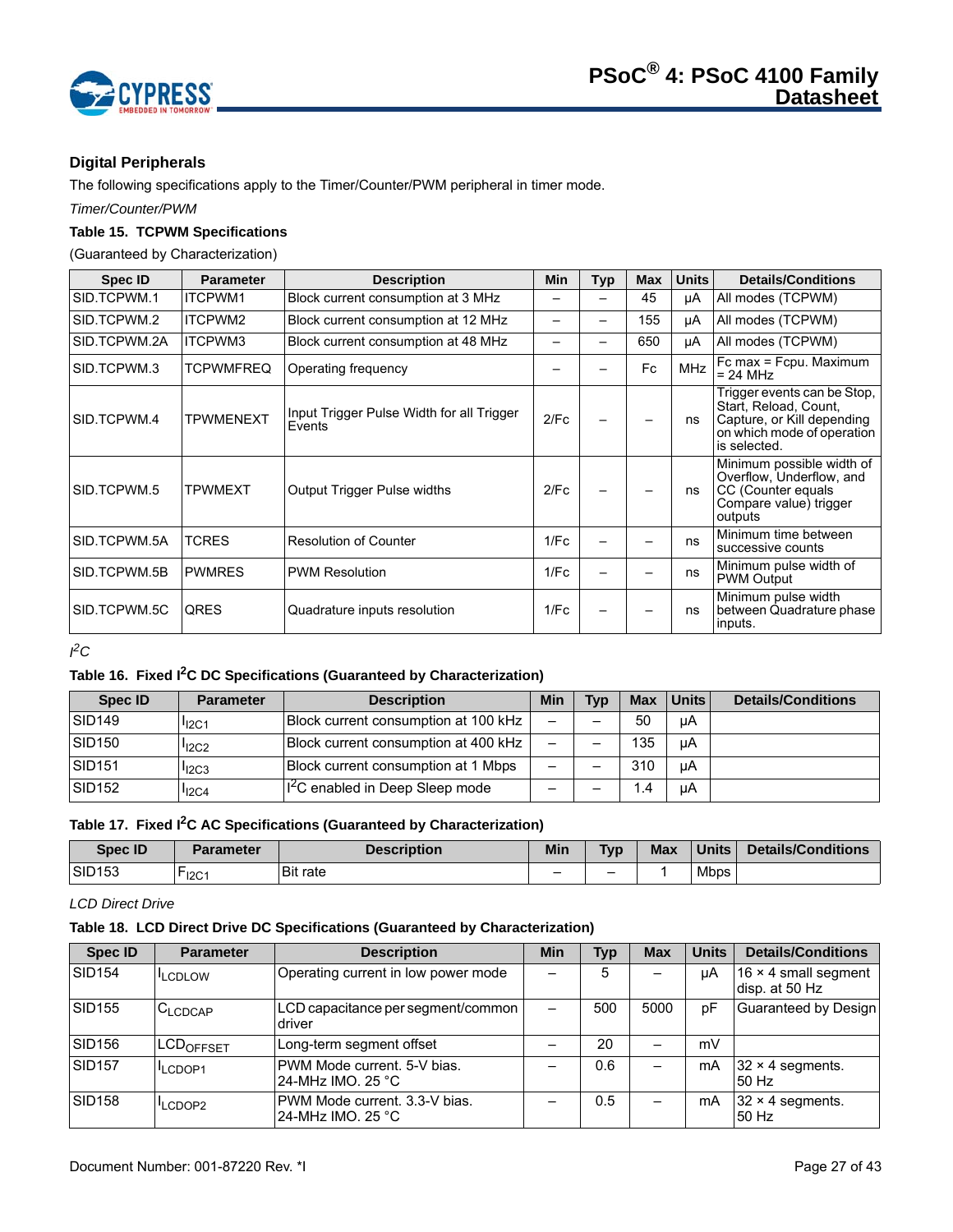### Digital Peripherals

The following specifications apply to the Timer/Counter/PWM peripheral in timer mode.

*Timer/Counter/PWM*

**Table 15. TCPWM Specifications**

(Guaranteed by Characterization)

| Spec ID | Parameter | Description | Min | Typ | Max | Units | Details/Conditions |
|---|---|---|---|---|---|---|---|
| SID.TCPWM.1 | ITCPWM1 | Block current consumption at 3 MHz | – | – | 45 | µA | All modes (TCPWM) |
| SID.TCPWM.2 | ITCPWM2 | Block current consumption at 12 MHz | – | – | 155 | µA | All modes (TCPWM) |
| SID.TCPWM.2A | ITCPWM3 | Block current consumption at 48 MHz | – | – | 650 | µA | All modes (TCPWM) |
| SID.TCPWM.3 | TCPWMFREQ | Operating frequency | – | – | Fc | MHz | Fc max = Fcpu. Maximum = 24 MHz |
| SID.TCPWM.4 | TPWMENEXT | Input Trigger Pulse Width for all Trigger Events | 2/Fc | – | – | ns | Trigger events can be Stop, Start, Reload, Count, Capture, or Kill depending on which mode of operation is selected. |
| SID.TCPWM.5 | TPWMEXT | Output Trigger Pulse widths | 2/Fc | – | – | ns | Minimum possible width of Overflow, Underflow, and CC (Counter equals Compare value) trigger outputs |
| SID.TCPWM.5A | TCRES | Resolution of Counter | 1/Fc | – | – | ns | Minimum time between successive counts |
| SID.TCPWM.5B | PWMRES | PWM Resolution | 1/Fc | – | – | ns | Minimum pulse width of PWM Output |
| SID.TCPWM.5C | QRES | Quadrature inputs resolution | 1/Fc | – | – | ns | Minimum pulse width between Quadrature phase inputs. |

*$I^2C$*

**Table 16. Fixed $I^2C$ DC Specifications (Guaranteed by Characterization)**

| Spec ID | Parameter | Description | Min | Typ | Max | Units | Details/Conditions |
|---|---|---|---|---|---|---|---|
| SID149 | $I_{I2C1}$ | Block current consumption at 100 kHz | – | – | 50 | µA | |
| SID150 | $I_{I2C2}$ | Block current consumption at 400 kHz | – | – | 135 | µA | |
| SID151 | $I_{I2C3}$ | Block current consumption at 1 Mbps | – | – | 310 | µA | |
| SID152 | $I_{I2C4}$ | $I^2C$ enabled in Deep Sleep mode | – | – | 1.4 | µA | |

**Table 17. Fixed $I^2C$ AC Specifications (Guaranteed by Characterization)**

| Spec ID | Parameter | Description | Min | Typ | Max | Units | Details/Conditions |
|---|---|---|---|---|---|---|---|
| SID153 | $F_{I2C1}$ | Bit rate | – | – | 1 | Mbps | |

*LCD Direct Drive*

**Table 18. LCD Direct Drive DC Specifications (Guaranteed by Characterization)**

| Spec ID | Parameter | Description | Min | Typ | Max | Units | Details/Conditions |
|---|---|---|---|---|---|---|---|
| SID154 | $I_{LCDLOW}$ | Operating current in low power mode | – | 5 | – | µA | 16 × 4 small segment disp. at 50 Hz |
| SID155 | $C_{LCDCAP}$ | LCD capacitance per segment/common driver | – | 500 | 5000 | pF | Guaranteed by Design |
| SID156 | $LCD_{OFFSET}$ | Long-term segment offset | – | 20 | – | mV | |
| SID157 | $I_{LCDOP1}$ | PWM Mode current. 5-V bias. 24-MHz IMO. 25 °C | – | 0.6 | – | mA | 32 × 4 segments. 50 Hz |
| SID158 | $I_{LCDOP2}$ | PWM Mode current. 3.3-V bias. 24-MHz IMO. 25 °C | – | 0.5 | – | mA | 32 × 4 segments. 50 Hz |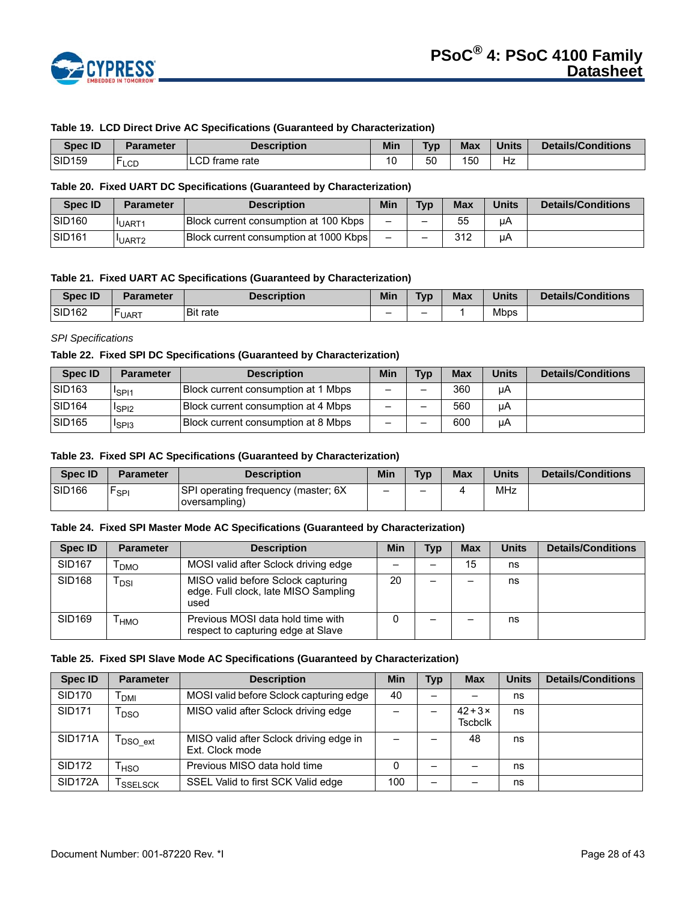**Table 19. LCD Direct Drive AC Specifications (Guaranteed by Characterization)**

| Spec ID | Parameter | Description | Min | Typ | Max | Units | Details/Conditions |
|---|---|---|---|---|---|---|---|
| SID159 | $F_{LCD}$ | LCD frame rate | 10 | 50 | 150 | Hz | |

**Table 20. Fixed UART DC Specifications (Guaranteed by Characterization)**

| Spec ID | Parameter | Description | Min | Typ | Max | Units | Details/Conditions |
|---|---|---|---|---|---|---|---|
| SID160 | $I_{UART1}$ | Block current consumption at 100 Kbps | – | – | 55 | µA | |
| SID161 | $I_{UART2}$ | Block current consumption at 1000 Kbps | – | – | 312 | µA | |

**Table 21. Fixed UART AC Specifications (Guaranteed by Characterization)**

| Spec ID | Parameter | Description | Min | Typ | Max | Units | Details/Conditions |
|---|---|---|---|---|---|---|---|
| SID162 | $F_{UART}$ | Bit rate | – | – | 1 | Mbps | |

*SPI Specifications*

**Table 22. Fixed SPI DC Specifications (Guaranteed by Characterization)**

| Spec ID | Parameter | Description | Min | Typ | Max | Units | Details/Conditions |
|---|---|---|---|---|---|---|---|
| SID163 | $I_{SPI1}$ | Block current consumption at 1 Mbps | – | – | 360 | µA | |
| SID164 | $I_{SPI2}$ | Block current consumption at 4 Mbps | – | – | 560 | µA | |
| SID165 | $I_{SPI3}$ | Block current consumption at 8 Mbps | – | – | 600 | µA | |

**Table 23. Fixed SPI AC Specifications (Guaranteed by Characterization)**

| Spec ID | Parameter | Description | Min | Typ | Max | Units | Details/Conditions |
|---|---|---|---|---|---|---|---|
| SID166 | $F_{SPI}$ | SPI operating frequency (master; 6X oversampling) | – | – | 4 | MHz | |

**Table 24. Fixed SPI Master Mode AC Specifications (Guaranteed by Characterization)**

| Spec ID | Parameter | Description | Min | Typ | Max | Units | Details/Conditions |
|---|---|---|---|---|---|---|---|
| SID167 | $T_{DMO}$ | MOSI valid after Sclock driving edge | – | – | 15 | ns | |
| SID168 | $T_{DSI}$ | MISO valid before Sclock capturing edge. Full clock, late MISO Sampling used | 20 | – | – | ns | |
| SID169 | $T_{HMO}$ | Previous MOSI data hold time with respect to capturing edge at Slave | 0 | – | – | ns | |

**Table 25. Fixed SPI Slave Mode AC Specifications (Guaranteed by Characterization)**

| Spec ID | Parameter | Description | Min | Typ | Max | Units | Details/Conditions |
|---|---|---|---|---|---|---|---|
| SID170 | $T_{DMI}$ | MOSI valid before Sclock capturing edge | 40 | – | – | ns | |
| SID171 | $T_{DSO}$ | MISO valid after Sclock driving edge | – | – | 42 + 3 × Tscbclk | ns | |
| SID171A | $T_{DSO\_ext}$ | MISO valid after Sclock driving edge in Ext. Clock mode | – | – | 48 | ns | |
| SID172 | $T_{HSO}$ | Previous MISO data hold time | 0 | – | – | ns | |
| SID172A | $T_{SSELSCK}$ | SSEL Valid to first SCK Valid edge | 100 | – | – | ns | |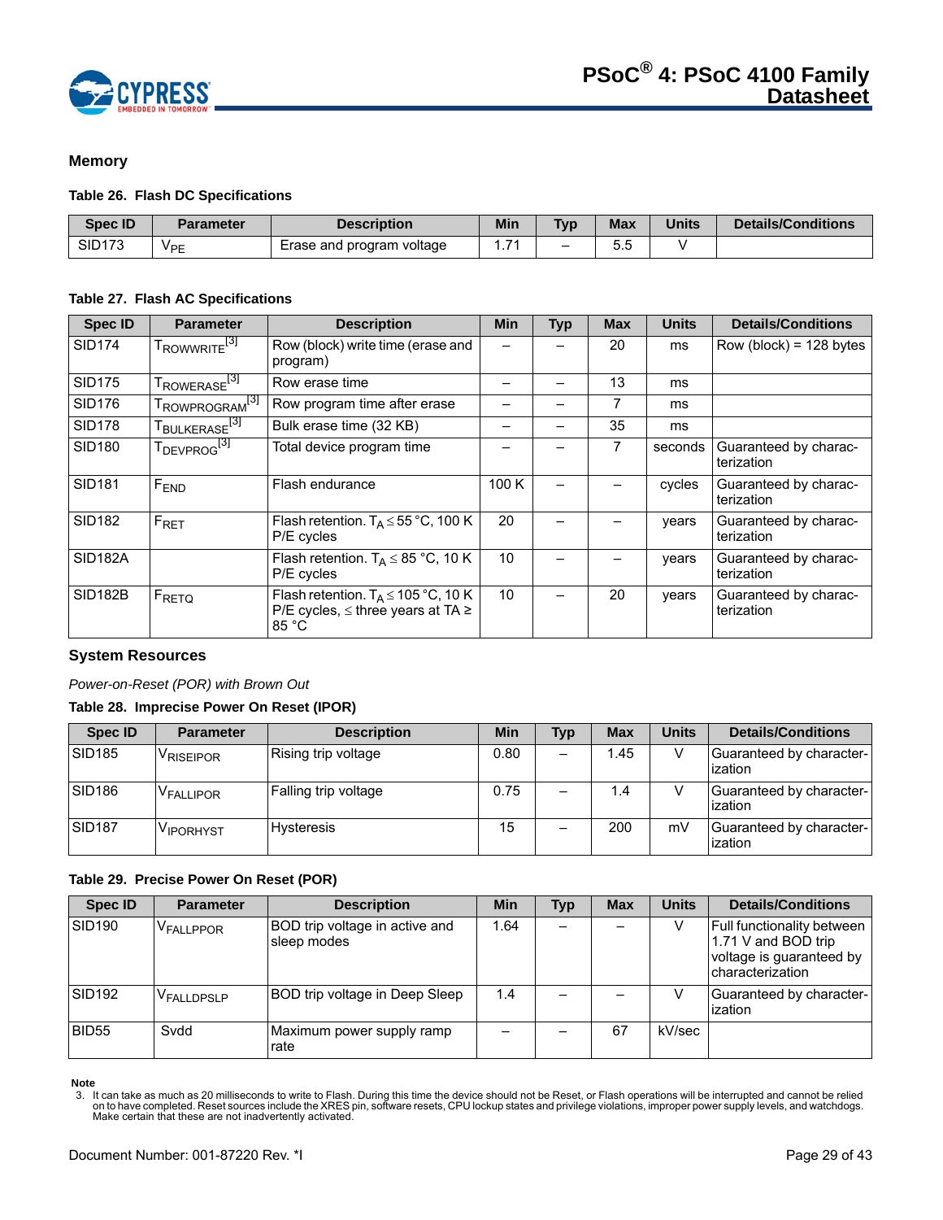## Memory

**Table 26. Flash DC Specifications**

| Spec ID | Parameter | Description | Min | Typ | Max | Units | Details/Conditions |
|---|---|---|---|---|---|---|---|
| SID173 | $V_{PE}$ | Erase and program voltage | 1.71 | – | 5.5 | V | |

**Table 27. Flash AC Specifications**

| Spec ID | Parameter | Description | Min | Typ | Max | Units | Details/Conditions |
|---|---|---|---|---|---|---|---|
| SID174 | $T_{ROWWRITE}$[3] | Row (block) write time (erase and program) | – | – | 20 | ms | Row (block) = 128 bytes |
| SID175 | $T_{ROWERASE}$[3] | Row erase time | – | – | 13 | ms | |
| SID176 | $T_{ROWPROGRAM}$[3] | Row program time after erase | – | – | 7 | ms | |
| SID178 | $T_{BULKERASE}$[3] | Bulk erase time (32 KB) | – | – | 35 | ms | |
| SID180 | $T_{DEVPROG}$[3] | Total device program time | – | – | 7 | seconds | Guaranteed by characterization |
| SID181 | $F_{END}$ | Flash endurance | 100 K | – | – | cycles | Guaranteed by characterization |
| SID182 | $F_{RET}$ | Flash retention. $T_A \le 55$ °C, 100 K P/E cycles | 20 | – | – | years | Guaranteed by characterization |
| SID182A | | Flash retention. $T_A \le 85$ °C, 10 K P/E cycles | 10 | – | – | years | Guaranteed by characterization |
| SID182B | $F_{RETQ}$ | Flash retention. $T_A \le 105$ °C, 10 K P/E cycles, ≤ three years at TA ≥ 85 °C | 10 | – | 20 | years | Guaranteed by characterization |

## System Resources

*Power-on-Reset (POR) with Brown Out*

**Table 28. Imprecise Power On Reset (IPOR)**

| Spec ID | Parameter | Description | Min | Typ | Max | Units | Details/Conditions |
|---|---|---|---|---|---|---|---|
| SID185 | $V_{RISEIPOR}$ | Rising trip voltage | 0.80 | – | 1.45 | V | Guaranteed by characterization |
| SID186 | $V_{FALLIPOR}$ | Falling trip voltage | 0.75 | – | 1.4 | V | Guaranteed by characterization |
| SID187 | $V_{IPORHYST}$ | Hysteresis | 15 | – | 200 | mV | Guaranteed by characterization |

**Table 29. Precise Power On Reset (POR)**

| Spec ID | Parameter | Description | Min | Typ | Max | Units | Details/Conditions |
|---|---|---|---|---|---|---|---|
| SID190 | $V_{FALLPPOR}$ | BOD trip voltage in active and sleep modes | 1.64 | – | – | V | Full functionality between 1.71 V and BOD trip voltage is guaranteed by characterization |
| SID192 | $V_{FALLDPSLP}$ | BOD trip voltage in Deep Sleep | 1.4 | – | – | V | Guaranteed by characterization |
| BID55 | Svdd | Maximum power supply ramp rate | – | – | 67 | kV/sec | |

**Note**

3. It can take as much as 20 milliseconds to write to Flash. During this time the device should not be Reset, or Flash operations will be interrupted and cannot be relied on to have completed. Reset sources include the XRES pin, software resets, CPU lockup states and privilege violations, improper power supply levels, and watchdogs. Make certain that these are not inadvertently activated.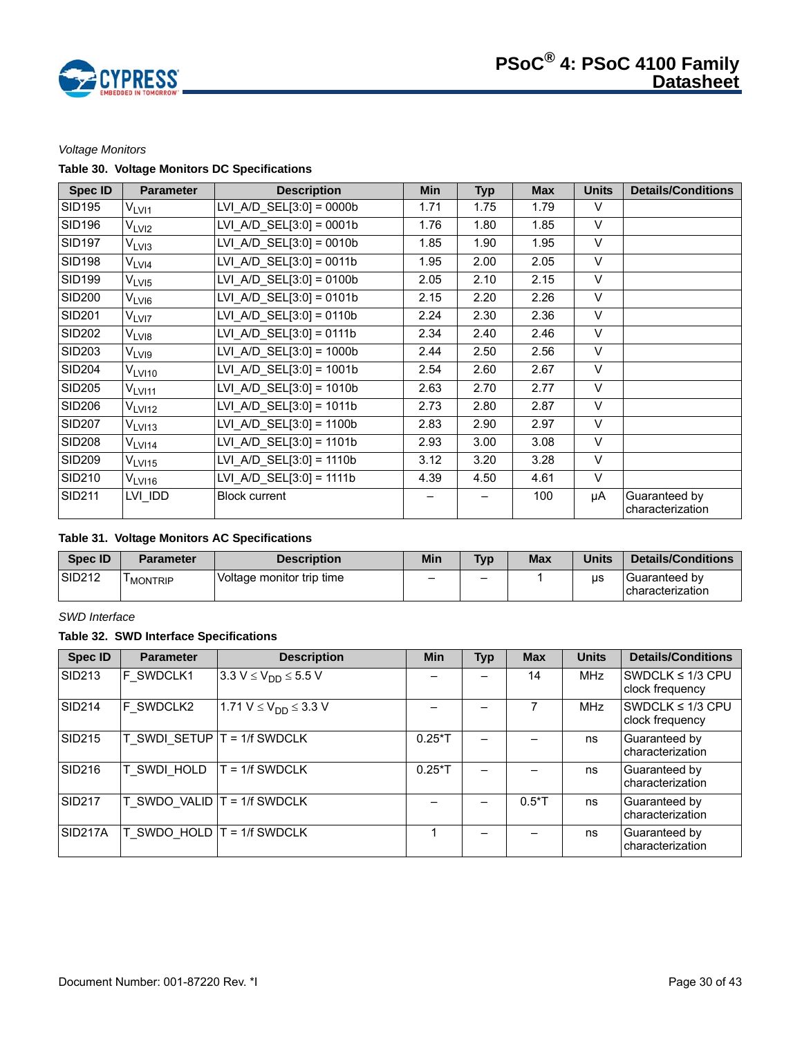*Voltage Monitors*

**Table 30. Voltage Monitors DC Specifications**

| Spec ID | Parameter | Description | Min | Typ | Max | Units | Details/Conditions |
|---|---|---|---|---|---|---|---|
| SID195 | $V_{LVI1}$ | LVI_A/D_SEL[3:0] = 0000b | 1.71 | 1.75 | 1.79 | V | |
| SID196 | $V_{LVI2}$ | LVI_A/D_SEL[3:0] = 0001b | 1.76 | 1.80 | 1.85 | V | |
| SID197 | $V_{LVI3}$ | LVI_A/D_SEL[3:0] = 0010b | 1.85 | 1.90 | 1.95 | V | |
| SID198 | $V_{LVI4}$ | LVI_A/D_SEL[3:0] = 0011b | 1.95 | 2.00 | 2.05 | V | |
| SID199 | $V_{LVI5}$ | LVI_A/D_SEL[3:0] = 0100b | 2.05 | 2.10 | 2.15 | V | |
| SID200 | $V_{LVI6}$ | LVI_A/D_SEL[3:0] = 0101b | 2.15 | 2.20 | 2.26 | V | |
| SID201 | $V_{LVI7}$ | LVI_A/D_SEL[3:0] = 0110b | 2.24 | 2.30 | 2.36 | V | |
| SID202 | $V_{LVI8}$ | LVI_A/D_SEL[3:0] = 0111b | 2.34 | 2.40 | 2.46 | V | |
| SID203 | $V_{LVI9}$ | LVI_A/D_SEL[3:0] = 1000b | 2.44 | 2.50 | 2.56 | V | |
| SID204 | $V_{LVI10}$ | LVI_A/D_SEL[3:0] = 1001b | 2.54 | 2.60 | 2.67 | V | |
| SID205 | $V_{LVI11}$ | LVI_A/D_SEL[3:0] = 1010b | 2.63 | 2.70 | 2.77 | V | |
| SID206 | $V_{LVI12}$ | LVI_A/D_SEL[3:0] = 1011b | 2.73 | 2.80 | 2.87 | V | |
| SID207 | $V_{LVI13}$ | LVI_A/D_SEL[3:0] = 1100b | 2.83 | 2.90 | 2.97 | V | |
| SID208 | $V_{LVI14}$ | LVI_A/D_SEL[3:0] = 1101b | 2.93 | 3.00 | 3.08 | V | |
| SID209 | $V_{LVI15}$ | LVI_A/D_SEL[3:0] = 1110b | 3.12 | 3.20 | 3.28 | V | |
| SID210 | $V_{LVI16}$ | LVI_A/D_SEL[3:0] = 1111b | 4.39 | 4.50 | 4.61 | V | |
| SID211 | LVI_IDD | Block current | – | – | 100 | µA | Guaranteed by characterization |

**Table 31. Voltage Monitors AC Specifications**

| Spec ID | Parameter | Description | Min | Typ | Max | Units | Details/Conditions |
|---|---|---|---|---|---|---|---|
| SID212 | $T_{MONTRIP}$ | Voltage monitor trip time | – | – | 1 | µs | Guaranteed by characterization |

*SWD Interface*

**Table 32. SWD Interface Specifications**

| Spec ID | Parameter | Description | Min | Typ | Max | Units | Details/Conditions |
|---|---|---|---|---|---|---|---|
| SID213 | F_SWDCLK1 | $3.3\ V \le V_{DD} \le 5.5\ V$ | – | – | 14 | MHz | SWDCLK ≤ 1/3 CPU clock frequency |
| SID214 | F_SWDCLK2 | $1.71\ V \le V_{DD} \le 3.3\ V$ | – | – | 7 | MHz | SWDCLK ≤ 1/3 CPU clock frequency |
| SID215 | T_SWDI_SETUP | T = 1/f SWDCLK | 0.25*T | – | – | ns | Guaranteed by characterization |
| SID216 | T_SWDI_HOLD | T = 1/f SWDCLK | 0.25*T | – | – | ns | Guaranteed by characterization |
| SID217 | T_SWDO_VALID | T = 1/f SWDCLK | – | – | 0.5*T | ns | Guaranteed by characterization |
| SID217A | T_SWDO_HOLD | T = 1/f SWDCLK | 1 | – | – | ns | Guaranteed by characterization |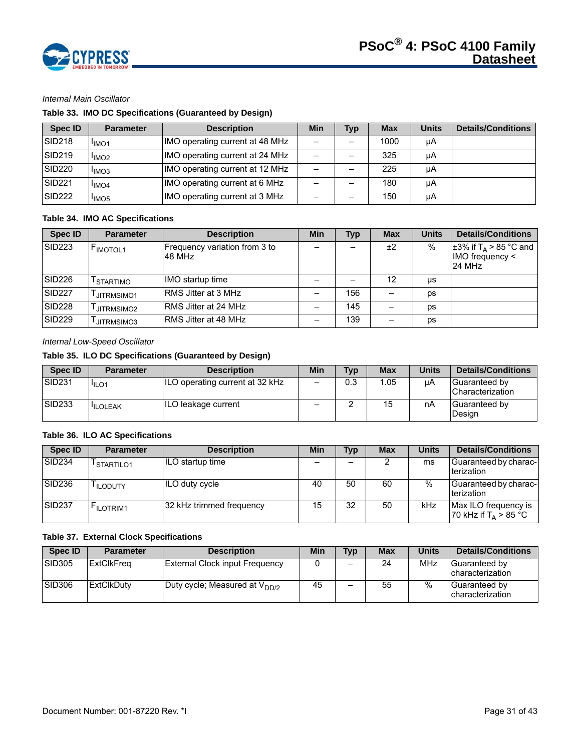*Internal Main Oscillator*

**Table 33. IMO DC Specifications (Guaranteed by Design)**

| Spec ID | Parameter | Description | Min | Typ | Max | Units | Details/Conditions |
|---|---|---|---|---|---|---|---|
| SID218 | $I_{IMO1}$ | IMO operating current at 48 MHz | – | – | 1000 | µA | |
| SID219 | $I_{IMO2}$ | IMO operating current at 24 MHz | – | – | 325 | µA | |
| SID220 | $I_{IMO3}$ | IMO operating current at 12 MHz | – | – | 225 | µA | |
| SID221 | $I_{IMO4}$ | IMO operating current at 6 MHz | – | – | 180 | µA | |
| SID222 | $I_{IMO5}$ | IMO operating current at 3 MHz | – | – | 150 | µA | |

**Table 34. IMO AC Specifications**

| Spec ID | Parameter | Description | Min | Typ | Max | Units | Details/Conditions |
|---|---|---|---|---|---|---|---|
| SID223 | $F_{IMOTOL1}$ | Frequency variation from 3 to 48 MHz | – | – | ±2 | % | ±3% if $T_A$ > 85 °C and IMO frequency < 24 MHz |
| SID226 | $T_{STARTIMO}$ | IMO startup time | – | – | 12 | µs | |
| SID227 | $T_{JITRMSIMO1}$ | RMS Jitter at 3 MHz | – | 156 | – | ps | |
| SID228 | $T_{JITRMSIMO2}$ | RMS Jitter at 24 MHz | – | 145 | – | ps | |
| SID229 | $T_{JITRMSIMO3}$ | RMS Jitter at 48 MHz | – | 139 | – | ps | |

*Internal Low-Speed Oscillator*

**Table 35. ILO DC Specifications (Guaranteed by Design)**

| Spec ID | Parameter | Description | Min | Typ | Max | Units | Details/Conditions |
|---|---|---|---|---|---|---|---|
| SID231 | $I_{ILO1}$ | ILO operating current at 32 kHz | – | 0.3 | 1.05 | µA | Guaranteed by Characterization |
| SID233 | $I_{ILOLEAK}$ | ILO leakage current | – | 2 | 15 | nA | Guaranteed by Design |

**Table 36. ILO AC Specifications**

| Spec ID | Parameter | Description | Min | Typ | Max | Units | Details/Conditions |
|---|---|---|---|---|---|---|---|
| SID234 | $T_{STARTILO1}$ | ILO startup time | – | – | 2 | ms | Guaranteed by characterization |
| SID236 | $T_{ILODUTY}$ | ILO duty cycle | 40 | 50 | 60 | % | Guaranteed by characterization |
| SID237 | $F_{ILOTRIM1}$ | 32 kHz trimmed frequency | 15 | 32 | 50 | kHz | Max ILO frequency is 70 kHz if $T_A$ > 85 °C |

**Table 37. External Clock Specifications**

| Spec ID | Parameter | Description | Min | Typ | Max | Units | Details/Conditions |
|---|---|---|---|---|---|---|---|
| SID305 | ExtClkFreq | External Clock input Frequency | 0 | – | 24 | MHz | Guaranteed by characterization |
| SID306 | ExtClkDuty | Duty cycle; Measured at $V_{DD/2}$ | 45 | – | 55 | % | Guaranteed by characterization |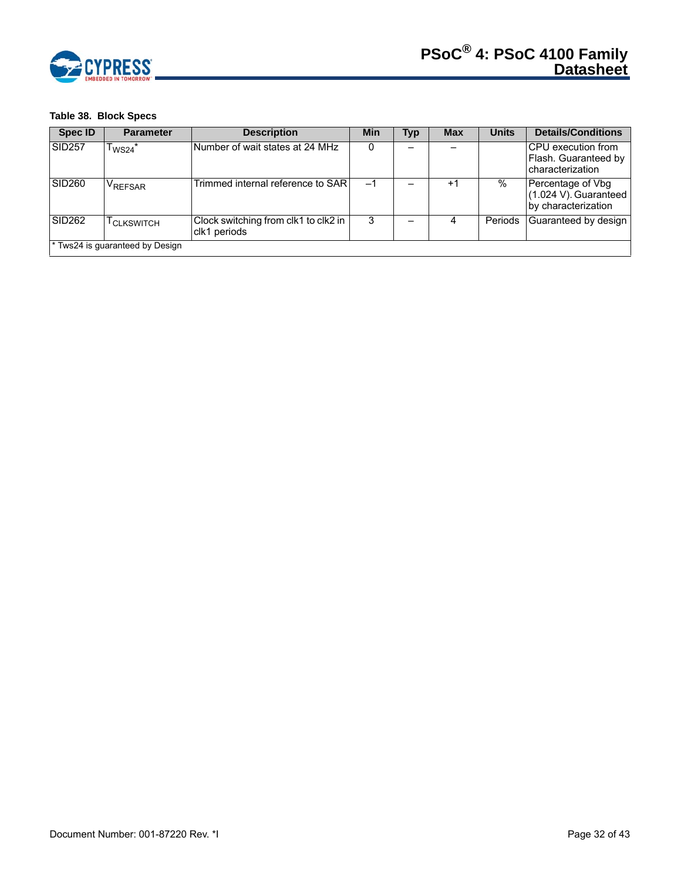**Table 38. Block Specs**

| Spec ID | Parameter | Description | Min | Typ | Max | Units | Details/Conditions |
|---|---|---|---|---|---|---|---|
| SID257 | $T_{WS24}$* | Number of wait states at 24 MHz | 0 | – | – | | CPU execution from Flash. Guaranteed by characterization |
| SID260 | $V_{REFSAR}$ | Trimmed internal reference to SAR | –1 | – | +1 | % | Percentage of Vbg (1.024 V). Guaranteed by characterization |
| SID262 | $T_{CLKSWITCH}$ | Clock switching from clk1 to clk2 in clk1 periods | 3 | – | 4 | Periods | Guaranteed by design |
| * Tws24 is guaranteed by Design | | | | | | | |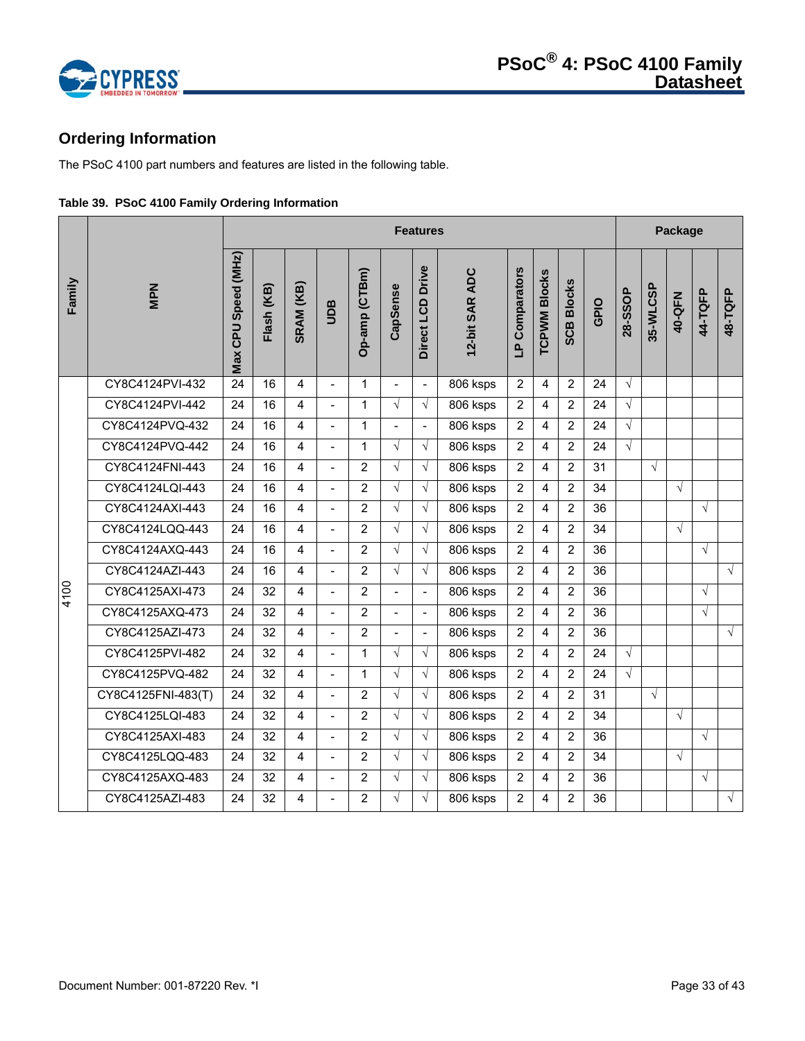## Ordering Information

The PSoC 4100 part numbers and features are listed in the following table.

**Table 39. PSoC 4100 Family Ordering Information**

| Family | MPN | Features | | | | | | | | | | | | Package | | | | |
|---|---|---|---|---|---|---|---|---|---|---|---|---|---|---|---|---|---|---|
| | | Max CPU Speed (MHz) | Flash (KB) | SRAM (KB) | UDB | Op-amp (CTBm) | CapSense | Direct LCD Drive | 12-bit SAR ADC | LP Comparators | TCPWM Blocks | SCB Blocks | GPIO | 28-SSOP | 35-WLCSP | 40-QFN | 44-TQFP | 48-TQFP |
| 4100 | CY8C4124PVI-432 | 24 | 16 | 4 | - | 1 | - | - | 806 ksps | 2 | 4 | 2 | 24 | √ | | | | |
| | CY8C4124PVI-442 | 24 | 16 | 4 | - | 1 | √ | √ | 806 ksps | 2 | 4 | 2 | 24 | √ | | | | |
| | CY8C4124PVQ-432 | 24 | 16 | 4 | - | 1 | - | - | 806 ksps | 2 | 4 | 2 | 24 | √ | | | | |
| | CY8C4124PVQ-442 | 24 | 16 | 4 | - | 1 | √ | √ | 806 ksps | 2 | 4 | 2 | 24 | √ | | | | |
| | CY8C4124FNI-443 | 24 | 16 | 4 | - | 2 | √ | √ | 806 ksps | 2 | 4 | 2 | 31 | | √ | | | |
| | CY8C4124LQI-443 | 24 | 16 | 4 | - | 2 | √ | √ | 806 ksps | 2 | 4 | 2 | 34 | | | √ | | |
| | CY8C4124AXI-443 | 24 | 16 | 4 | - | 2 | √ | √ | 806 ksps | 2 | 4 | 2 | 36 | | | | √ | |
| | CY8C4124LQQ-443 | 24 | 16 | 4 | - | 2 | √ | √ | 806 ksps | 2 | 4 | 2 | 34 | | | √ | | |
| | CY8C4124AXQ-443 | 24 | 16 | 4 | - | 2 | √ | √ | 806 ksps | 2 | 4 | 2 | 36 | | | | √ | |
| | CY8C4124AZI-443 | 24 | 16 | 4 | - | 2 | √ | √ | 806 ksps | 2 | 4 | 2 | 36 | | | | | √ |
| | CY8C4125AXI-473 | 24 | 32 | 4 | - | 2 | - | - | 806 ksps | 2 | 4 | 2 | 36 | | | | √ | |
| | CY8C4125AXQ-473 | 24 | 32 | 4 | - | 2 | - | - | 806 ksps | 2 | 4 | 2 | 36 | | | | √ | |
| | CY8C4125AZI-473 | 24 | 32 | 4 | - | 2 | - | - | 806 ksps | 2 | 4 | 2 | 36 | | | | | √ |
| | CY8C4125PVI-482 | 24 | 32 | 4 | - | 1 | √ | √ | 806 ksps | 2 | 4 | 2 | 24 | √ | | | | |
| | CY8C4125PVQ-482 | 24 | 32 | 4 | - | 1 | √ | √ | 806 ksps | 2 | 4 | 2 | 24 | √ | | | | |
| | CY8C4125FNI-483(T) | 24 | 32 | 4 | - | 2 | √ | √ | 806 ksps | 2 | 4 | 2 | 31 | | √ | | | |
| | CY8C4125LQI-483 | 24 | 32 | 4 | - | 2 | √ | √ | 806 ksps | 2 | 4 | 2 | 34 | | | √ | | |
| | CY8C4125AXI-483 | 24 | 32 | 4 | - | 2 | √ | √ | 806 ksps | 2 | 4 | 2 | 36 | | | | √ | |
| | CY8C4125LQQ-483 | 24 | 32 | 4 | - | 2 | √ | √ | 806 ksps | 2 | 4 | 2 | 34 | | | √ | | |
| | CY8C4125AXQ-483 | 24 | 32 | 4 | - | 2 | √ | √ | 806 ksps | 2 | 4 | 2 | 36 | | | | √ | |
| | CY8C4125AZI-483 | 24 | 32 | 4 | - | 2 | √ | √ | 806 ksps | 2 | 4 | 2 | 36 | | | | | √ |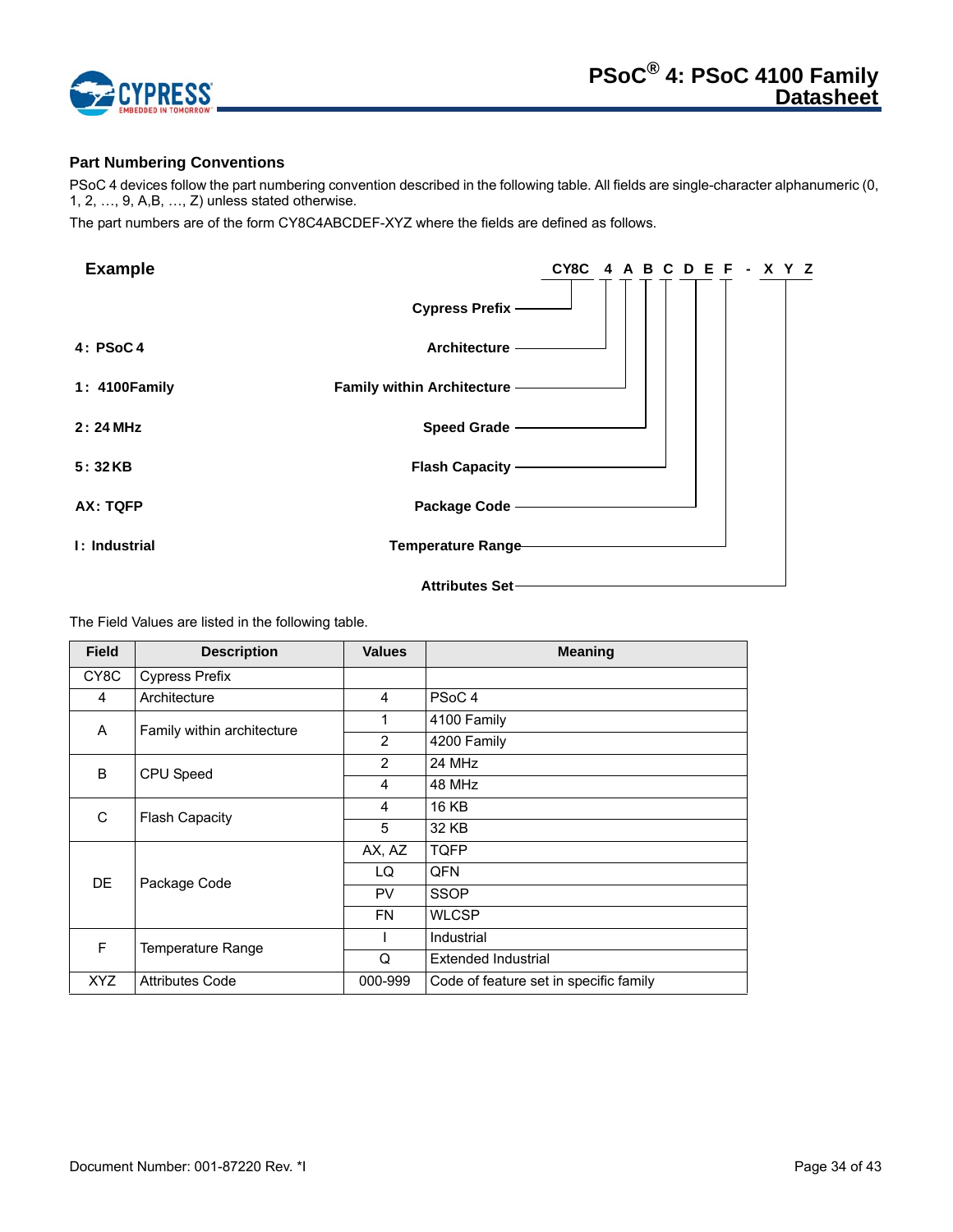### Part Numbering Conventions

PSoC 4 devices follow the part numbering convention described in the following table. All fields are single-character alphanumeric (0, 1, 2, …, 9, A,B, …, Z) unless stated otherwise.

The part numbers are of the form CY8C4ABCDEF-XYZ where the fields are defined as follows.

**Example**

**CY8C 4 A B C D E F - X Y Z**

- **Cypress Prefix**
- **4: PSoC 4** — **Architecture**
- **1: 4100Family** — **Family within Architecture**
- **2: 24 MHz** — **Speed Grade**
- **5: 32 KB** — **Flash Capacity**
- **AX: TQFP** — **Package Code**
- **I: Industrial** — **Temperature Range**
- **Attributes Set**

The Field Values are listed in the following table.

| Field | Description | Values | Meaning |
|---|---|---|---|
| CY8C | Cypress Prefix | | |
| 4 | Architecture | 4 | PSoC 4 |
| A | Family within architecture | 1 | 4100 Family |
| | | 2 | 4200 Family |
| B | CPU Speed | 2 | 24 MHz |
| | | 4 | 48 MHz |
| C | Flash Capacity | 4 | 16 KB |
| | | 5 | 32 KB |
| DE | Package Code | AX, AZ | TQFP |
| | | LQ | QFN |
| | | PV | SSOP |
| | | FN | WLCSP |
| F | Temperature Range | I | Industrial |
| | | Q | Extended Industrial |
| XYZ | Attributes Code | 000-999 | Code of feature set in specific family |

Document Number: 001-87220 Rev. *I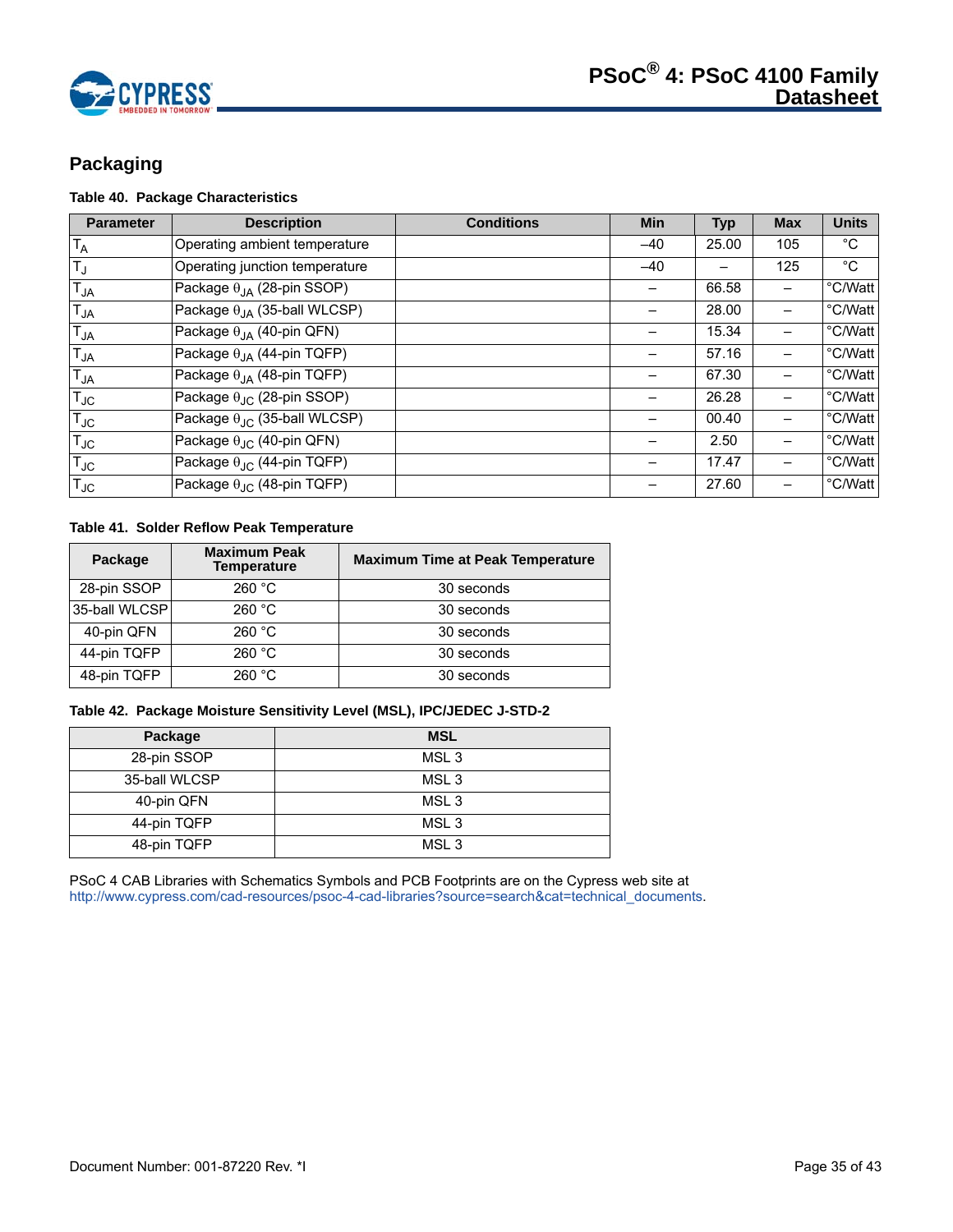## Packaging

**Table 40. Package Characteristics**

| Parameter | Description | Conditions | Min | Typ | Max | Units |
|---|---|---|---|---|---|---|
| $T_A$ | Operating ambient temperature | | –40 | 25.00 | 105 | °C |
| $T_J$ | Operating junction temperature | | –40 | – | 125 | °C |
| $T_{JA}$ | Package $\theta_{JA}$ (28-pin SSOP) | | – | 66.58 | – | °C/Watt |
| $T_{JA}$ | Package $\theta_{JA}$ (35-ball WLCSP) | | – | 28.00 | – | °C/Watt |
| $T_{JA}$ | Package $\theta_{JA}$ (40-pin QFN) | | – | 15.34 | – | °C/Watt |
| $T_{JA}$ | Package $\theta_{JA}$ (44-pin TQFP) | | – | 57.16 | – | °C/Watt |
| $T_{JA}$ | Package $\theta_{JA}$ (48-pin TQFP) | | – | 67.30 | – | °C/Watt |
| $T_{JC}$ | Package $\theta_{JC}$ (28-pin SSOP) | | – | 26.28 | – | °C/Watt |
| $T_{JC}$ | Package $\theta_{JC}$ (35-ball WLCSP) | | – | 00.40 | – | °C/Watt |
| $T_{JC}$ | Package $\theta_{JC}$ (40-pin QFN) | | – | 2.50 | – | °C/Watt |
| $T_{JC}$ | Package $\theta_{JC}$ (44-pin TQFP) | | – | 17.47 | – | °C/Watt |
| $T_{JC}$ | Package $\theta_{JC}$ (48-pin TQFP) | | – | 27.60 | – | °C/Watt |

**Table 41. Solder Reflow Peak Temperature**

| Package | Maximum Peak Temperature | Maximum Time at Peak Temperature |
|---|---|---|
| 28-pin SSOP | 260 °C | 30 seconds |
| 35-ball WLCSP | 260 °C | 30 seconds |
| 40-pin QFN | 260 °C | 30 seconds |
| 44-pin TQFP | 260 °C | 30 seconds |
| 48-pin TQFP | 260 °C | 30 seconds |

**Table 42. Package Moisture Sensitivity Level (MSL), IPC/JEDEC J-STD-2**

| Package | MSL |
|---|---|
| 28-pin SSOP | MSL 3 |
| 35-ball WLCSP | MSL 3 |
| 40-pin QFN | MSL 3 |
| 44-pin TQFP | MSL 3 |
| 48-pin TQFP | MSL 3 |

PSoC 4 CAB Libraries with Schematics Symbols and PCB Footprints are on the Cypress web site at http://www.cypress.com/cad-resources/psoc-4-cad-libraries?source=search&cat=technical_documents.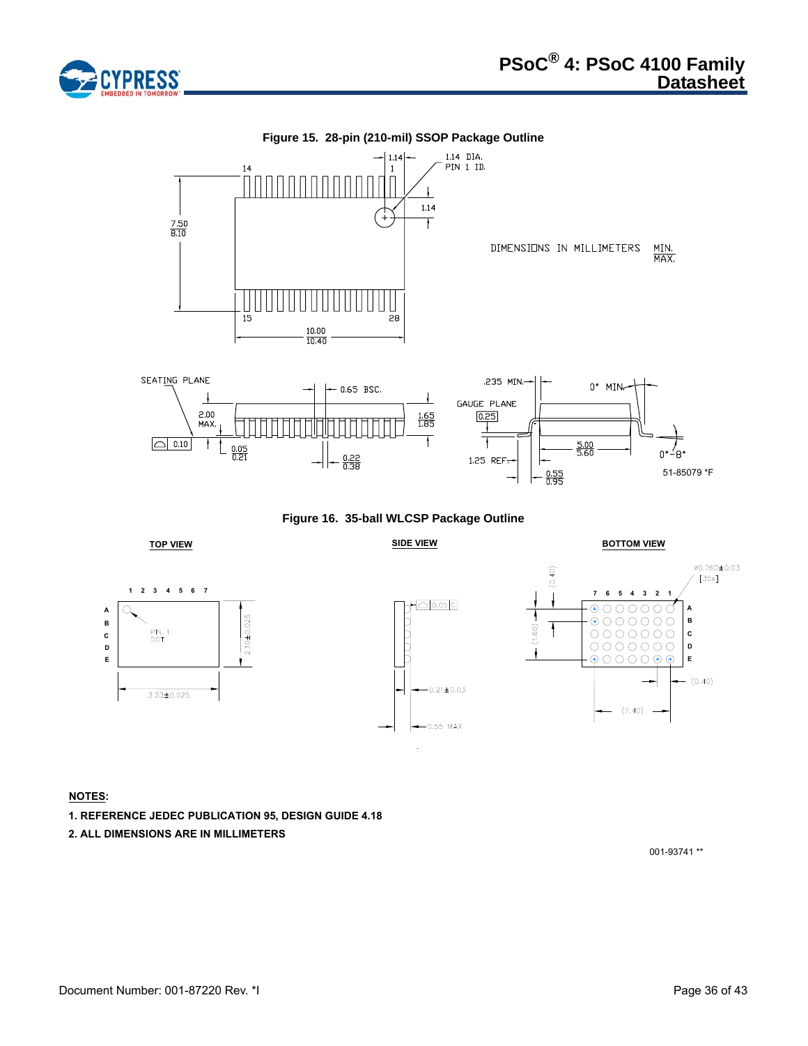**Figure 15. 28-pin (210-mil) SSOP Package Outline**

DIMENSIONS IN MILLIMETERS MIN. / MAX.

51-85079 *F

**Figure 16. 35-ball WLCSP Package Outline**

**NOTES:**

1. REFERENCE JEDEC PUBLICATION 95, DESIGN GUIDE 4.18
2. ALL DIMENSIONS ARE IN MILLIMETERS

001-93741 **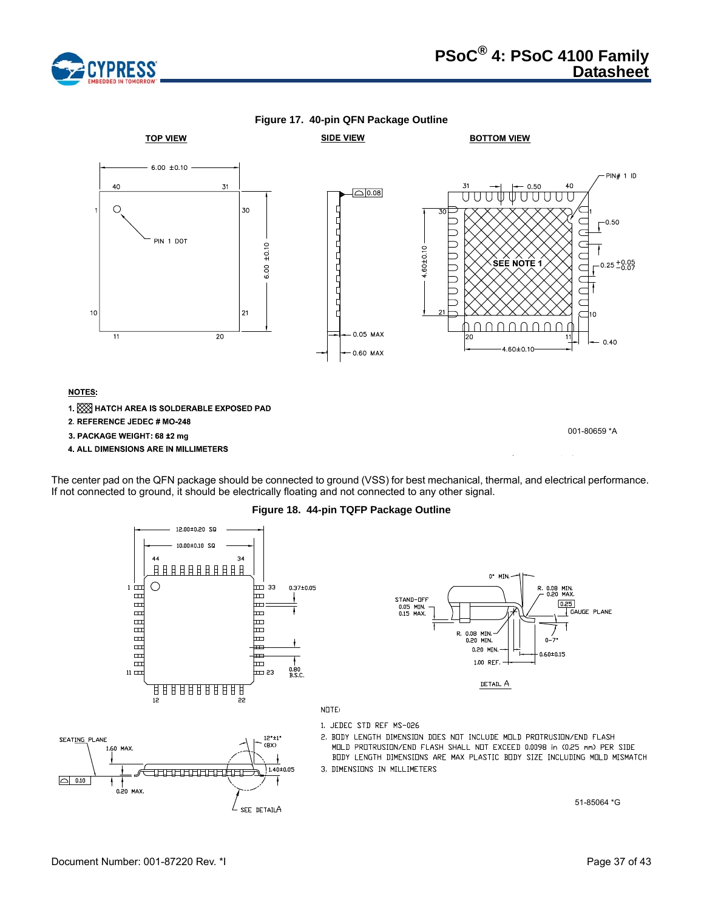**Figure 17. 40-pin QFN Package Outline**

TOP VIEW

SIDE VIEW

BOTTOM VIEW

NOTES:

1. HATCH AREA IS SOLDERABLE EXPOSED PAD
2. REFERENCE JEDEC # MO-248
3. PACKAGE WEIGHT: 68 ±2 mg
4. ALL DIMENSIONS ARE IN MILLIMETERS

001-80659 *A

The center pad on the QFN package should be connected to ground (VSS) for best mechanical, thermal, and electrical performance. If not connected to ground, it should be electrically floating and not connected to any other signal.

**Figure 18. 44-pin TQFP Package Outline**

DETAIL A

NOTE:

1. JEDEC STD REF MS-026
2. BODY LENGTH DIMENSION DOES NOT INCLUDE MOLD PROTRUSION/END FLASH
   MOLD PROTRUSION/END FLASH SHALL NOT EXCEED 0.0098 in (0.25 mm) PER SIDE
   BODY LENGTH DIMENSIONS ARE MAX PLASTIC BODY SIZE INCLUDING MOLD MISMATCH
3. DIMENSIONS IN MILLIMETERS

51-85064 *G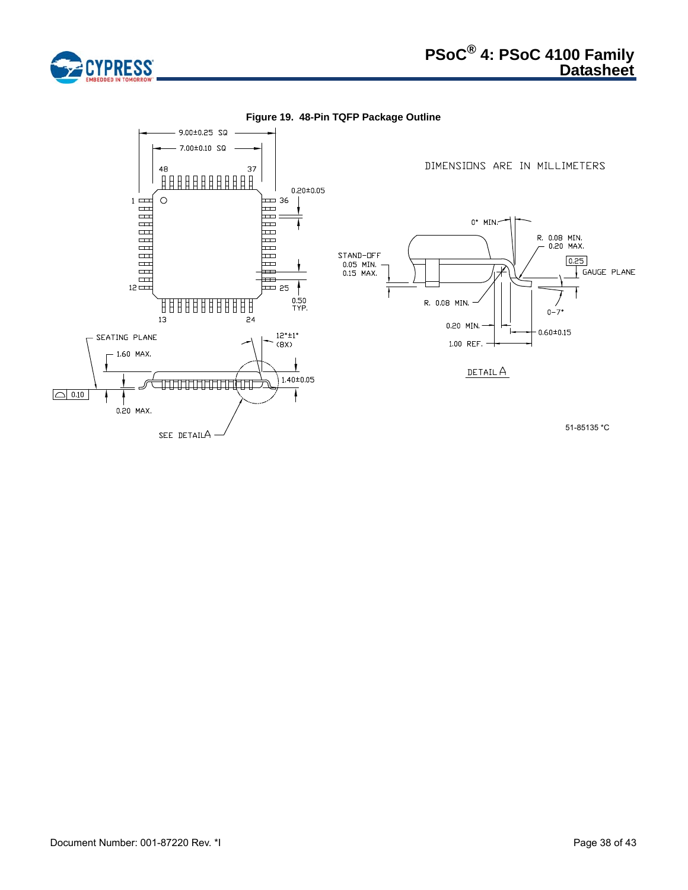**Figure 19. 48-Pin TQFP Package Outline**

DIMENSIONS ARE IN MILLIMETERS

9.00±0.25 SQ

7.00±0.10 SQ

48 37

1 36

12 25

13 24

0.20±0.05

0.50 TYP.

SEATING PLANE

1.60 MAX.

0.10

0.20 MAX.

12°±1° (8X)

1.40±0.05

SEE DETAIL A

STAND-OFF 0.05 MIN. 0.15 MAX.

0° MIN.

R. 0.08 MIN. 0.20 MAX.

0.25

GAUGE PLANE

R. 0.08 MIN.

0-7°

0.20 MIN.

0.60±0.15

1.00 REF.

DETAIL A

51-85135 *C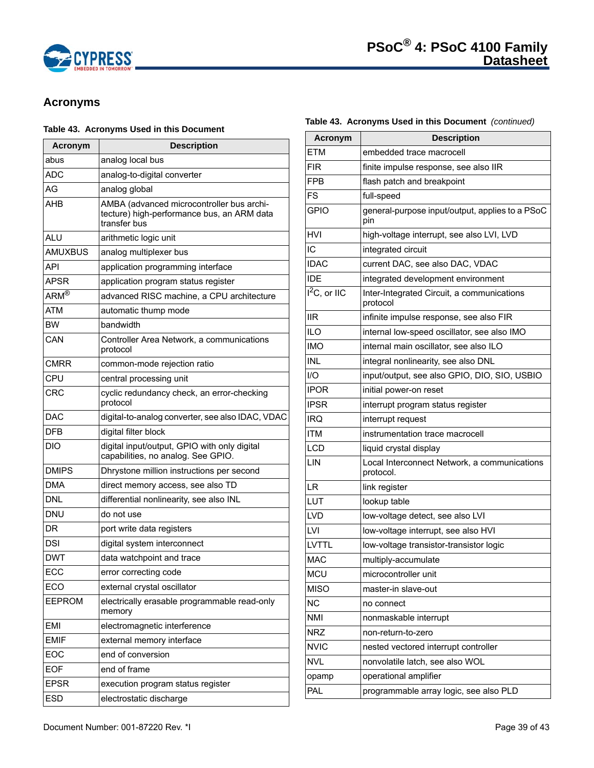## Acronyms

**Table 43. Acronyms Used in this Document**

| Acronym | Description |
|---|---|
| abus | analog local bus |
| ADC | analog-to-digital converter |
| AG | analog global |
| AHB | AMBA (advanced microcontroller bus architecture) high-performance bus, an ARM data transfer bus |
| ALU | arithmetic logic unit |
| AMUXBUS | analog multiplexer bus |
| API | application programming interface |
| APSR | application program status register |
| ARM® | advanced RISC machine, a CPU architecture |
| ATM | automatic thump mode |
| BW | bandwidth |
| CAN | Controller Area Network, a communications protocol |
| CMRR | common-mode rejection ratio |
| CPU | central processing unit |
| CRC | cyclic redundancy check, an error-checking protocol |
| DAC | digital-to-analog converter, see also IDAC, VDAC |
| DFB | digital filter block |
| DIO | digital input/output, GPIO with only digital capabilities, no analog. See GPIO. |
| DMIPS | Dhrystone million instructions per second |
| DMA | direct memory access, see also TD |
| DNL | differential nonlinearity, see also INL |
| DNU | do not use |
| DR | port write data registers |
| DSI | digital system interconnect |
| DWT | data watchpoint and trace |
| ECC | error correcting code |
| ECO | external crystal oscillator |
| EEPROM | electrically erasable programmable read-only memory |
| EMI | electromagnetic interference |
| EMIF | external memory interface |
| EOC | end of conversion |
| EOF | end of frame |
| EPSR | execution program status register |
| ESD | electrostatic discharge |
| ETM | embedded trace macrocell |
| FIR | finite impulse response, see also IIR |
| FPB | flash patch and breakpoint |
| FS | full-speed |
| GPIO | general-purpose input/output, applies to a PSoC pin |
| HVI | high-voltage interrupt, see also LVI, LVD |
| IC | integrated circuit |
| IDAC | current DAC, see also DAC, VDAC |
| IDE | integrated development environment |
| $I^2C$, or IIC | Inter-Integrated Circuit, a communications protocol |
| IIR | infinite impulse response, see also FIR |
| ILO | internal low-speed oscillator, see also IMO |
| IMO | internal main oscillator, see also ILO |
| INL | integral nonlinearity, see also DNL |
| I/O | input/output, see also GPIO, DIO, SIO, USBIO |
| IPOR | initial power-on reset |
| IPSR | interrupt program status register |
| IRQ | interrupt request |
| ITM | instrumentation trace macrocell |
| LCD | liquid crystal display |
| LIN | Local Interconnect Network, a communications protocol. |
| LR | link register |
| LUT | lookup table |
| LVD | low-voltage detect, see also LVI |
| LVI | low-voltage interrupt, see also HVI |
| LVTTL | low-voltage transistor-transistor logic |
| MAC | multiply-accumulate |
| MCU | microcontroller unit |
| MISO | master-in slave-out |
| NC | no connect |
| NMI | nonmaskable interrupt |
| NRZ | non-return-to-zero |
| NVIC | nested vectored interrupt controller |
| NVL | nonvolatile latch, see also WOL |
| opamp | operational amplifier |
| PAL | programmable array logic, see also PLD |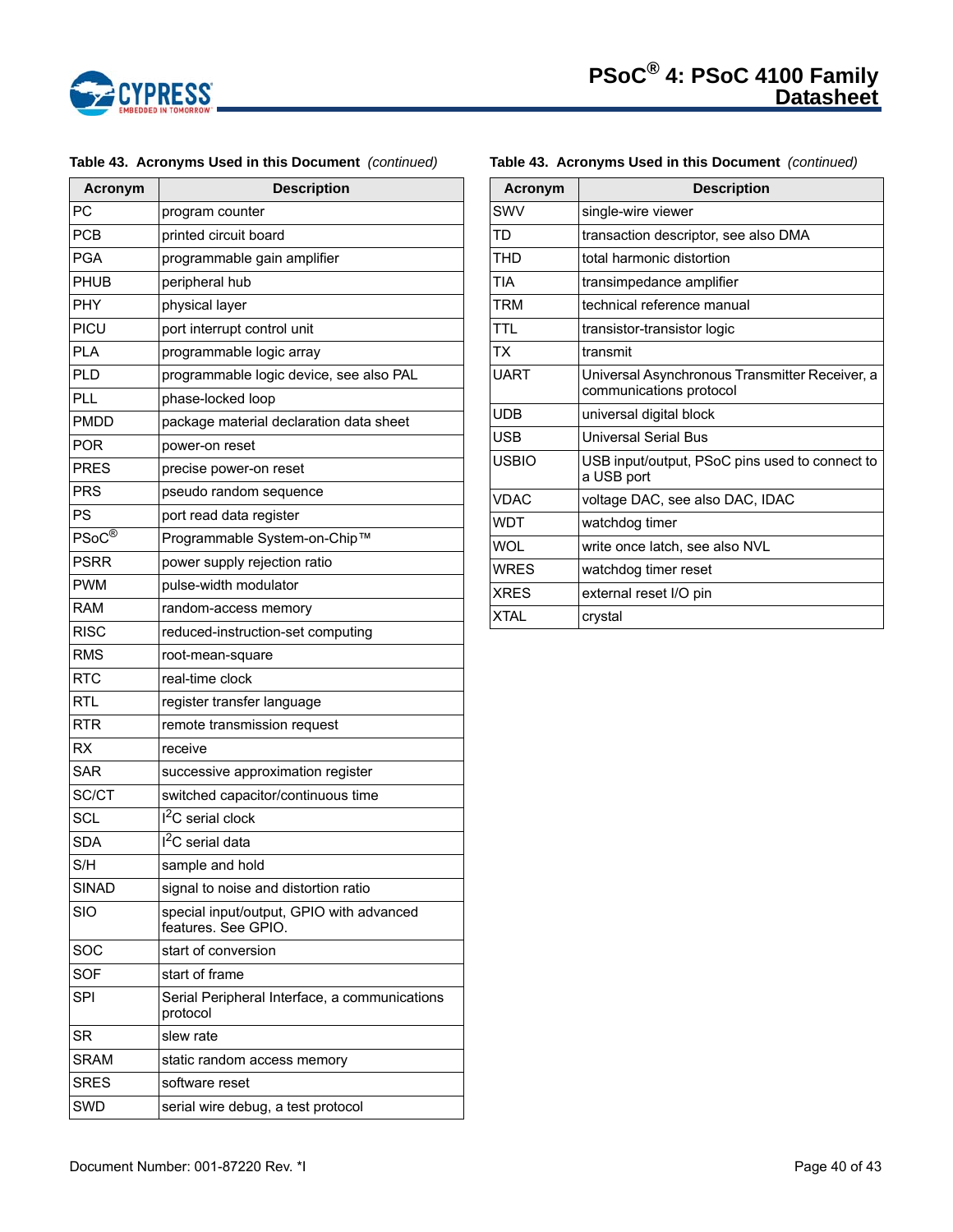**Table 43. Acronyms Used in this Document** *(continued)*

| Acronym | Description |
|---|---|
| PC | program counter |
| PCB | printed circuit board |
| PGA | programmable gain amplifier |
| PHUB | peripheral hub |
| PHY | physical layer |
| PICU | port interrupt control unit |
| PLA | programmable logic array |
| PLD | programmable logic device, see also PAL |
| PLL | phase-locked loop |
| PMDD | package material declaration data sheet |
| POR | power-on reset |
| PRES | precise power-on reset |
| PRS | pseudo random sequence |
| PS | port read data register |
| PSoC® | Programmable System-on-Chip™ |
| PSRR | power supply rejection ratio |
| PWM | pulse-width modulator |
| RAM | random-access memory |
| RISC | reduced-instruction-set computing |
| RMS | root-mean-square |
| RTC | real-time clock |
| RTL | register transfer language |
| RTR | remote transmission request |
| RX | receive |
| SAR | successive approximation register |
| SC/CT | switched capacitor/continuous time |
| SCL | $I^2C$ serial clock |
| SDA | $I^2C$ serial data |
| S/H | sample and hold |
| SINAD | signal to noise and distortion ratio |
| SIO | special input/output, GPIO with advanced features. See GPIO. |
| SOC | start of conversion |
| SOF | start of frame |
| SPI | Serial Peripheral Interface, a communications protocol |
| SR | slew rate |
| SRAM | static random access memory |
| SRES | software reset |
| SWD | serial wire debug, a test protocol |
| SWV | single-wire viewer |
| TD | transaction descriptor, see also DMA |
| THD | total harmonic distortion |
| TIA | transimpedance amplifier |
| TRM | technical reference manual |
| TTL | transistor-transistor logic |
| TX | transmit |
| UART | Universal Asynchronous Transmitter Receiver, a communications protocol |
| UDB | universal digital block |
| USB | Universal Serial Bus |
| USBIO | USB input/output, PSoC pins used to connect to a USB port |
| VDAC | voltage DAC, see also DAC, IDAC |
| WDT | watchdog timer |
| WOL | write once latch, see also NVL |
| WRES | watchdog timer reset |
| XRES | external reset I/O pin |
| XTAL | crystal |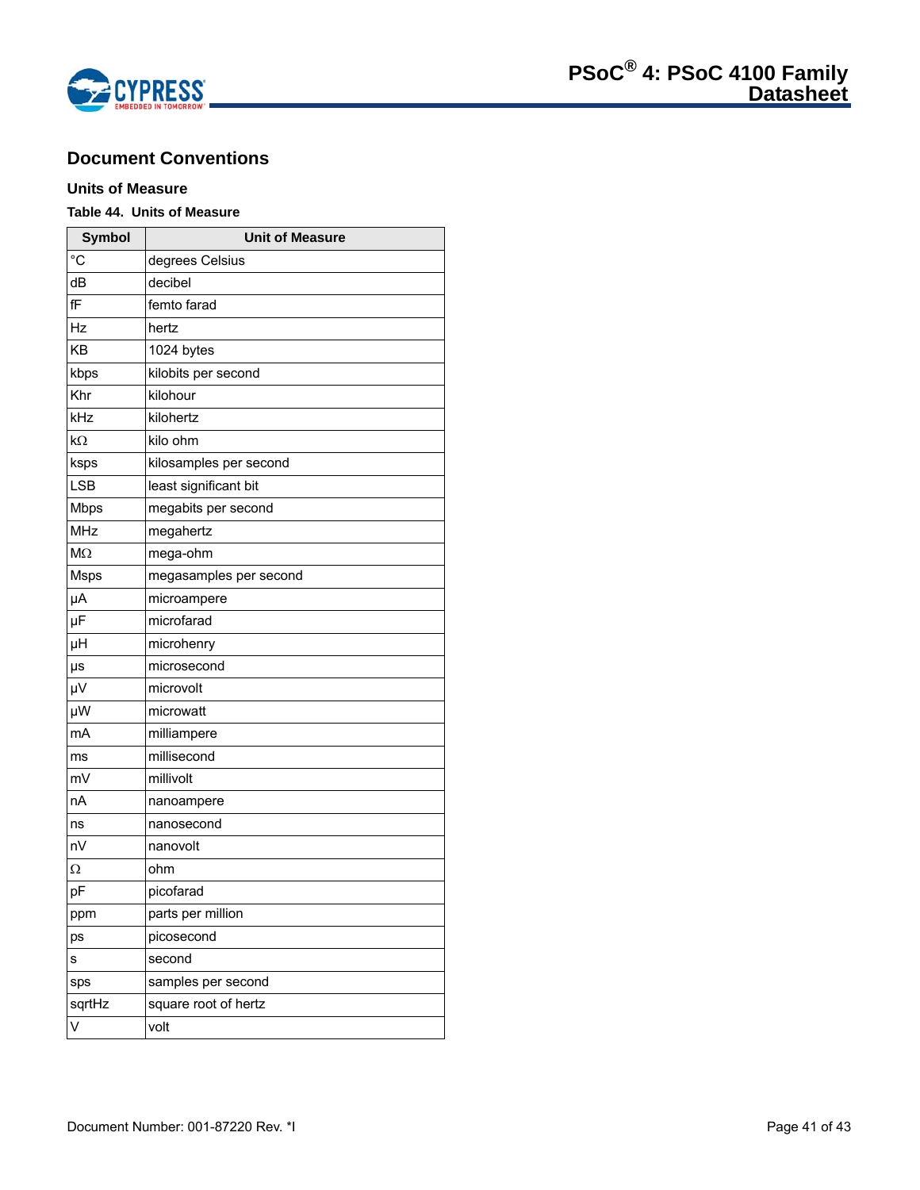## Document Conventions

### Units of Measure

**Table 44. Units of Measure**

| Symbol | Unit of Measure |
|---|---|
| °C | degrees Celsius |
| dB | decibel |
| fF | femto farad |
| Hz | hertz |
| KB | 1024 bytes |
| kbps | kilobits per second |
| Khr | kilohour |
| kHz | kilohertz |
| kΩ | kilo ohm |
| ksps | kilosamples per second |
| LSB | least significant bit |
| Mbps | megabits per second |
| MHz | megahertz |
| MΩ | mega-ohm |
| Msps | megasamples per second |
| µA | microampere |
| µF | microfarad |
| µH | microhenry |
| µs | microsecond |
| µV | microvolt |
| µW | microwatt |
| mA | milliampere |
| ms | millisecond |
| mV | millivolt |
| nA | nanoampere |
| ns | nanosecond |
| nV | nanovolt |
| Ω | ohm |
| pF | picofarad |
| ppm | parts per million |
| ps | picosecond |
| s | second |
| sps | samples per second |
| sqrtHz | square root of hertz |
| V | volt |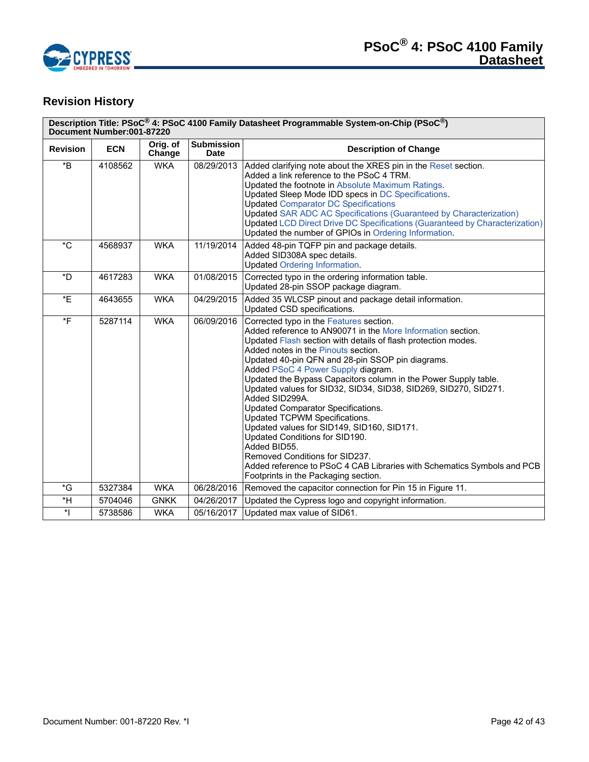## Revision History

| Description Title: PSoC® 4: PSoC 4100 Family Datasheet Programmable System-on-Chip (PSoC®)<br>Document Number:001-87220 | | | | |
|---|---|---|---|---|
| **Revision** | **ECN** | **Orig. of Change** | **Submission Date** | **Description of Change** |
| *B | 4108562 | WKA | 08/29/2013 | Added clarifying note about the XRES pin in the Reset section.<br>Added a link reference to the PSoC 4 TRM.<br>Updated the footnote in Absolute Maximum Ratings.<br>Updated Sleep Mode IDD specs in DC Specifications.<br>Updated Comparator DC Specifications<br>Updated SAR ADC AC Specifications (Guaranteed by Characterization)<br>Updated LCD Direct Drive DC Specifications (Guaranteed by Characterization)<br>Updated the number of GPIOs in Ordering Information. |
| *C | 4568937 | WKA | 11/19/2014 | Added 48-pin TQFP pin and package details.<br>Added SID308A spec details.<br>Updated Ordering Information. |
| *D | 4617283 | WKA | 01/08/2015 | Corrected typo in the ordering information table.<br>Updated 28-pin SSOP package diagram. |
| *E | 4643655 | WKA | 04/29/2015 | Added 35 WLCSP pinout and package detail information.<br>Updated CSD specifications. |
| *F | 5287114 | WKA | 06/09/2016 | Corrected typo in the Features section.<br>Added reference to AN90071 in the More Information section.<br>Updated Flash section with details of flash protection modes.<br>Added notes in the Pinouts section.<br>Updated 40-pin QFN and 28-pin SSOP pin diagrams.<br>Added PSoC 4 Power Supply diagram.<br>Updated the Bypass Capacitors column in the Power Supply table.<br>Updated values for SID32, SID34, SID38, SID269, SID270, SID271.<br>Added SID299A.<br>Updated Comparator Specifications.<br>Updated TCPWM Specifications.<br>Updated values for SID149, SID160, SID171.<br>Updated Conditions for SID190.<br>Added BID55.<br>Removed Conditions for SID237.<br>Added reference to PSoC 4 CAB Libraries with Schematics Symbols and PCB Footprints in the Packaging section. |
| *G | 5327384 | WKA | 06/28/2016 | Removed the capacitor connection for Pin 15 in Figure 11. |
| *H | 5704046 | GNKK | 04/26/2017 | Updated the Cypress logo and copyright information. |
| *I | 5738586 | WKA | 05/16/2017 | Updated max value of SID61. |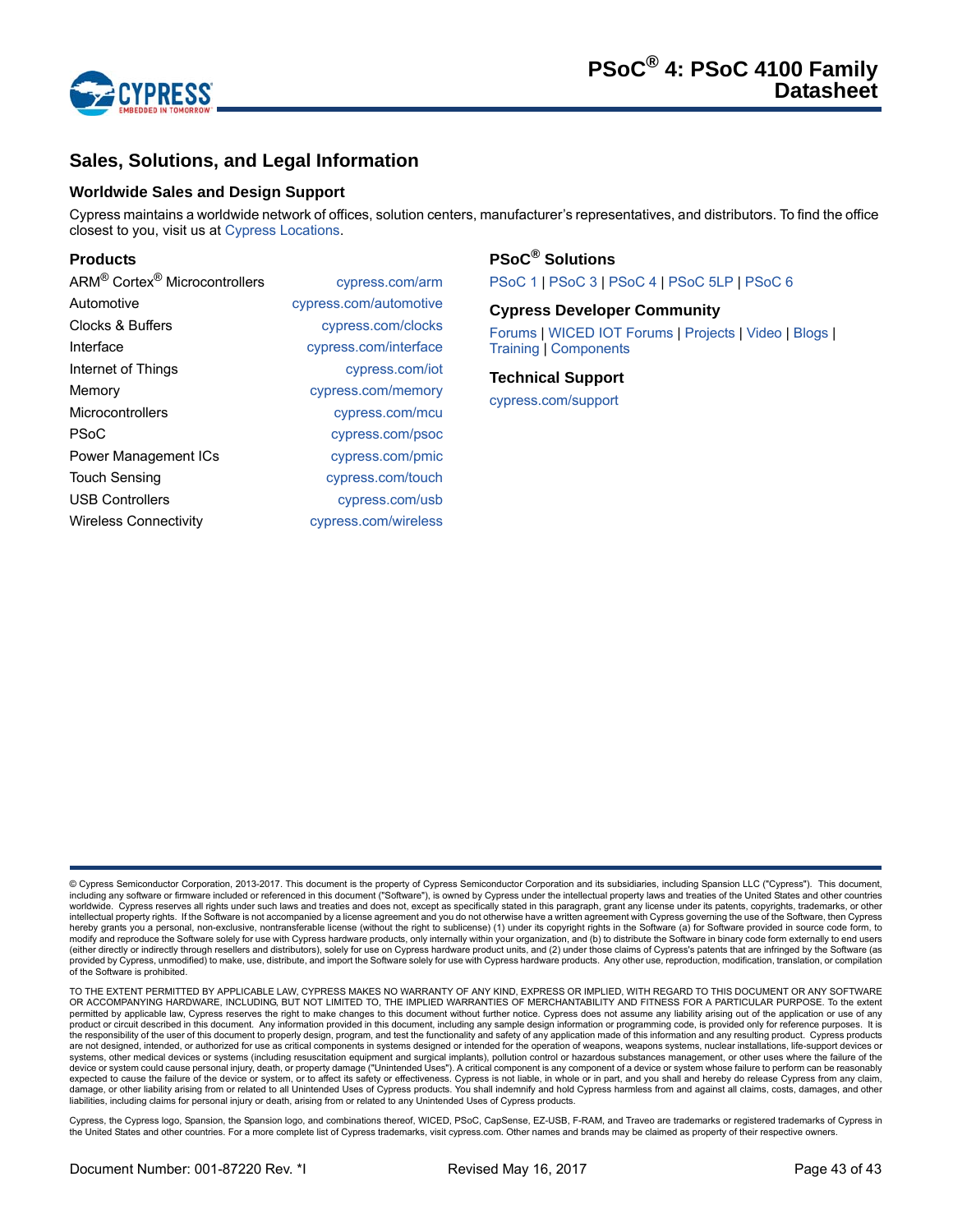## Sales, Solutions, and Legal Information

### Worldwide Sales and Design Support

Cypress maintains a worldwide network of offices, solution centers, manufacturer's representatives, and distributors. To find the office closest to you, visit us at Cypress Locations.

### Products

| | |
|---|---|
| ARM® Cortex® Microcontrollers | cypress.com/arm |
| Automotive | cypress.com/automotive |
| Clocks & Buffers | cypress.com/clocks |
| Interface | cypress.com/interface |
| Internet of Things | cypress.com/iot |
| Memory | cypress.com/memory |
| Microcontrollers | cypress.com/mcu |
| PSoC | cypress.com/psoc |
| Power Management ICs | cypress.com/pmic |
| Touch Sensing | cypress.com/touch |
| USB Controllers | cypress.com/usb |
| Wireless Connectivity | cypress.com/wireless |

### PSoC® Solutions

PSoC 1 | PSoC 3 | PSoC 4 | PSoC 5LP | PSoC 6

### Cypress Developer Community

Forums | WICED IOT Forums | Projects | Video | Blogs | Training | Components

### Technical Support

cypress.com/support

© Cypress Semiconductor Corporation, 2013-2017. This document is the property of Cypress Semiconductor Corporation and its subsidiaries, including Spansion LLC ("Cypress"). This document, including any software or firmware included or referenced in this document ("Software"), is owned by Cypress under the intellectual property laws and treaties of the United States and other countries worldwide. Cypress reserves all rights under such laws and treaties and does not, except as specifically stated in this paragraph, grant any license under its patents, copyrights, trademarks, or other intellectual property rights. If the Software is not accompanied by a license agreement and you do not otherwise have a written agreement with Cypress governing the use of the Software, then Cypress hereby grants you a personal, non-exclusive, nontransferable license (without the right to sublicense) (1) under its copyright rights in the Software (a) for Software provided in source code form, to modify and reproduce the Software solely for use with Cypress hardware products, only internally within your organization, and (b) to distribute the Software in binary code form externally to end users (either directly or indirectly through resellers and distributors), solely for use on Cypress hardware product units, and (2) under those claims of Cypress's patents that are infringed by the Software (as provided by Cypress, unmodified) to make, use, distribute, and import the Software solely for use with Cypress hardware products. Any other use, reproduction, modification, translation, or compilation of the Software is prohibited.

TO THE EXTENT PERMITTED BY APPLICABLE LAW, CYPRESS MAKES NO WARRANTY OF ANY KIND, EXPRESS OR IMPLIED, WITH REGARD TO THIS DOCUMENT OR ANY SOFTWARE OR ACCOMPANYING HARDWARE, INCLUDING, BUT NOT LIMITED TO, THE IMPLIED WARRANTIES OF MERCHANTABILITY AND FITNESS FOR A PARTICULAR PURPOSE. To the extent permitted by applicable law, Cypress reserves the right to make changes to this document without further notice. Cypress does not assume any liability arising out of the application or use of any product or circuit described in this document. Any information provided in this document, including any sample design information or programming code, is provided only for reference purposes. It is the responsibility of the user of this document to properly design, program, and test the functionality and safety of any application made of this information and any resulting product. Cypress products are not designed, intended, or authorized for use as critical components in systems designed or intended for the operation of weapons, weapons systems, nuclear installations, life-support devices or systems, other medical devices or systems (including resuscitation equipment and surgical implants), pollution control or hazardous substances management, or other uses where the failure of the device or system could cause personal injury, death, or property damage ("Unintended Uses"). A critical component is any component of a device or system whose failure to perform can be reasonably expected to cause the failure of the device or system, or to affect its safety or effectiveness. Cypress is not liable, in whole or in part, and you shall and hereby do release Cypress from any claim, damage, or other liability arising from or related to all Unintended Uses of Cypress products. You shall indemnify and hold Cypress harmless from and against all claims, costs, damages, and other liabilities, including claims for personal injury or death, arising from or related to any Unintended Uses of Cypress products.

Cypress, the Cypress logo, Spansion, the Spansion logo, and combinations thereof, WICED, PSoC, CapSense, EZ-USB, F-RAM, and Traveo are trademarks or registered trademarks of Cypress in the United States and other countries. For a more complete list of Cypress trademarks, visit cypress.com. Other names and brands may be claimed as property of their respective owners.

Document Number: 001-87220 Rev. *I Revised May 16, 2017